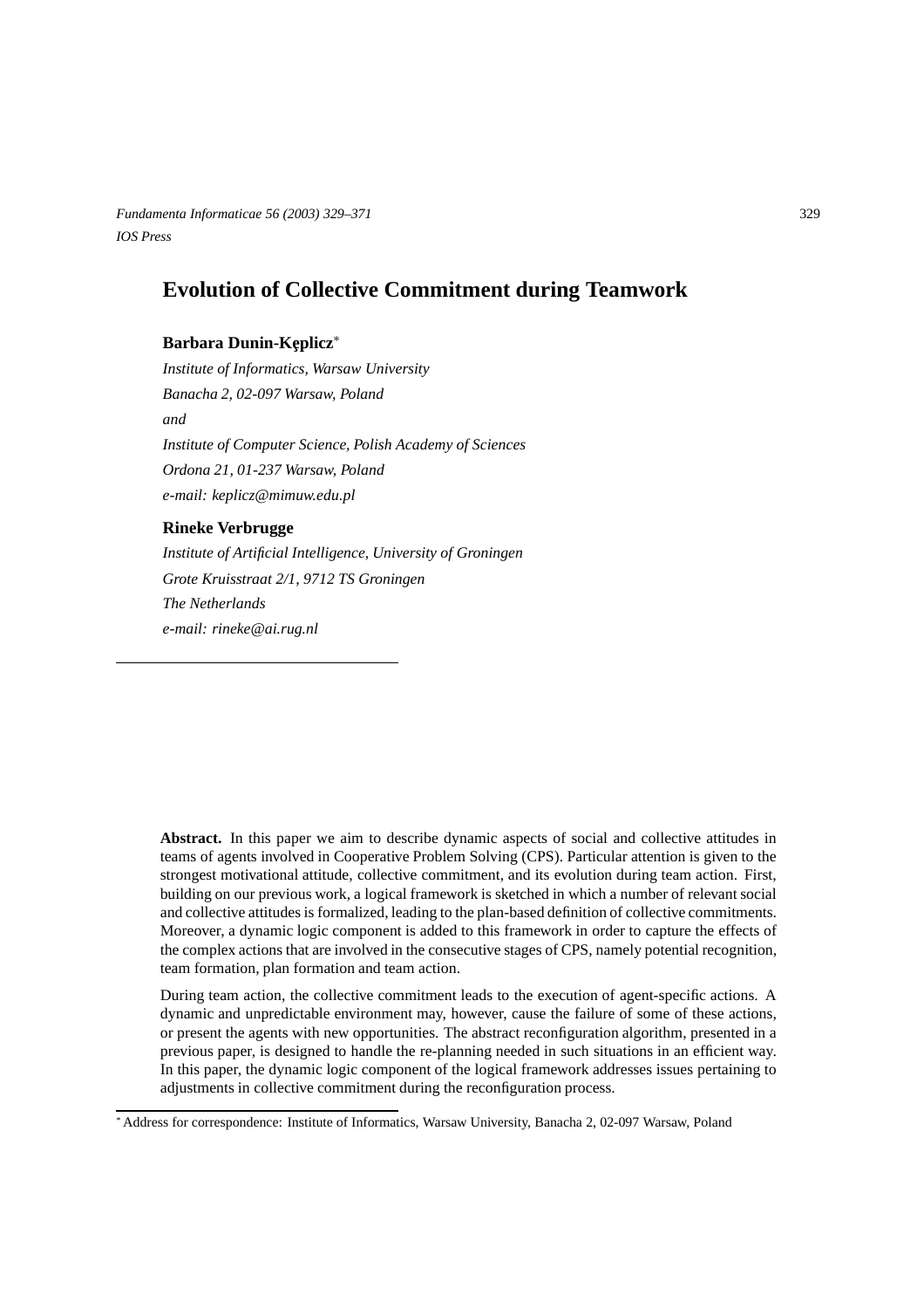# Evolution of Collective Commitment during Teamwork

**Barbara Dunin-Kęplicz***

*Institute of Informatics, Warsaw University*
*Banacha 2, 02-097 Warsaw, Poland*
*and*
*Institute of Computer Science, Polish Academy of Sciences*
*Ordona 21, 01-237 Warsaw, Poland*
*e-mail: keplicz@mimuw.edu.pl*

**Rineke Verbrugge**

*Institute of Artificial Intelligence, University of Groningen*
*Grote Kruisstraat 2/1, 9712 TS Groningen*
*The Netherlands*
*e-mail: rineke@ai.rug.nl*

**Abstract.** In this paper we aim to describe dynamic aspects of social and collective attitudes in teams of agents involved in Cooperative Problem Solving (CPS). Particular attention is given to the strongest motivational attitude, collective commitment, and its evolution during team action. First, building on our previous work, a logical framework is sketched in which a number of relevant social and collective attitudes is formalized, leading to the plan-based definition of collective commitments. Moreover, a dynamic logic component is added to this framework in order to capture the effects of the complex actions that are involved in the consecutive stages of CPS, namely potential recognition, team formation, plan formation and team action.

During team action, the collective commitment leads to the execution of agent-specific actions. A dynamic and unpredictable environment may, however, cause the failure of some of these actions, or present the agents with new opportunities. The abstract reconfiguration algorithm, presented in a previous paper, is designed to handle the re-planning needed in such situations in an efficient way. In this paper, the dynamic logic component of the logical framework addresses issues pertaining to adjustments in collective commitment during the reconfiguration process.

---

* Address for correspondence: Institute of Informatics, Warsaw University, Banacha 2, 02-097 Warsaw, Poland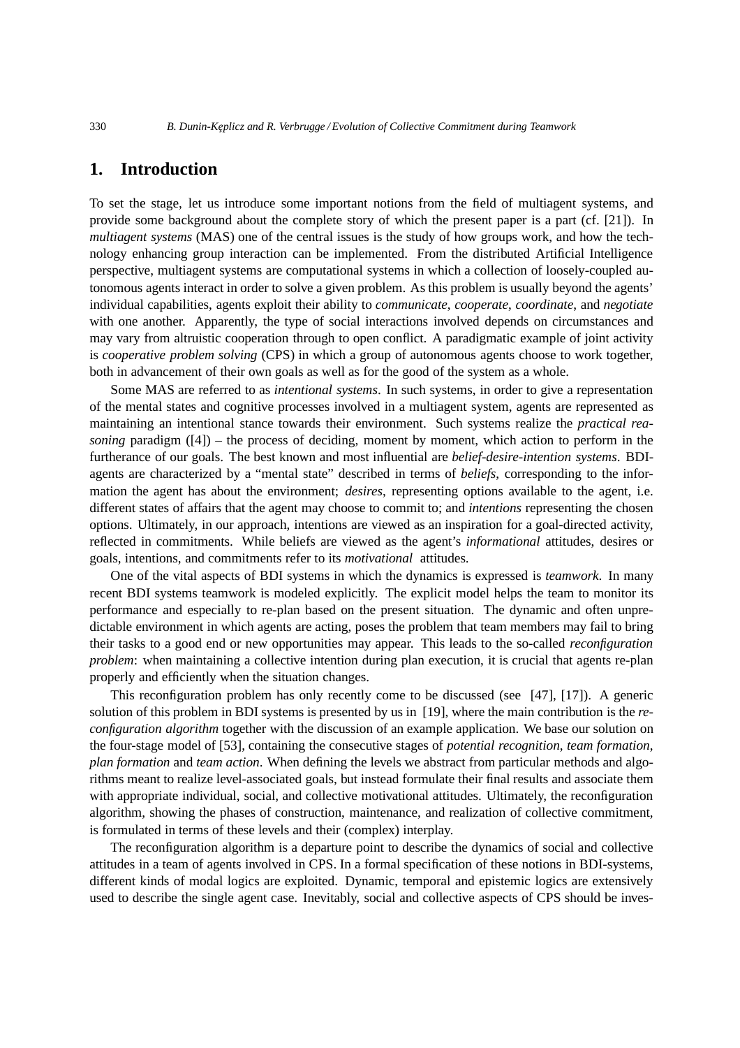# 1. Introduction

To set the stage, let us introduce some important notions from the field of multiagent systems, and provide some background about the complete story of which the present paper is a part (cf. [21]). In *multiagent systems* (MAS) one of the central issues is the study of how groups work, and how the technology enhancing group interaction can be implemented. From the distributed Artificial Intelligence perspective, multiagent systems are computational systems in which a collection of loosely-coupled autonomous agents interact in order to solve a given problem. As this problem is usually beyond the agents' individual capabilities, agents exploit their ability to *communicate*, *cooperate*, *coordinate*, and *negotiate* with one another. Apparently, the type of social interactions involved depends on circumstances and may vary from altruistic cooperation through to open conflict. A paradigmatic example of joint activity is *cooperative problem solving* (CPS) in which a group of autonomous agents choose to work together, both in advancement of their own goals as well as for the good of the system as a whole.

Some MAS are referred to as *intentional systems*. In such systems, in order to give a representation of the mental states and cognitive processes involved in a multiagent system, agents are represented as maintaining an intentional stance towards their environment. Such systems realize the *practical reasoning* paradigm ([4]) – the process of deciding, moment by moment, which action to perform in the furtherance of our goals. The best known and most influential are *belief-desire-intention systems*. BDI-agents are characterized by a "mental state" described in terms of *beliefs*, corresponding to the information the agent has about the environment; *desires*, representing options available to the agent, i.e. different states of affairs that the agent may choose to commit to; and *intentions* representing the chosen options. Ultimately, in our approach, intentions are viewed as an inspiration for a goal-directed activity, reflected in commitments. While beliefs are viewed as the agent's *informational* attitudes, desires or goals, intentions, and commitments refer to its *motivational* attitudes.

One of the vital aspects of BDI systems in which the dynamics is expressed is *teamwork*. In many recent BDI systems teamwork is modeled explicitly. The explicit model helps the team to monitor its performance and especially to re-plan based on the present situation. The dynamic and often unpredictable environment in which agents are acting, poses the problem that team members may fail to bring their tasks to a good end or new opportunities may appear. This leads to the so-called *reconfiguration problem*: when maintaining a collective intention during plan execution, it is crucial that agents re-plan properly and efficiently when the situation changes.

This reconfiguration problem has only recently come to be discussed (see [47], [17]). A generic solution of this problem in BDI systems is presented by us in [19], where the main contribution is the *reconfiguration algorithm* together with the discussion of an example application. We base our solution on the four-stage model of [53], containing the consecutive stages of *potential recognition*, *team formation*, *plan formation* and *team action*. When defining the levels we abstract from particular methods and algorithms meant to realize level-associated goals, but instead formulate their final results and associate them with appropriate individual, social, and collective motivational attitudes. Ultimately, the reconfiguration algorithm, showing the phases of construction, maintenance, and realization of collective commitment, is formulated in terms of these levels and their (complex) interplay.

The reconfiguration algorithm is a departure point to describe the dynamics of social and collective attitudes in a team of agents involved in CPS. In a formal specification of these notions in BDI-systems, different kinds of modal logics are exploited. Dynamic, temporal and epistemic logics are extensively used to describe the single agent case. Inevitably, social and collective aspects of CPS should be inves-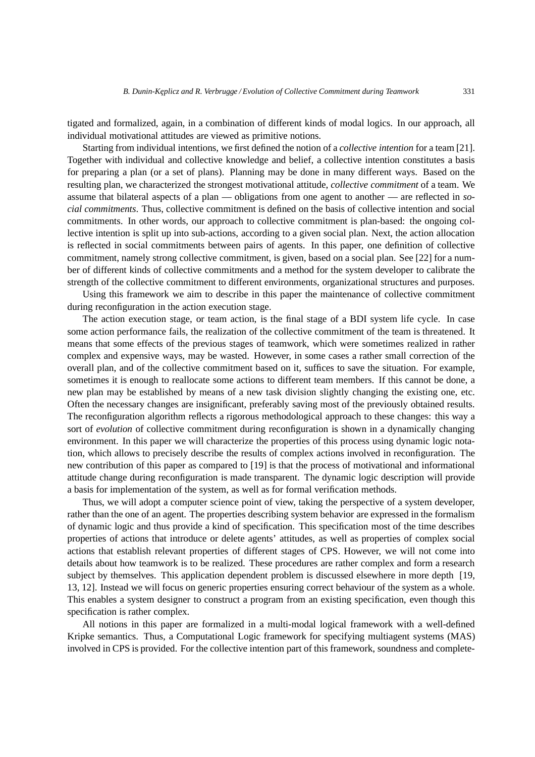tigated and formalized, again, in a combination of different kinds of modal logics. In our approach, all individual motivational attitudes are viewed as primitive notions.

Starting from individual intentions, we first defined the notion of a *collective intention* for a team [21]. Together with individual and collective knowledge and belief, a collective intention constitutes a basis for preparing a plan (or a set of plans). Planning may be done in many different ways. Based on the resulting plan, we characterized the strongest motivational attitude, *collective commitment* of a team. We assume that bilateral aspects of a plan — obligations from one agent to another — are reflected in *social commitments*. Thus, collective commitment is defined on the basis of collective intention and social commitments. In other words, our approach to collective commitment is plan-based: the ongoing collective intention is split up into sub-actions, according to a given social plan. Next, the action allocation is reflected in social commitments between pairs of agents. In this paper, one definition of collective commitment, namely strong collective commitment, is given, based on a social plan. See [22] for a number of different kinds of collective commitments and a method for the system developer to calibrate the strength of the collective commitment to different environments, organizational structures and purposes.

Using this framework we aim to describe in this paper the maintenance of collective commitment during reconfiguration in the action execution stage.

The action execution stage, or team action, is the final stage of a BDI system life cycle. In case some action performance fails, the realization of the collective commitment of the team is threatened. It means that some effects of the previous stages of teamwork, which were sometimes realized in rather complex and expensive ways, may be wasted. However, in some cases a rather small correction of the overall plan, and of the collective commitment based on it, suffices to save the situation. For example, sometimes it is enough to reallocate some actions to different team members. If this cannot be done, a new plan may be established by means of a new task division slightly changing the existing one, etc. Often the necessary changes are insignificant, preferably saving most of the previously obtained results. The reconfiguration algorithm reflects a rigorous methodological approach to these changes: this way a sort of *evolution* of collective commitment during reconfiguration is shown in a dynamically changing environment. In this paper we will characterize the properties of this process using dynamic logic notation, which allows to precisely describe the results of complex actions involved in reconfiguration. The new contribution of this paper as compared to [19] is that the process of motivational and informational attitude change during reconfiguration is made transparent. The dynamic logic description will provide a basis for implementation of the system, as well as for formal verification methods.

Thus, we will adopt a computer science point of view, taking the perspective of a system developer, rather than the one of an agent. The properties describing system behavior are expressed in the formalism of dynamic logic and thus provide a kind of specification. This specification most of the time describes properties of actions that introduce or delete agents' attitudes, as well as properties of complex social actions that establish relevant properties of different stages of CPS. However, we will not come into details about how teamwork is to be realized. These procedures are rather complex and form a research subject by themselves. This application dependent problem is discussed elsewhere in more depth [19, 13, 12]. Instead we will focus on generic properties ensuring correct behaviour of the system as a whole. This enables a system designer to construct a program from an existing specification, even though this specification is rather complex.

All notions in this paper are formalized in a multi-modal logical framework with a well-defined Kripke semantics. Thus, a Computational Logic framework for specifying multiagent systems (MAS) involved in CPS is provided. For the collective intention part of this framework, soundness and complete-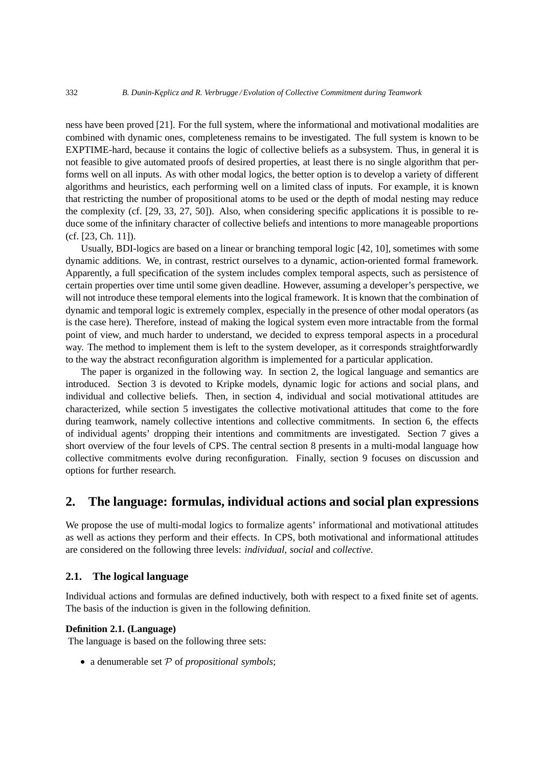ness have been proved [21]. For the full system, where the informational and motivational modalities are combined with dynamic ones, completeness remains to be investigated. The full system is known to be EXPTIME-hard, because it contains the logic of collective beliefs as a subsystem. Thus, in general it is not feasible to give automated proofs of desired properties, at least there is no single algorithm that performs well on all inputs. As with other modal logics, the better option is to develop a variety of different algorithms and heuristics, each performing well on a limited class of inputs. For example, it is known that restricting the number of propositional atoms to be used or the depth of modal nesting may reduce the complexity (cf. [29, 33, 27, 50]). Also, when considering specific applications it is possible to reduce some of the infinitary character of collective beliefs and intentions to more manageable proportions (cf. [23, Ch. 11]).

Usually, BDI-logics are based on a linear or branching temporal logic [42, 10], sometimes with some dynamic additions. We, in contrast, restrict ourselves to a dynamic, action-oriented formal framework. Apparently, a full specification of the system includes complex temporal aspects, such as persistence of certain properties over time until some given deadline. However, assuming a developer's perspective, we will not introduce these temporal elements into the logical framework. It is known that the combination of dynamic and temporal logic is extremely complex, especially in the presence of other modal operators (as is the case here). Therefore, instead of making the logical system even more intractable from the formal point of view, and much harder to understand, we decided to express temporal aspects in a procedural way. The method to implement them is left to the system developer, as it corresponds straightforwardly to the way the abstract reconfiguration algorithm is implemented for a particular application.

The paper is organized in the following way. In section 2, the logical language and semantics are introduced. Section 3 is devoted to Kripke models, dynamic logic for actions and social plans, and individual and collective beliefs. Then, in section 4, individual and social motivational attitudes are characterized, while section 5 investigates the collective motivational attitudes that come to the fore during teamwork, namely collective intentions and collective commitments. In section 6, the effects of individual agents' dropping their intentions and commitments are investigated. Section 7 gives a short overview of the four levels of CPS. The central section 8 presents in a multi-modal language how collective commitments evolve during reconfiguration. Finally, section 9 focuses on discussion and options for further research.

## 2. The language: formulas, individual actions and social plan expressions

We propose the use of multi-modal logics to formalize agents' informational and motivational attitudes as well as actions they perform and their effects. In CPS, both motivational and informational attitudes are considered on the following three levels: *individual*, *social* and *collective*.

### 2.1. The logical language

Individual actions and formulas are defined inductively, both with respect to a fixed finite set of agents. The basis of the induction is given in the following definition.

**Definition 2.1. (Language)**
The language is based on the following three sets:

- a denumerable set $\mathcal{P}$ of *propositional symbols*;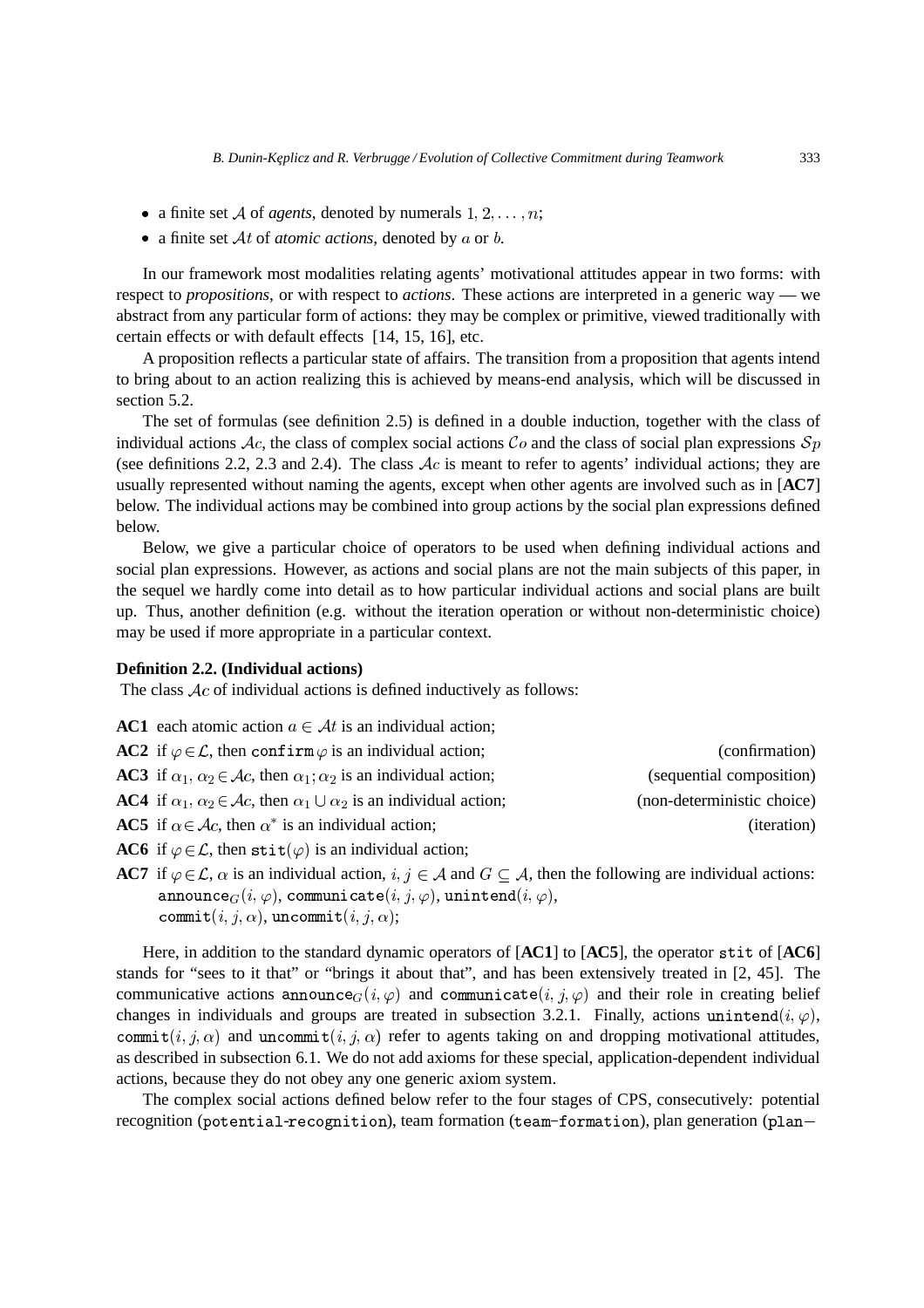- a finite set $\mathcal{A}$ of *agents*, denoted by numerals $1, 2, \ldots, n$;
- a finite set $\mathcal{A}t$ of *atomic actions*, denoted by $a$ or $b$.

In our framework most modalities relating agents' motivational attitudes appear in two forms: with respect to *propositions*, or with respect to *actions*. These actions are interpreted in a generic way — we abstract from any particular form of actions: they may be complex or primitive, viewed traditionally with certain effects or with default effects [14, 15, 16], etc.

A proposition reflects a particular state of affairs. The transition from a proposition that agents intend to bring about to an action realizing this is achieved by means-end analysis, which will be discussed in section 5.2.

The set of formulas (see definition 2.5) is defined in a double induction, together with the class of individual actions $\mathcal{A}c$, the class of complex social actions $\mathcal{C}o$ and the class of social plan expressions $\mathcal{S}p$ (see definitions 2.2, 2.3 and 2.4). The class $\mathcal{A}c$ is meant to refer to agents' individual actions; they are usually represented without naming the agents, except when other agents are involved such as in [**AC7**] below. The individual actions may be combined into group actions by the social plan expressions defined below.

Below, we give a particular choice of operators to be used when defining individual actions and social plan expressions. However, as actions and social plans are not the main subjects of this paper, in the sequel we hardly come into detail as to how particular individual actions and social plans are built up. Thus, another definition (e.g. without the iteration operation or without non-deterministic choice) may be used if more appropriate in a particular context.

**Definition 2.2. (Individual actions)**
The class $\mathcal{A}c$ of individual actions is defined inductively as follows:

**AC1** each atomic action $a \in \mathcal{A}t$ is an individual action;

**AC2** if $\varphi \in \mathcal{L}$, then $\texttt{confirm}\,\varphi$ is an individual action; (confirmation)

**AC3** if $\alpha_1, \alpha_2 \in \mathcal{A}c$, then $\alpha_1; \alpha_2$ is an individual action; (sequential composition)

**AC4** if $\alpha_1, \alpha_2 \in \mathcal{A}c$, then $\alpha_1 \cup \alpha_2$ is an individual action; (non-deterministic choice)

**AC5** if $\alpha \in \mathcal{A}c$, then $\alpha^*$ is an individual action; (iteration)

**AC6** if $\varphi \in \mathcal{L}$, then $\texttt{stit}(\varphi)$ is an individual action;

**AC7** if $\varphi \in \mathcal{L}$, $\alpha$ is an individual action, $i, j \in \mathcal{A}$ and $G \subseteq \mathcal{A}$, then the following are individual actions:
$\texttt{announce}_G(i, \varphi)$, $\texttt{communicate}(i, j, \varphi)$, $\texttt{unintend}(i, \varphi)$,
$\texttt{commit}(i, j, \alpha)$, $\texttt{uncommit}(i, j, \alpha)$;

Here, in addition to the standard dynamic operators of [**AC1**] to [**AC5**], the operator $\texttt{stit}$ of [**AC6**] stands for "sees to it that" or "brings it about that", and has been extensively treated in [2, 45]. The communicative actions $\texttt{announce}_G(i, \varphi)$ and $\texttt{communicate}(i, j, \varphi)$ and their role in creating belief changes in individuals and groups are treated in subsection 3.2.1. Finally, actions $\texttt{unintend}(i, \varphi)$, $\texttt{commit}(i, j, \alpha)$ and $\texttt{uncommit}(i, j, \alpha)$ refer to agents taking on and dropping motivational attitudes, as described in subsection 6.1. We do not add axioms for these special, application-dependent individual actions, because they do not obey any one generic axiom system.

The complex social actions defined below refer to the four stages of CPS, consecutively: potential recognition ($\texttt{potential-recognition}$), team formation ($\texttt{team-formation}$), plan generation ($\texttt{plan-}$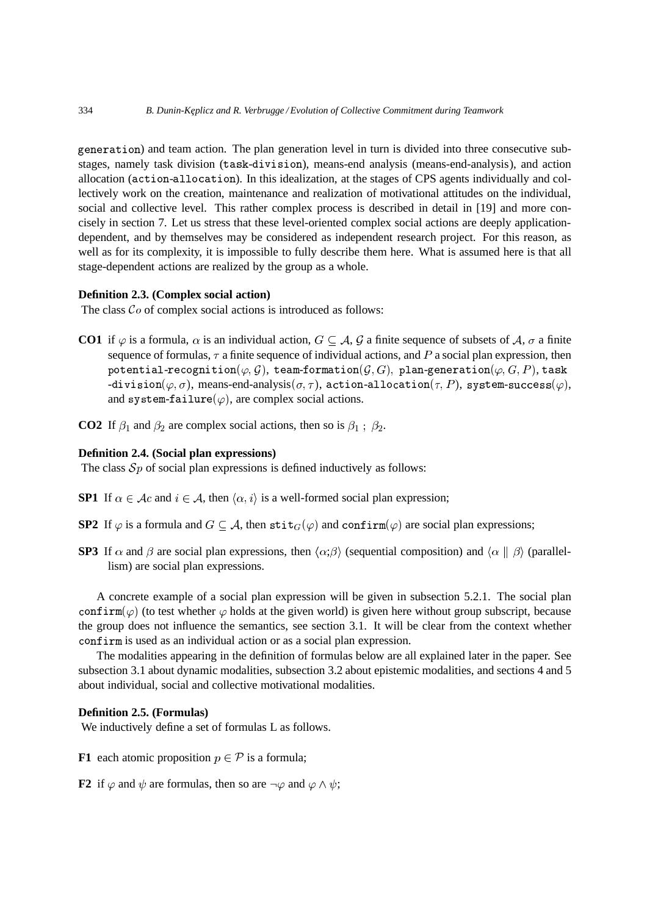generation) and team action. The plan generation level in turn is divided into three consecutive substages, namely task division (task-division), means-end analysis (means-end-analysis), and action allocation (action-allocation). In this idealization, at the stages of CPS agents individually and collectively work on the creation, maintenance and realization of motivational attitudes on the individual, social and collective level. This rather complex process is described in detail in [19] and more concisely in section 7. Let us stress that these level-oriented complex social actions are deeply application-dependent, and by themselves may be considered as independent research project. For this reason, as well as for its complexity, it is impossible to fully describe them here. What is assumed here is that all stage-dependent actions are realized by the group as a whole.

**Definition 2.3. (Complex social action)**
The class $\mathcal{C}o$ of complex social actions is introduced as follows:

**CO1** if $\varphi$ is a formula, $\alpha$ is an individual action, $G \subseteq \mathcal{A}$, $\mathcal{G}$ a finite sequence of subsets of $\mathcal{A}$, $\sigma$ a finite sequence of formulas, $\tau$ a finite sequence of individual actions, and $P$ a social plan expression, then $\texttt{potential-recognition}(\varphi, \mathcal{G})$, $\texttt{team-formation}(\mathcal{G}, G)$, $\texttt{plan-generation}(\varphi, G, P)$, $\texttt{task-division}(\varphi, \sigma)$, means-end-analysis$(\sigma, \tau)$, $\texttt{action-allocation}(\tau, P)$, $\texttt{system-success}(\varphi)$, and $\texttt{system-failure}(\varphi)$, are complex social actions.

**CO2** If $\beta_1$ and $\beta_2$ are complex social actions, then so is $\beta_1 \,;\, \beta_2$.

**Definition 2.4. (Social plan expressions)**
The class $\mathcal{S}p$ of social plan expressions is defined inductively as follows:

**SP1** If $\alpha \in \mathcal{A}c$ and $i \in \mathcal{A}$, then $\langle \alpha, i \rangle$ is a well-formed social plan expression;

**SP2** If $\varphi$ is a formula and $G \subseteq \mathcal{A}$, then $\texttt{stit}_G(\varphi)$ and $\texttt{confirm}(\varphi)$ are social plan expressions;

**SP3** If $\alpha$ and $\beta$ are social plan expressions, then $\langle \alpha;\beta \rangle$ (sequential composition) and $\langle \alpha \parallel \beta \rangle$ (parallelism) are social plan expressions.

A concrete example of a social plan expression will be given in subsection 5.2.1. The social plan $\texttt{confirm}(\varphi)$ (to test whether $\varphi$ holds at the given world) is given here without group subscript, because the group does not influence the semantics, see section 3.1. It will be clear from the context whether confirm is used as an individual action or as a social plan expression.

The modalities appearing in the definition of formulas below are all explained later in the paper. See subsection 3.1 about dynamic modalities, subsection 3.2 about epistemic modalities, and sections 4 and 5 about individual, social and collective motivational modalities.

**Definition 2.5. (Formulas)**
We inductively define a set of formulas L as follows.

**F1** each atomic proposition $p \in \mathcal{P}$ is a formula;

**F2** if $\varphi$ and $\psi$ are formulas, then so are $\neg\varphi$ and $\varphi \wedge \psi$;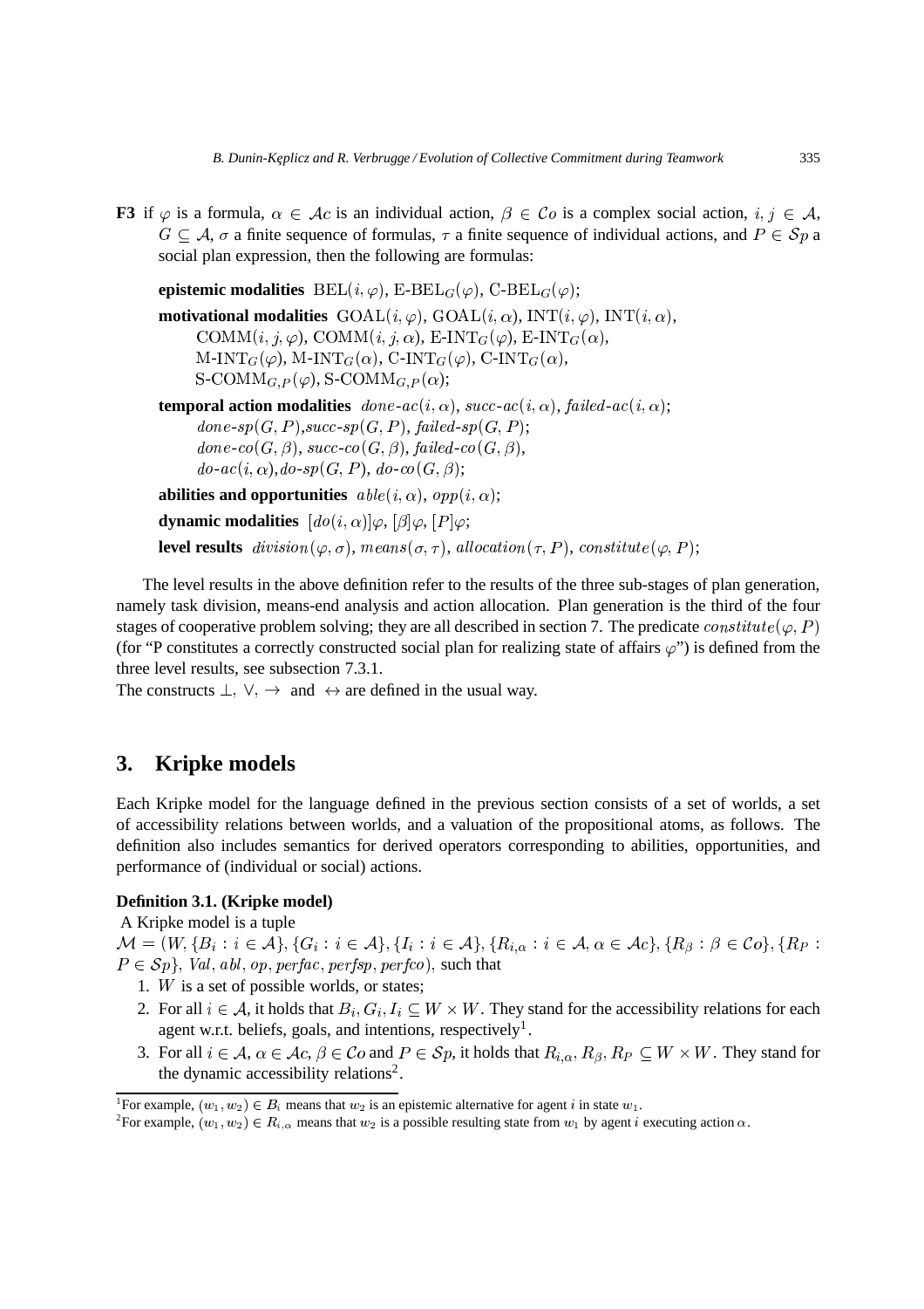**F3** if $\varphi$ is a formula, $\alpha \in \mathcal{A}c$ is an individual action, $\beta \in \mathcal{C}o$ is a complex social action, $i, j \in \mathcal{A}$, $G \subseteq \mathcal{A}$, $\sigma$ a finite sequence of formulas, $\tau$ a finite sequence of individual actions, and $P \in \mathcal{S}p$ a social plan expression, then the following are formulas:

**epistemic modalities** $\text{BEL}(i, \varphi)$, $\text{E-BEL}_G(\varphi)$, $\text{C-BEL}_G(\varphi)$;

**motivational modalities** $\text{GOAL}(i, \varphi)$, $\text{GOAL}(i, \alpha)$, $\text{INT}(i, \varphi)$, $\text{INT}(i, \alpha)$, $\text{COMM}(i, j, \varphi)$, $\text{COMM}(i, j, \alpha)$, $\text{E-INT}_G(\varphi)$, $\text{E-INT}_G(\alpha)$, $\text{M-INT}_G(\varphi)$, $\text{M-INT}_G(\alpha)$, $\text{C-INT}_G(\varphi)$, $\text{C-INT}_G(\alpha)$, $\text{S-COMM}_{G,P}(\varphi)$, $\text{S-COMM}_{G,P}(\alpha)$;

**temporal action modalities** $done\text{-}ac(i, \alpha)$, $succ\text{-}ac(i, \alpha)$, $failed\text{-}ac(i, \alpha)$; $done\text{-}sp(G, P)$, $succ\text{-}sp(G, P)$, $failed\text{-}sp(G, P)$; $done\text{-}co(G, \beta)$, $succ\text{-}co(G, \beta)$, $failed\text{-}co(G, \beta)$, $do\text{-}ac(i, \alpha)$, $do\text{-}sp(G, P)$, $do\text{-}co(G, \beta)$;

**abilities and opportunities** $able(i, \alpha)$, $opp(i, \alpha)$;

**dynamic modalities** $[do(i, \alpha)]\varphi$, $[\beta]\varphi$, $[P]\varphi$;

**level results** $division(\varphi, \sigma)$, $means(\sigma, \tau)$, $allocation(\tau, P)$, $constitute(\varphi, P)$;

The level results in the above definition refer to the results of the three sub-stages of plan generation, namely task division, means-end analysis and action allocation. Plan generation is the third of the four stages of cooperative problem solving; they are all described in section 7. The predicate $constitute(\varphi, P)$ (for "P constitutes a correctly constructed social plan for realizing state of affairs $\varphi$") is defined from the three level results, see subsection 7.3.1.

The constructs $\bot$, $\vee$, $\rightarrow$ and $\leftrightarrow$ are defined in the usual way.

## 3. Kripke models

Each Kripke model for the language defined in the previous section consists of a set of worlds, a set of accessibility relations between worlds, and a valuation of the propositional atoms, as follows. The definition also includes semantics for derived operators corresponding to abilities, opportunities, and performance of (individual or social) actions.

**Definition 3.1. (Kripke model)**

A Kripke model is a tuple

$\mathcal{M} = (W, \{B_i : i \in \mathcal{A}\}, \{G_i : i \in \mathcal{A}\}, \{I_i : i \in \mathcal{A}\}, \{R_{i,\alpha} : i \in \mathcal{A}, \alpha \in \mathcal{A}c\}, \{R_\beta : \beta \in \mathcal{C}o\}, \{R_P : P \in \mathcal{S}p\}, Val, abl, op, perfac, perfsp, perfco)$, such that

1. $W$ is a set of possible worlds, or states;
2. For all $i \in \mathcal{A}$, it holds that $B_i, G_i, I_i \subseteq W \times W$. They stand for the accessibility relations for each agent w.r.t. beliefs, goals, and intentions, respectively[1].
3. For all $i \in \mathcal{A}$, $\alpha \in \mathcal{A}c$, $\beta \in \mathcal{C}o$ and $P \in \mathcal{S}p$, it holds that $R_{i,\alpha}, R_\beta, R_P \subseteq W \times W$. They stand for the dynamic accessibility relations[2].

[1]For example, $(w_1, w_2) \in B_i$ means that $w_2$ is an epistemic alternative for agent $i$ in state $w_1$.

[2]For example, $(w_1, w_2) \in R_{i,\alpha}$ means that $w_2$ is a possible resulting state from $w_1$ by agent $i$ executing action $\alpha$.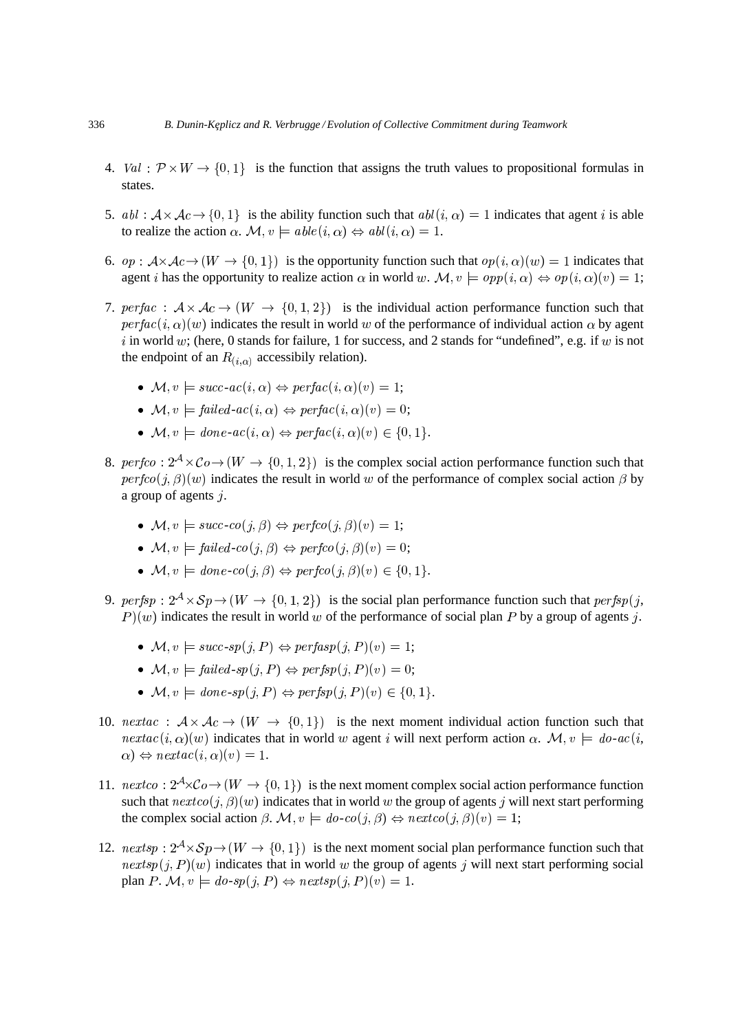4. $Val : \mathcal{P} \times W \rightarrow \{0, 1\}$ is the function that assigns the truth values to propositional formulas in states.

5. $abl : \mathcal{A} \times \mathcal{A}c \rightarrow \{0, 1\}$ is the ability function such that $abl(i, \alpha) = 1$ indicates that agent $i$ is able to realize the action $\alpha$. $\mathcal{M}, v \models able(i, \alpha) \Leftrightarrow abl(i, \alpha) = 1$.

6. $op : \mathcal{A} \times \mathcal{A}c \rightarrow (W \rightarrow \{0, 1\})$ is the opportunity function such that $op(i, \alpha)(w) = 1$ indicates that agent $i$ has the opportunity to realize action $\alpha$ in world $w$. $\mathcal{M}, v \models opp(i, \alpha) \Leftrightarrow op(i, \alpha)(v) = 1$;

7. $perfac : \mathcal{A} \times \mathcal{A}c \rightarrow (W \rightarrow \{0, 1, 2\})$ is the individual action performance function such that $perfac(i, \alpha)(w)$ indicates the result in world $w$ of the performance of individual action $\alpha$ by agent $i$ in world $w$; (here, 0 stands for failure, 1 for success, and 2 stands for "undefined", e.g. if $w$ is not the endpoint of an $R_{(i,\alpha)}$ accessibily relation).

   - $\mathcal{M}, v \models succ\text{-}ac(i, \alpha) \Leftrightarrow perfac(i, \alpha)(v) = 1$;
   - $\mathcal{M}, v \models failed\text{-}ac(i, \alpha) \Leftrightarrow perfac(i, \alpha)(v) = 0$;
   - $\mathcal{M}, v \models done\text{-}ac(i, \alpha) \Leftrightarrow perfac(i, \alpha)(v) \in \{0, 1\}$.

8. $perfco : 2^{\mathcal{A}} \times \mathcal{C}o \rightarrow (W \rightarrow \{0, 1, 2\})$ is the complex social action performance function such that $perfco(j, \beta)(w)$ indicates the result in world $w$ of the performance of complex social action $\beta$ by a group of agents $j$.

   - $\mathcal{M}, v \models succ\text{-}co(j, \beta) \Leftrightarrow perfco(j, \beta)(v) = 1$;
   - $\mathcal{M}, v \models failed\text{-}co(j, \beta) \Leftrightarrow perfco(j, \beta)(v) = 0$;
   - $\mathcal{M}, v \models done\text{-}co(j, \beta) \Leftrightarrow perfco(j, \beta)(v) \in \{0, 1\}$.

9. $perfsp : 2^{\mathcal{A}} \times \mathcal{S}p \rightarrow (W \rightarrow \{0, 1, 2\})$ is the social plan performance function such that $perfsp(j, P)(w)$ indicates the result in world $w$ of the performance of social plan $P$ by a group of agents $j$.

   - $\mathcal{M}, v \models succ\text{-}sp(j, P) \Leftrightarrow perfasp(j, P)(v) = 1$;
   - $\mathcal{M}, v \models failed\text{-}sp(j, P) \Leftrightarrow perfsp(j, P)(v) = 0$;
   - $\mathcal{M}, v \models done\text{-}sp(j, P) \Leftrightarrow perfsp(j, P)(v) \in \{0, 1\}$.

10. $nextac : \mathcal{A} \times \mathcal{A}c \rightarrow (W \rightarrow \{0, 1\})$ is the next moment individual action function such that $nextac(i, \alpha)(w)$ indicates that in world $w$ agent $i$ will next perform action $\alpha$. $\mathcal{M}, v \models do\text{-}ac(i, \alpha) \Leftrightarrow nextac(i, \alpha)(v) = 1$.

11. $nextco : 2^{\mathcal{A}} \times \mathcal{C}o \rightarrow (W \rightarrow \{0, 1\})$ is the next moment complex social action performance function such that $nextco(j, \beta)(w)$ indicates that in world $w$ the group of agents $j$ will next start performing the complex social action $\beta$. $\mathcal{M}, v \models do\text{-}co(j, \beta) \Leftrightarrow nextco(j, \beta)(v) = 1$;

12. $nextsp : 2^{\mathcal{A}} \times \mathcal{S}p \rightarrow (W \rightarrow \{0, 1\})$ is the next moment social plan performance function such that $nextsp(j, P)(w)$ indicates that in world $w$ the group of agents $j$ will next start performing social plan $P$. $\mathcal{M}, v \models do\text{-}sp(j, P) \Leftrightarrow nextsp(j, P)(v) = 1$.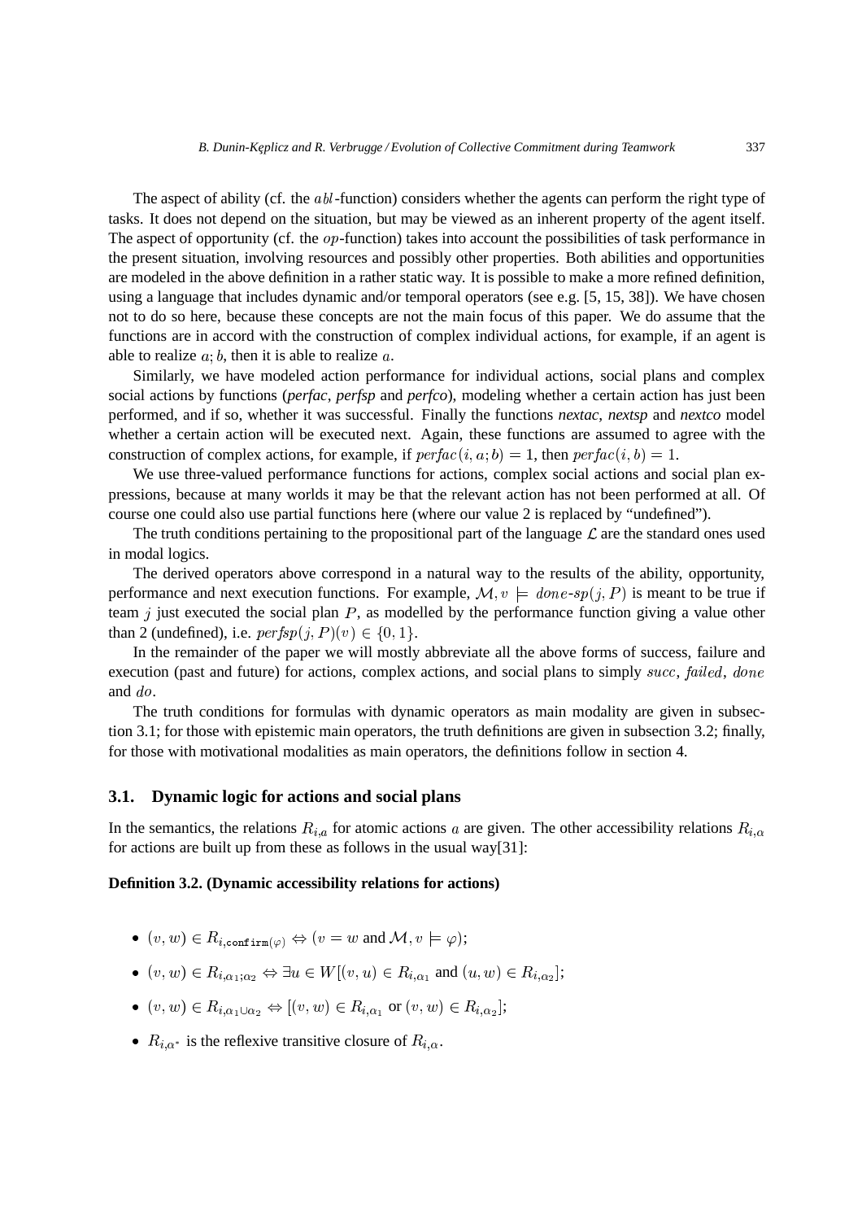The aspect of ability (cf. the $abl$-function) considers whether the agents can perform the right type of tasks. It does not depend on the situation, but may be viewed as an inherent property of the agent itself. The aspect of opportunity (cf. the $op$-function) takes into account the possibilities of task performance in the present situation, involving resources and possibly other properties. Both abilities and opportunities are modeled in the above definition in a rather static way. It is possible to make a more refined definition, using a language that includes dynamic and/or temporal operators (see e.g. [5, 15, 38]). We have chosen not to do so here, because these concepts are not the main focus of this paper. We do assume that the functions are in accord with the construction of complex individual actions, for example, if an agent is able to realize $a; b$, then it is able to realize $a$.

Similarly, we have modeled action performance for individual actions, social plans and complex social actions by functions (*perfac*, *perfsp* and *perfco*), modeling whether a certain action has just been performed, and if so, whether it was successful. Finally the functions *nextac*, *nextsp* and *nextco* model whether a certain action will be executed next. Again, these functions are assumed to agree with the construction of complex actions, for example, if $perfac(i, a; b) = 1$, then $perfac(i, b) = 1$.

We use three-valued performance functions for actions, complex social actions and social plan expressions, because at many worlds it may be that the relevant action has not been performed at all. Of course one could also use partial functions here (where our value 2 is replaced by "undefined").

The truth conditions pertaining to the propositional part of the language $\mathcal{L}$ are the standard ones used in modal logics.

The derived operators above correspond in a natural way to the results of the ability, opportunity, performance and next execution functions. For example, $\mathcal{M}, v \models done\text{-}sp(j, P)$ is meant to be true if team $j$ just executed the social plan $P$, as modelled by the performance function giving a value other than 2 (undefined), i.e. $perfsp(j, P)(v) \in \{0, 1\}$.

In the remainder of the paper we will mostly abbreviate all the above forms of success, failure and execution (past and future) for actions, complex actions, and social plans to simply $succ$, $failed$, $done$ and $do$.

The truth conditions for formulas with dynamic operators as main modality are given in subsection 3.1; for those with epistemic main operators, the truth definitions are given in subsection 3.2; finally, for those with motivational modalities as main operators, the definitions follow in section 4.

### 3.1. Dynamic logic for actions and social plans

In the semantics, the relations $R_{i,a}$ for atomic actions $a$ are given. The other accessibility relations $R_{i,\alpha}$ for actions are built up from these as follows in the usual way[31]:

**Definition 3.2. (Dynamic accessibility relations for actions)**

- $(v, w) \in R_{i,\texttt{confirm}(\varphi)} \Leftrightarrow (v = w \text{ and } \mathcal{M}, v \models \varphi)$;
- $(v, w) \in R_{i,\alpha_1;\alpha_2} \Leftrightarrow \exists u \in W[(v, u) \in R_{i,\alpha_1} \text{ and } (u, w) \in R_{i,\alpha_2}]$;
- $(v, w) \in R_{i,\alpha_1 \cup \alpha_2} \Leftrightarrow [(v, w) \in R_{i,\alpha_1} \text{ or } (v, w) \in R_{i,\alpha_2}]$;
- $R_{i,\alpha^*}$ is the reflexive transitive closure of $R_{i,\alpha}$.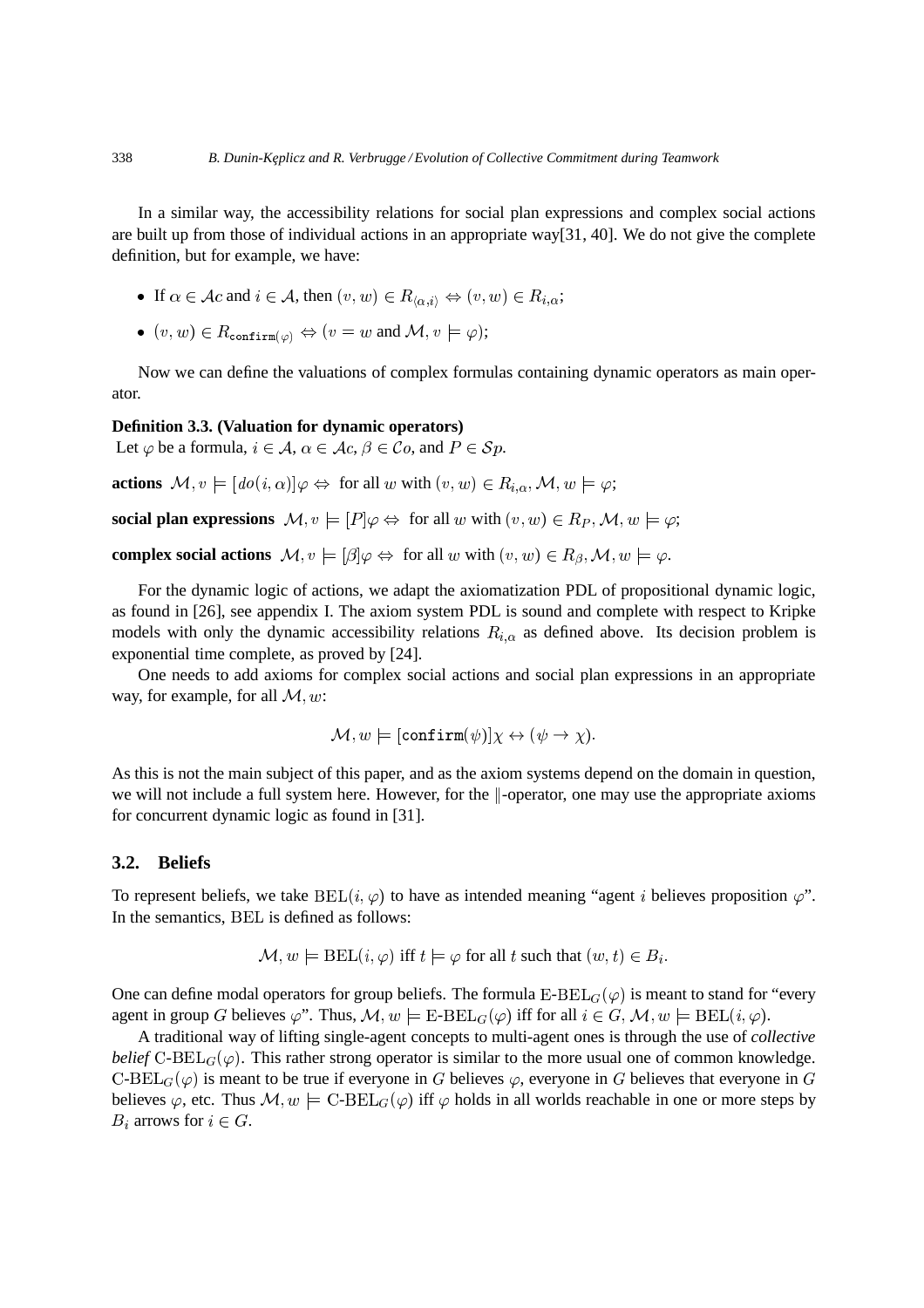In a similar way, the accessibility relations for social plan expressions and complex social actions are built up from those of individual actions in an appropriate way[31, 40]. We do not give the complete definition, but for example, we have:

- If $\alpha \in \mathcal{A}c$ and $i \in \mathcal{A}$, then $(v, w) \in R_{\langle \alpha, i \rangle} \Leftrightarrow (v, w) \in R_{i,\alpha}$;
- $(v, w) \in R_{\texttt{confirm}(\varphi)} \Leftrightarrow (v = w$ and $\mathcal{M}, v \models \varphi)$;

Now we can define the valuations of complex formulas containing dynamic operators as main operator.

**Definition 3.3. (Valuation for dynamic operators)**
Let $\varphi$ be a formula, $i \in \mathcal{A}$, $\alpha \in \mathcal{A}c$, $\beta \in \mathcal{C}o$, and $P \in \mathcal{S}p$.

**actions** $\mathcal{M}, v \models [do(i, \alpha)]\varphi \Leftrightarrow$ for all $w$ with $(v, w) \in R_{i,\alpha}, \mathcal{M}, w \models \varphi$;

**social plan expressions** $\mathcal{M}, v \models [P]\varphi \Leftrightarrow$ for all $w$ with $(v, w) \in R_P, \mathcal{M}, w \models \varphi$;

**complex social actions** $\mathcal{M}, v \models [\beta]\varphi \Leftrightarrow$ for all $w$ with $(v, w) \in R_\beta, \mathcal{M}, w \models \varphi$.

For the dynamic logic of actions, we adapt the axiomatization PDL of propositional dynamic logic, as found in [26], see appendix I. The axiom system PDL is sound and complete with respect to Kripke models with only the dynamic accessibility relations $R_{i,\alpha}$ as defined above. Its decision problem is exponential time complete, as proved by [24].

One needs to add axioms for complex social actions and social plan expressions in an appropriate way, for example, for all $\mathcal{M}, w$:

$$\mathcal{M}, w \models [\texttt{confirm}(\psi)]\chi \leftrightarrow (\psi \rightarrow \chi).$$

As this is not the main subject of this paper, and as the axiom systems depend on the domain in question, we will not include a full system here. However, for the $\|$-operator, one may use the appropriate axioms for concurrent dynamic logic as found in [31].

### 3.2. Beliefs

To represent beliefs, we take $\mathrm{BEL}(i, \varphi)$ to have as intended meaning "agent $i$ believes proposition $\varphi$". In the semantics, BEL is defined as follows:

$$\mathcal{M}, w \models \mathrm{BEL}(i, \varphi) \text{ iff } t \models \varphi \text{ for all } t \text{ such that } (w, t) \in B_i.$$

One can define modal operators for group beliefs. The formula $\text{E-BEL}_G(\varphi)$ is meant to stand for "every agent in group $G$ believes $\varphi$". Thus, $\mathcal{M}, w \models \text{E-BEL}_G(\varphi)$ iff for all $i \in G$, $\mathcal{M}, w \models \mathrm{BEL}(i, \varphi)$.

A traditional way of lifting single-agent concepts to multi-agent ones is through the use of *collective belief* $\text{C-BEL}_G(\varphi)$. This rather strong operator is similar to the more usual one of common knowledge. $\text{C-BEL}_G(\varphi)$ is meant to be true if everyone in $G$ believes $\varphi$, everyone in $G$ believes that everyone in $G$ believes $\varphi$, etc. Thus $\mathcal{M}, w \models \text{C-BEL}_G(\varphi)$ iff $\varphi$ holds in all worlds reachable in one or more steps by $B_i$ arrows for $i \in G$.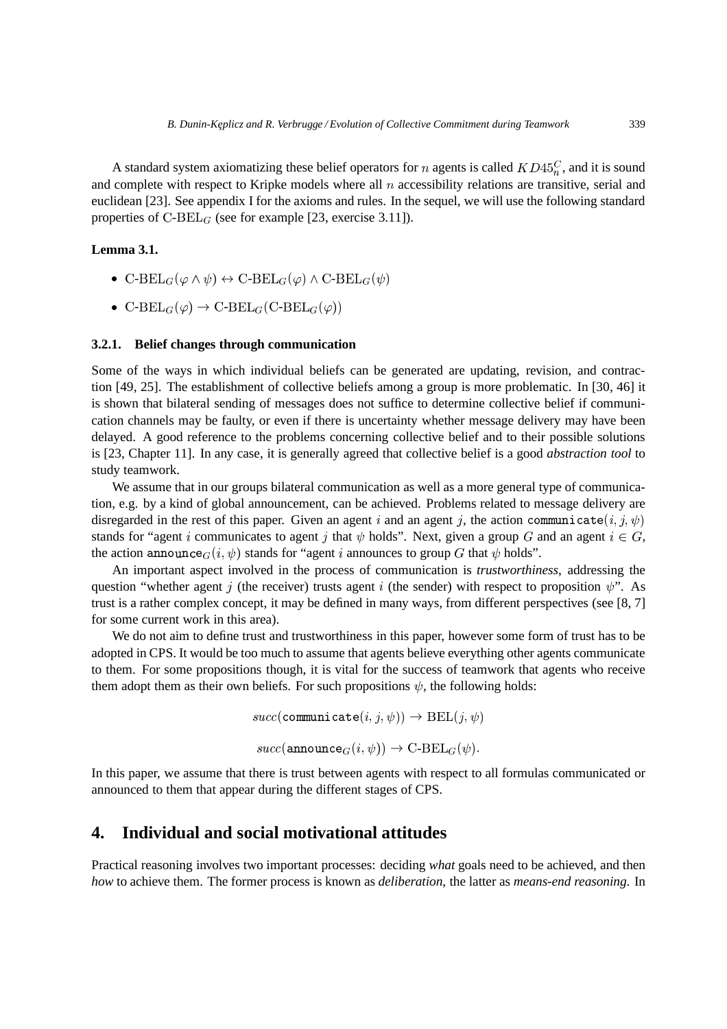A standard system axiomatizing these belief operators for $n$ agents is called $KD45_n^C$, and it is sound and complete with respect to Kripke models where all $n$ accessibility relations are transitive, serial and euclidean [23]. See appendix I for the axioms and rules. In the sequel, we will use the following standard properties of $\text{C-BEL}_G$ (see for example [23, exercise 3.11]).

**Lemma 3.1.**

- $\text{C-BEL}_G(\varphi \wedge \psi) \leftrightarrow \text{C-BEL}_G(\varphi) \wedge \text{C-BEL}_G(\psi)$
- $\text{C-BEL}_G(\varphi) \rightarrow \text{C-BEL}_G(\text{C-BEL}_G(\varphi))$

### 3.2.1. Belief changes through communication

Some of the ways in which individual beliefs can be generated are updating, revision, and contraction [49, 25]. The establishment of collective beliefs among a group is more problematic. In [30, 46] it is shown that bilateral sending of messages does not suffice to determine collective belief if communication channels may be faulty, or even if there is uncertainty whether message delivery may have been delayed. A good reference to the problems concerning collective belief and to their possible solutions is [23, Chapter 11]. In any case, it is generally agreed that collective belief is a good *abstraction tool* to study teamwork.

We assume that in our groups bilateral communication as well as a more general type of communication, e.g. by a kind of global announcement, can be achieved. Problems related to message delivery are disregarded in the rest of this paper. Given an agent $i$ and an agent $j$, the action $\texttt{communicate}(i, j, \psi)$ stands for "agent $i$ communicates to agent $j$ that $\psi$ holds". Next, given a group $G$ and an agent $i \in G$, the action $\texttt{announce}_G(i, \psi)$ stands for "agent $i$ announces to group $G$ that $\psi$ holds".

An important aspect involved in the process of communication is *trustworthiness*, addressing the question "whether agent $j$ (the receiver) trusts agent $i$ (the sender) with respect to proposition $\psi$". As trust is a rather complex concept, it may be defined in many ways, from different perspectives (see [8, 7] for some current work in this area).

We do not aim to define trust and trustworthiness in this paper, however some form of trust has to be adopted in CPS. It would be too much to assume that agents believe everything other agents communicate to them. For some propositions though, it is vital for the success of teamwork that agents who receive them adopt them as their own beliefs. For such propositions $\psi$, the following holds:

$$succ(\texttt{communicate}(i, j, \psi)) \rightarrow \text{BEL}(j, \psi)$$

$$succ(\texttt{announce}_G(i, \psi)) \rightarrow \text{C-BEL}_G(\psi).$$

In this paper, we assume that there is trust between agents with respect to all formulas communicated or announced to them that appear during the different stages of CPS.

## 4. Individual and social motivational attitudes

Practical reasoning involves two important processes: deciding *what* goals need to be achieved, and then *how* to achieve them. The former process is known as *deliberation*, the latter as *means-end reasoning*. In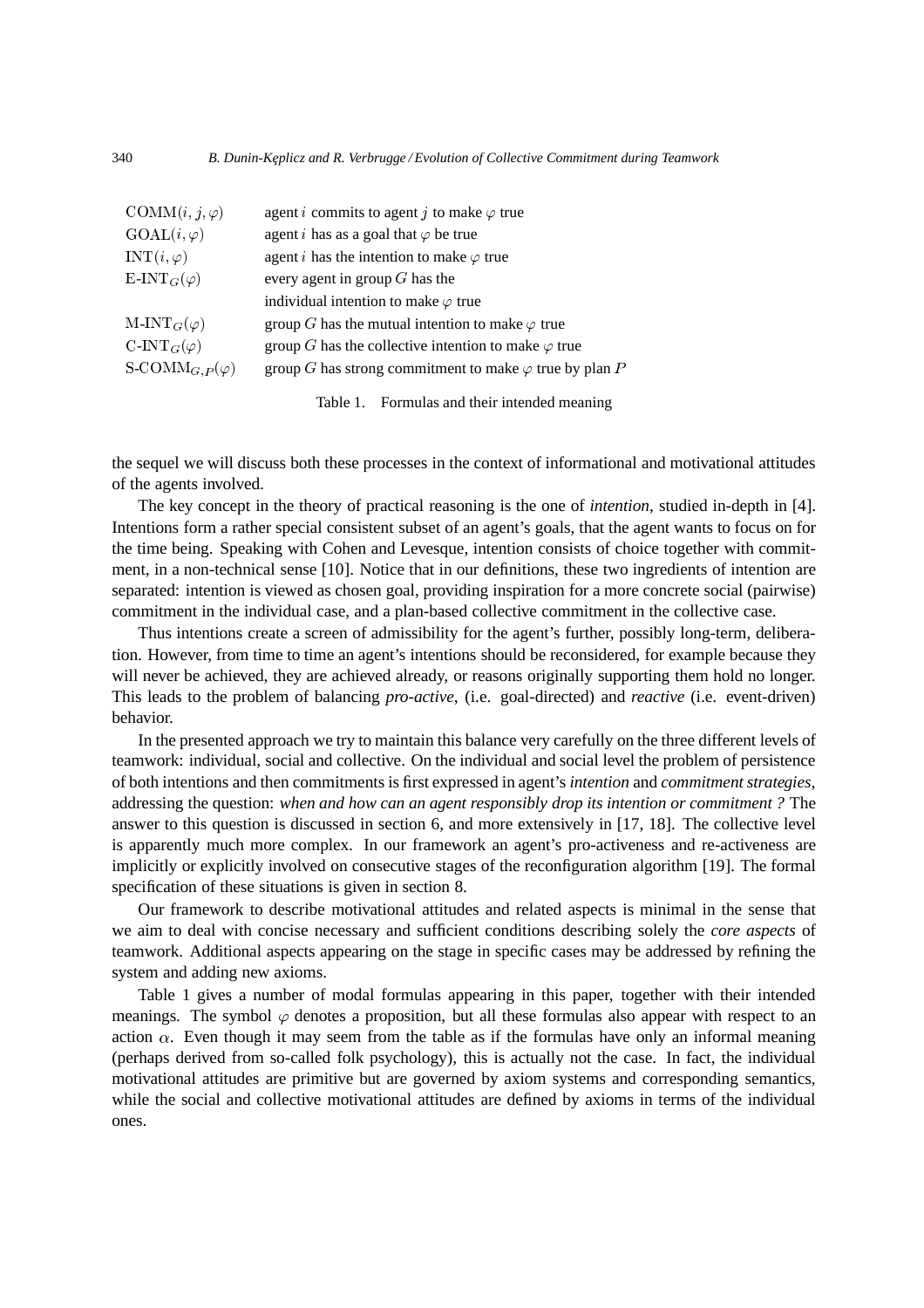| | |
|---|---|
| $\text{COMM}(i, j, \varphi)$ | agent $i$ commits to agent $j$ to make $\varphi$ true |
| $\text{GOAL}(i, \varphi)$ | agent $i$ has as a goal that $\varphi$ be true |
| $\text{INT}(i, \varphi)$ | agent $i$ has the intention to make $\varphi$ true |
| $\text{E-INT}_G(\varphi)$ | every agent in group $G$ has the individual intention to make $\varphi$ true |
| $\text{M-INT}_G(\varphi)$ | group $G$ has the mutual intention to make $\varphi$ true |
| $\text{C-INT}_G(\varphi)$ | group $G$ has the collective intention to make $\varphi$ true |
| $\text{S-COMM}_{G,P}(\varphi)$ | group $G$ has strong commitment to make $\varphi$ true by plan $P$ |

Table 1. Formulas and their intended meaning

the sequel we will discuss both these processes in the context of informational and motivational attitudes of the agents involved.

The key concept in the theory of practical reasoning is the one of *intention*, studied in-depth in [4]. Intentions form a rather special consistent subset of an agent's goals, that the agent wants to focus on for the time being. Speaking with Cohen and Levesque, intention consists of choice together with commitment, in a non-technical sense [10]. Notice that in our definitions, these two ingredients of intention are separated: intention is viewed as chosen goal, providing inspiration for a more concrete social (pairwise) commitment in the individual case, and a plan-based collective commitment in the collective case.

Thus intentions create a screen of admissibility for the agent's further, possibly long-term, deliberation. However, from time to time an agent's intentions should be reconsidered, for example because they will never be achieved, they are achieved already, or reasons originally supporting them hold no longer. This leads to the problem of balancing *pro-active*, (i.e. goal-directed) and *reactive* (i.e. event-driven) behavior.

In the presented approach we try to maintain this balance very carefully on the three different levels of teamwork: individual, social and collective. On the individual and social level the problem of persistence of both intentions and then commitments is first expressed in agent's *intention* and *commitment strategies*, addressing the question: *when and how can an agent responsibly drop its intention or commitment ?* The answer to this question is discussed in section 6, and more extensively in [17, 18]. The collective level is apparently much more complex. In our framework an agent's pro-activeness and re-activeness are implicitly or explicitly involved on consecutive stages of the reconfiguration algorithm [19]. The formal specification of these situations is given in section 8.

Our framework to describe motivational attitudes and related aspects is minimal in the sense that we aim to deal with concise necessary and sufficient conditions describing solely the *core aspects* of teamwork. Additional aspects appearing on the stage in specific cases may be addressed by refining the system and adding new axioms.

Table 1 gives a number of modal formulas appearing in this paper, together with their intended meanings. The symbol $\varphi$ denotes a proposition, but all these formulas also appear with respect to an action $\alpha$. Even though it may seem from the table as if the formulas have only an informal meaning (perhaps derived from so-called folk psychology), this is actually not the case. In fact, the individual motivational attitudes are primitive but are governed by axiom systems and corresponding semantics, while the social and collective motivational attitudes are defined by axioms in terms of the individual ones.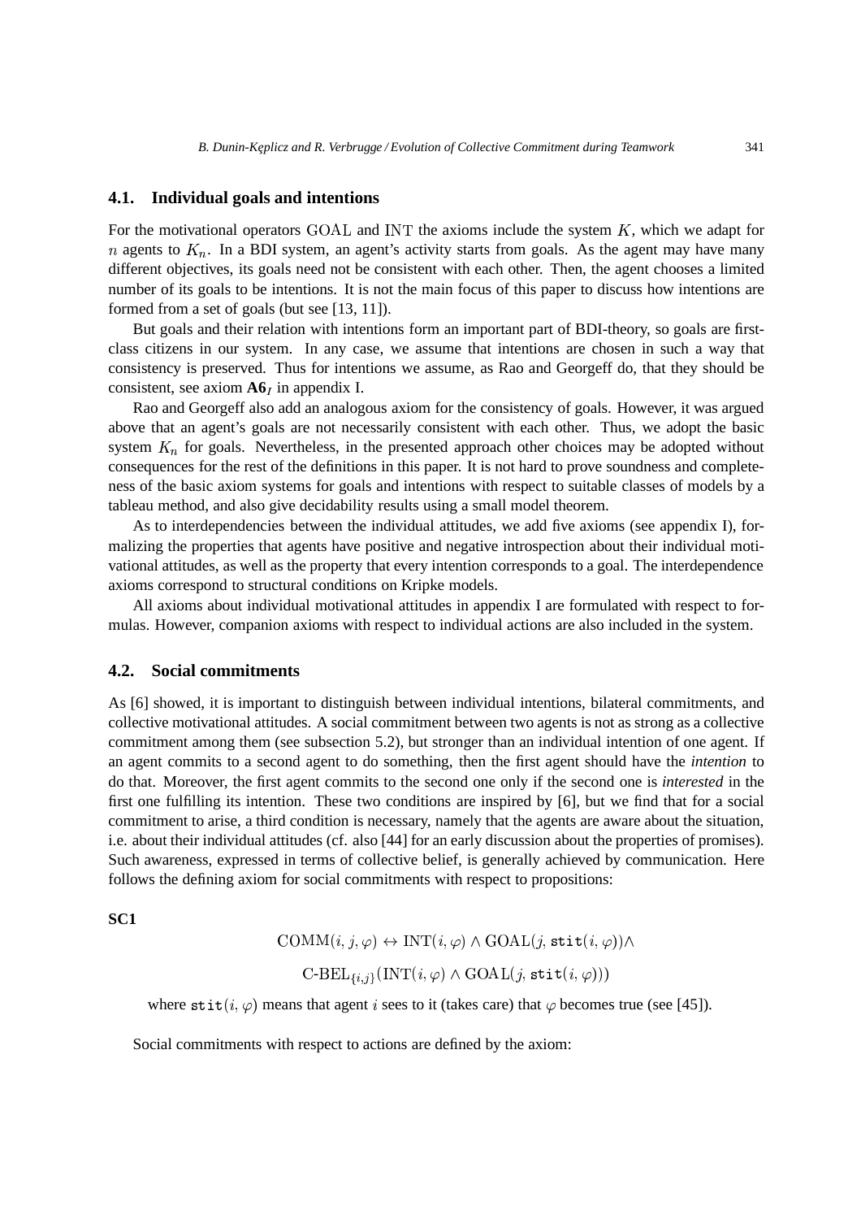### 4.1. Individual goals and intentions

For the motivational operators $\mathrm{GOAL}$ and $\mathrm{INT}$ the axioms include the system $K$, which we adapt for $n$ agents to $K_n$. In a BDI system, an agent's activity starts from goals. As the agent may have many different objectives, its goals need not be consistent with each other. Then, the agent chooses a limited number of its goals to be intentions. It is not the main focus of this paper to discuss how intentions are formed from a set of goals (but see [13, 11]).

But goals and their relation with intentions form an important part of BDI-theory, so goals are first-class citizens in our system. In any case, we assume that intentions are chosen in such a way that consistency is preserved. Thus for intentions we assume, as Rao and Georgeff do, that they should be consistent, see axiom $\mathbf{A6}_I$ in appendix I.

Rao and Georgeff also add an analogous axiom for the consistency of goals. However, it was argued above that an agent's goals are not necessarily consistent with each other. Thus, we adopt the basic system $K_n$ for goals. Nevertheless, in the presented approach other choices may be adopted without consequences for the rest of the definitions in this paper. It is not hard to prove soundness and completeness of the basic axiom systems for goals and intentions with respect to suitable classes of models by a tableau method, and also give decidability results using a small model theorem.

As to interdependencies between the individual attitudes, we add five axioms (see appendix I), formalizing the properties that agents have positive and negative introspection about their individual motivational attitudes, as well as the property that every intention corresponds to a goal. The interdependence axioms correspond to structural conditions on Kripke models.

All axioms about individual motivational attitudes in appendix I are formulated with respect to formulas. However, companion axioms with respect to individual actions are also included in the system.

### 4.2. Social commitments

As [6] showed, it is important to distinguish between individual intentions, bilateral commitments, and collective motivational attitudes. A social commitment between two agents is not as strong as a collective commitment among them (see subsection 5.2), but stronger than an individual intention of one agent. If an agent commits to a second agent to do something, then the first agent should have the *intention* to do that. Moreover, the first agent commits to the second one only if the second one is *interested* in the first one fulfilling its intention. These two conditions are inspired by [6], but we find that for a social commitment to arise, a third condition is necessary, namely that the agents are aware about the situation, i.e. about their individual attitudes (cf. also [44] for an early discussion about the properties of promises). Such awareness, expressed in terms of collective belief, is generally achieved by communication. Here follows the defining axiom for social commitments with respect to propositions:

**SC1**

$$\mathrm{COMM}(i,j,\varphi) \leftrightarrow \mathrm{INT}(i,\varphi) \wedge \mathrm{GOAL}(j,\mathtt{stit}(i,\varphi)) \wedge$$

$$\text{C-BEL}_{\{i,j\}}(\mathrm{INT}(i,\varphi) \wedge \mathrm{GOAL}(j,\mathtt{stit}(i,\varphi)))$$

where $\mathtt{stit}(i,\varphi)$ means that agent $i$ sees to it (takes care) that $\varphi$ becomes true (see [45]).

Social commitments with respect to actions are defined by the axiom: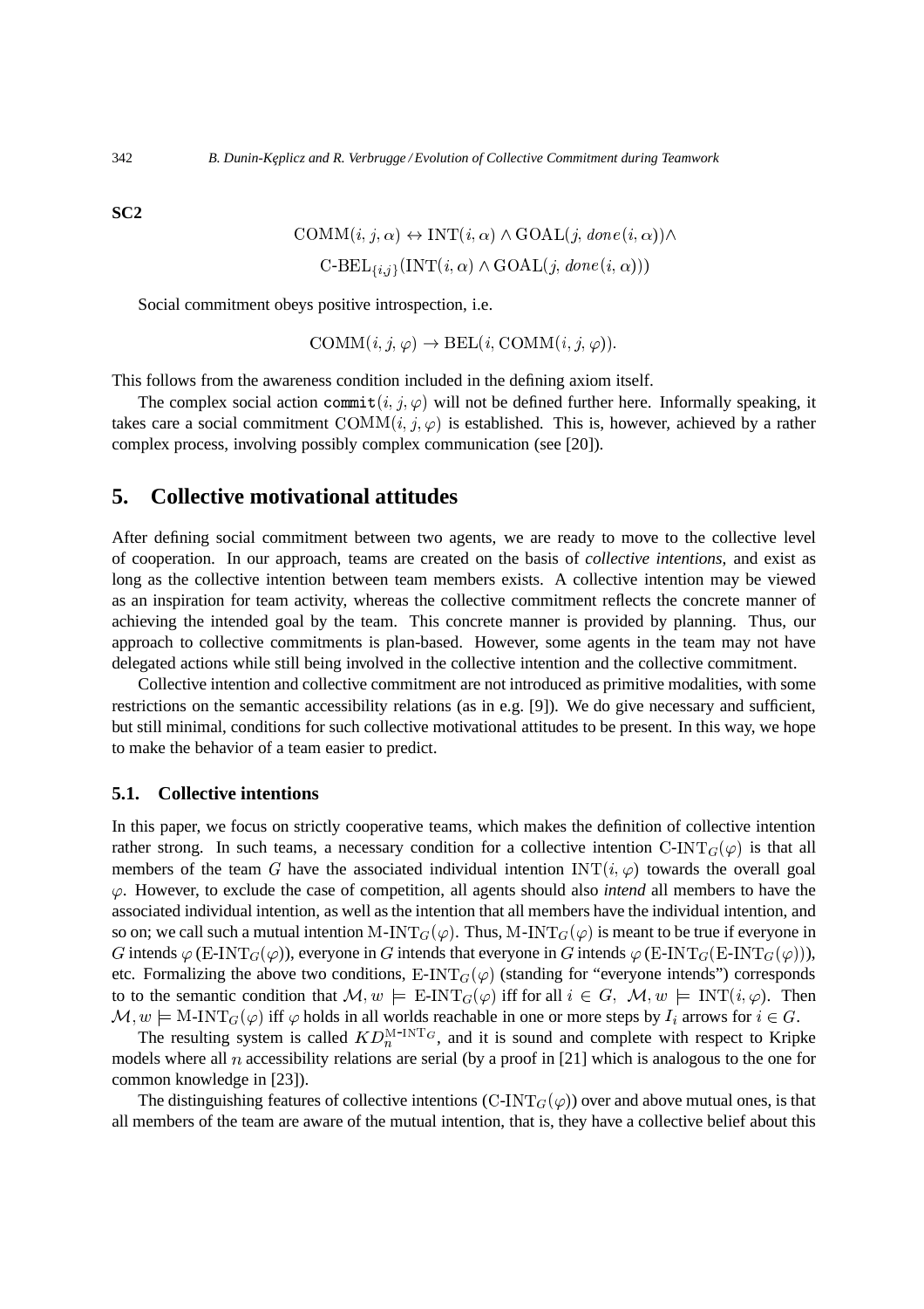**SC2**

$$\text{COMM}(i, j, \alpha) \leftrightarrow \text{INT}(i, \alpha) \wedge \text{GOAL}(j, done(i, \alpha)) \wedge$$
$$\text{C-BEL}_{\{i,j\}}(\text{INT}(i, \alpha) \wedge \text{GOAL}(j, done(i, \alpha)))$$

Social commitment obeys positive introspection, i.e.

$$\text{COMM}(i, j, \varphi) \rightarrow \text{BEL}(i, \text{COMM}(i, j, \varphi)).$$

This follows from the awareness condition included in the defining axiom itself.

The complex social action $\texttt{commit}(i, j, \varphi)$ will not be defined further here. Informally speaking, it takes care a social commitment $\text{COMM}(i, j, \varphi)$ is established. This is, however, achieved by a rather complex process, involving possibly complex communication (see [20]).

## 5. Collective motivational attitudes

After defining social commitment between two agents, we are ready to move to the collective level of cooperation. In our approach, teams are created on the basis of *collective intentions*, and exist as long as the collective intention between team members exists. A collective intention may be viewed as an inspiration for team activity, whereas the collective commitment reflects the concrete manner of achieving the intended goal by the team. This concrete manner is provided by planning. Thus, our approach to collective commitments is plan-based. However, some agents in the team may not have delegated actions while still being involved in the collective intention and the collective commitment.

Collective intention and collective commitment are not introduced as primitive modalities, with some restrictions on the semantic accessibility relations (as in e.g. [9]). We do give necessary and sufficient, but still minimal, conditions for such collective motivational attitudes to be present. In this way, we hope to make the behavior of a team easier to predict.

### 5.1. Collective intentions

In this paper, we focus on strictly cooperative teams, which makes the definition of collective intention rather strong. In such teams, a necessary condition for a collective intention $\text{C-INT}_G(\varphi)$ is that all members of the team $G$ have the associated individual intention $\text{INT}(i, \varphi)$ towards the overall goal $\varphi$. However, to exclude the case of competition, all agents should also *intend* all members to have the associated individual intention, as well as the intention that all members have the individual intention, and so on; we call such a mutual intention $\text{M-INT}_G(\varphi)$. Thus, $\text{M-INT}_G(\varphi)$ is meant to be true if everyone in $G$ intends $\varphi$ ($\text{E-INT}_G(\varphi)$), everyone in $G$ intends that everyone in $G$ intends $\varphi$ ($\text{E-INT}_G(\text{E-INT}_G(\varphi))$), etc. Formalizing the above two conditions, $\text{E-INT}_G(\varphi)$ (standing for "everyone intends") corresponds to to the semantic condition that $\mathcal{M}, w \models \text{E-INT}_G(\varphi)$ iff for all $i \in G$, $\mathcal{M}, w \models \text{INT}(i, \varphi)$. Then $\mathcal{M}, w \models \text{M-INT}_G(\varphi)$ iff $\varphi$ holds in all worlds reachable in one or more steps by $I_i$ arrows for $i \in G$.

The resulting system is called $KD_n^{\text{M-INT}_G}$, and it is sound and complete with respect to Kripke models where all $n$ accessibility relations are serial (by a proof in [21] which is analogous to the one for common knowledge in [23]).

The distinguishing features of collective intentions ($\text{C-INT}_G(\varphi)$) over and above mutual ones, is that all members of the team are aware of the mutual intention, that is, they have a collective belief about this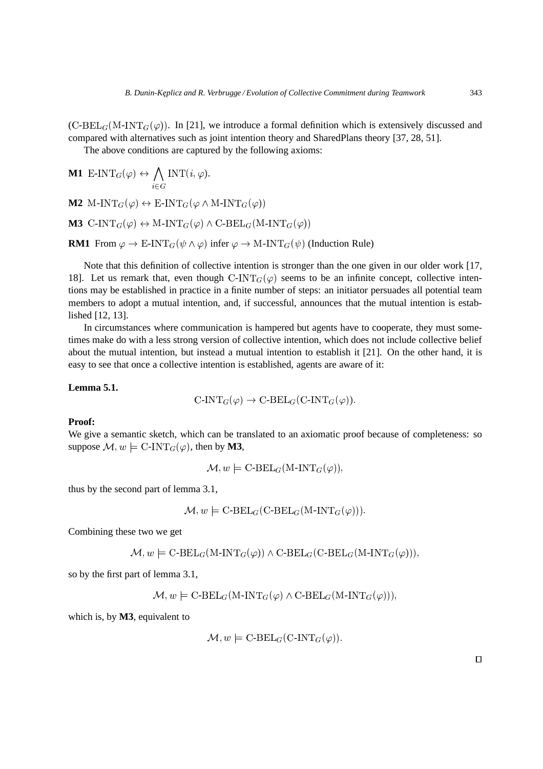$(\text{C-BEL}_G(\text{M-INT}_G(\varphi))$. In [21], we introduce a formal definition which is extensively discussed and compared with alternatives such as joint intention theory and SharedPlans theory [37, 28, 51].

The above conditions are captured by the following axioms:

**M1** $\text{E-INT}_G(\varphi) \leftrightarrow \bigwedge_{i \in G} \text{INT}(i, \varphi)$.

**M2** $\text{M-INT}_G(\varphi) \leftrightarrow \text{E-INT}_G(\varphi \wedge \text{M-INT}_G(\varphi))$

**M3** $\text{C-INT}_G(\varphi) \leftrightarrow \text{M-INT}_G(\varphi) \wedge \text{C-BEL}_G(\text{M-INT}_G(\varphi))$

**RM1** From $\varphi \to \text{E-INT}_G(\psi \wedge \varphi)$ infer $\varphi \to \text{M-INT}_G(\psi)$ (Induction Rule)

Note that this definition of collective intention is stronger than the one given in our older work [17, 18]. Let us remark that, even though $\text{C-INT}_G(\varphi)$ seems to be an infinite concept, collective intentions may be established in practice in a finite number of steps: an initiator persuades all potential team members to adopt a mutual intention, and, if successful, announces that the mutual intention is established [12, 13].

In circumstances where communication is hampered but agents have to cooperate, they must sometimes make do with a less strong version of collective intention, which does not include collective belief about the mutual intention, but instead a mutual intention to establish it [21]. On the other hand, it is easy to see that once a collective intention is established, agents are aware of it:

**Lemma 5.1.**

$$\text{C-INT}_G(\varphi) \to \text{C-BEL}_G(\text{C-INT}_G(\varphi)).$$

**Proof:**
We give a semantic sketch, which can be translated to an axiomatic proof because of completeness: so suppose $\mathcal{M}, w \models \text{C-INT}_G(\varphi)$, then by **M3**,

$$\mathcal{M}, w \models \text{C-BEL}_G(\text{M-INT}_G(\varphi)),$$

thus by the second part of lemma 3.1,

$$\mathcal{M}, w \models \text{C-BEL}_G(\text{C-BEL}_G(\text{M-INT}_G(\varphi))).$$

Combining these two we get

$$\mathcal{M}, w \models \text{C-BEL}_G(\text{M-INT}_G(\varphi)) \wedge \text{C-BEL}_G(\text{C-BEL}_G(\text{M-INT}_G(\varphi))),$$

so by the first part of lemma 3.1,

$$\mathcal{M}, w \models \text{C-BEL}_G(\text{M-INT}_G(\varphi) \wedge \text{C-BEL}_G(\text{M-INT}_G(\varphi))),$$

which is, by **M3**, equivalent to

$$\mathcal{M}, w \models \text{C-BEL}_G(\text{C-INT}_G(\varphi)).$$

□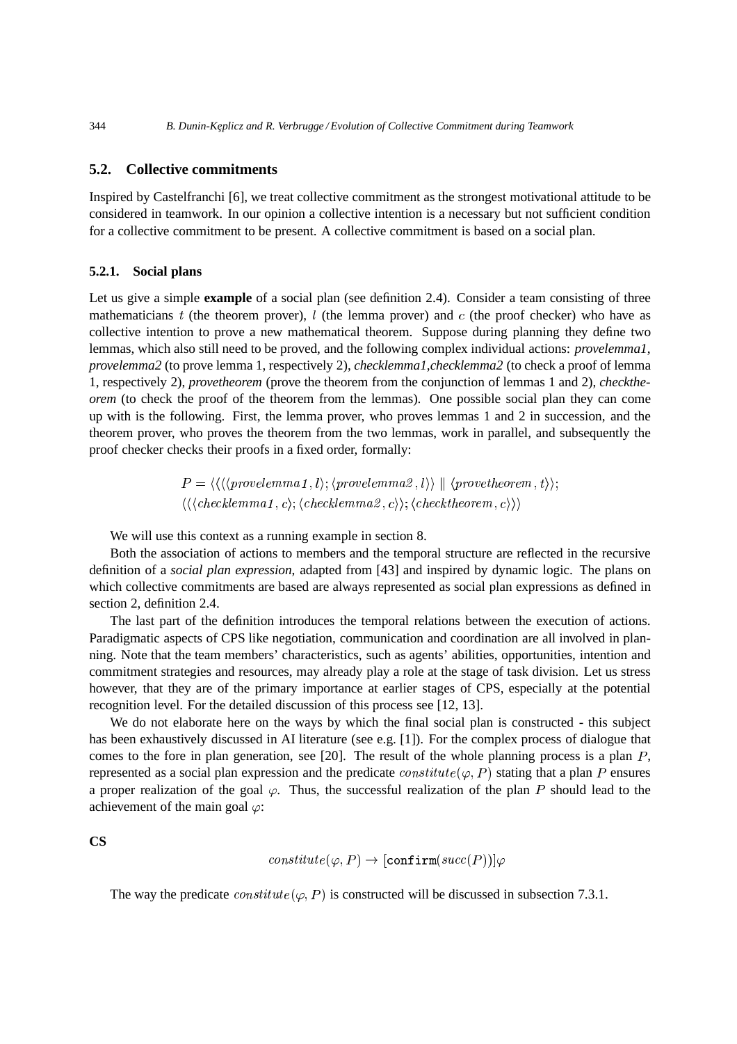## 5.2. Collective commitments

Inspired by Castelfranchi [6], we treat collective commitment as the strongest motivational attitude to be considered in teamwork. In our opinion a collective intention is a necessary but not sufficient condition for a collective commitment to be present. A collective commitment is based on a social plan.

### 5.2.1. Social plans

Let us give a simple **example** of a social plan (see definition 2.4). Consider a team consisting of three mathematicians $t$ (the theorem prover), $l$ (the lemma prover) and $c$ (the proof checker) who have as collective intention to prove a new mathematical theorem. Suppose during planning they define two lemmas, which also still need to be proved, and the following complex individual actions: *provelemma1*, *provelemma2* (to prove lemma 1, respectively 2), *checklemma1,checklemma2* (to check a proof of lemma 1, respectively 2), *provetheorem* (prove the theorem from the conjunction of lemmas 1 and 2), *checktheorem* (to check the proof of the theorem from the lemmas). One possible social plan they can come up with is the following. First, the lemma prover, who proves lemmas 1 and 2 in succession, and the theorem prover, who proves the theorem from the two lemmas, work in parallel, and subsequently the proof checker checks their proofs in a fixed order, formally:

$$P = \langle\langle\langle\langle provelemma1, l\rangle; \langle provelemma2, l\rangle\rangle \parallel \langle provetheorem, t\rangle\rangle;$$
$$\langle\langle\langle checklemma1, c\rangle; \langle checklemma2, c\rangle\rangle; \langle checktheorem, c\rangle\rangle\rangle$$

We will use this context as a running example in section 8.

Both the association of actions to members and the temporal structure are reflected in the recursive definition of a *social plan expression*, adapted from [43] and inspired by dynamic logic. The plans on which collective commitments are based are always represented as social plan expressions as defined in section 2, definition 2.4.

The last part of the definition introduces the temporal relations between the execution of actions. Paradigmatic aspects of CPS like negotiation, communication and coordination are all involved in planning. Note that the team members' characteristics, such as agents' abilities, opportunities, intention and commitment strategies and resources, may already play a role at the stage of task division. Let us stress however, that they are of the primary importance at earlier stages of CPS, especially at the potential recognition level. For the detailed discussion of this process see [12, 13].

We do not elaborate here on the ways by which the final social plan is constructed - this subject has been exhaustively discussed in AI literature (see e.g. [1]). For the complex process of dialogue that comes to the fore in plan generation, see [20]. The result of the whole planning process is a plan $P$, represented as a social plan expression and the predicate $constitute(\varphi, P)$ stating that a plan $P$ ensures a proper realization of the goal $\varphi$. Thus, the successful realization of the plan $P$ should lead to the achievement of the main goal $\varphi$:

**CS**

$$constitute(\varphi, P) \rightarrow [\texttt{confirm}(succ(P))]\varphi$$

The way the predicate $constitute(\varphi, P)$ is constructed will be discussed in subsection 7.3.1.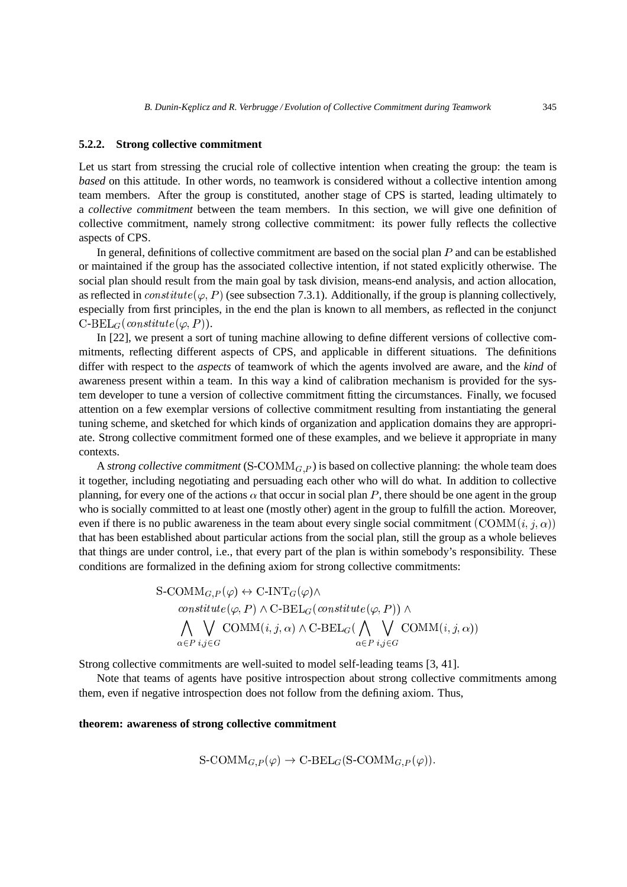#### 5.2.2. Strong collective commitment

Let us start from stressing the crucial role of collective intention when creating the group: the team is *based* on this attitude. In other words, no teamwork is considered without a collective intention among team members. After the group is constituted, another stage of CPS is started, leading ultimately to a *collective commitment* between the team members. In this section, we will give one definition of collective commitment, namely strong collective commitment: its power fully reflects the collective aspects of CPS.

In general, definitions of collective commitment are based on the social plan $P$ and can be established or maintained if the group has the associated collective intention, if not stated explicitly otherwise. The social plan should result from the main goal by task division, means-end analysis, and action allocation, as reflected in $constitute(\varphi, P)$ (see subsection 7.3.1). Additionally, if the group is planning collectively, especially from first principles, in the end the plan is known to all members, as reflected in the conjunct $\text{C-BEL}_G(constitute(\varphi, P))$.

In [22], we present a sort of tuning machine allowing to define different versions of collective commitments, reflecting different aspects of CPS, and applicable in different situations. The definitions differ with respect to the *aspects* of teamwork of which the agents involved are aware, and the *kind* of awareness present within a team. In this way a kind of calibration mechanism is provided for the system developer to tune a version of collective commitment fitting the circumstances. Finally, we focused attention on a few exemplar versions of collective commitment resulting from instantiating the general tuning scheme, and sketched for which kinds of organization and application domains they are appropriate. Strong collective commitment formed one of these examples, and we believe it appropriate in many contexts.

A *strong collective commitment* ($\text{S-COMM}_{G,P}$) is based on collective planning: the whole team does it together, including negotiating and persuading each other who will do what. In addition to collective planning, for every one of the actions $\alpha$ that occur in social plan $P$, there should be one agent in the group who is socially committed to at least one (mostly other) agent in the group to fulfill the action. Moreover, even if there is no public awareness in the team about every single social commitment $(\text{COMM}(i, j, \alpha))$ that has been established about particular actions from the social plan, still the group as a whole believes that things are under control, i.e., that every part of the plan is within somebody's responsibility. These conditions are formalized in the defining axiom for strong collective commitments:

$$\begin{aligned}
&\text{S-COMM}_{G,P}(\varphi) \leftrightarrow \text{C-INT}_G(\varphi) \wedge \\
&\quad constitute(\varphi, P) \wedge \text{C-BEL}_G(constitute(\varphi, P)) \wedge \\
&\quad \bigwedge_{\alpha \in P} \bigvee_{i,j \in G} \text{COMM}(i, j, \alpha) \wedge \text{C-BEL}_G(\bigwedge_{\alpha \in P} \bigvee_{i,j \in G} \text{COMM}(i, j, \alpha))
\end{aligned}$$

Strong collective commitments are well-suited to model self-leading teams [3, 41].

Note that teams of agents have positive introspection about strong collective commitments among them, even if negative introspection does not follow from the defining axiom. Thus,

**theorem: awareness of strong collective commitment**

$$\text{S-COMM}_{G,P}(\varphi) \rightarrow \text{C-BEL}_G(\text{S-COMM}_{G,P}(\varphi)).$$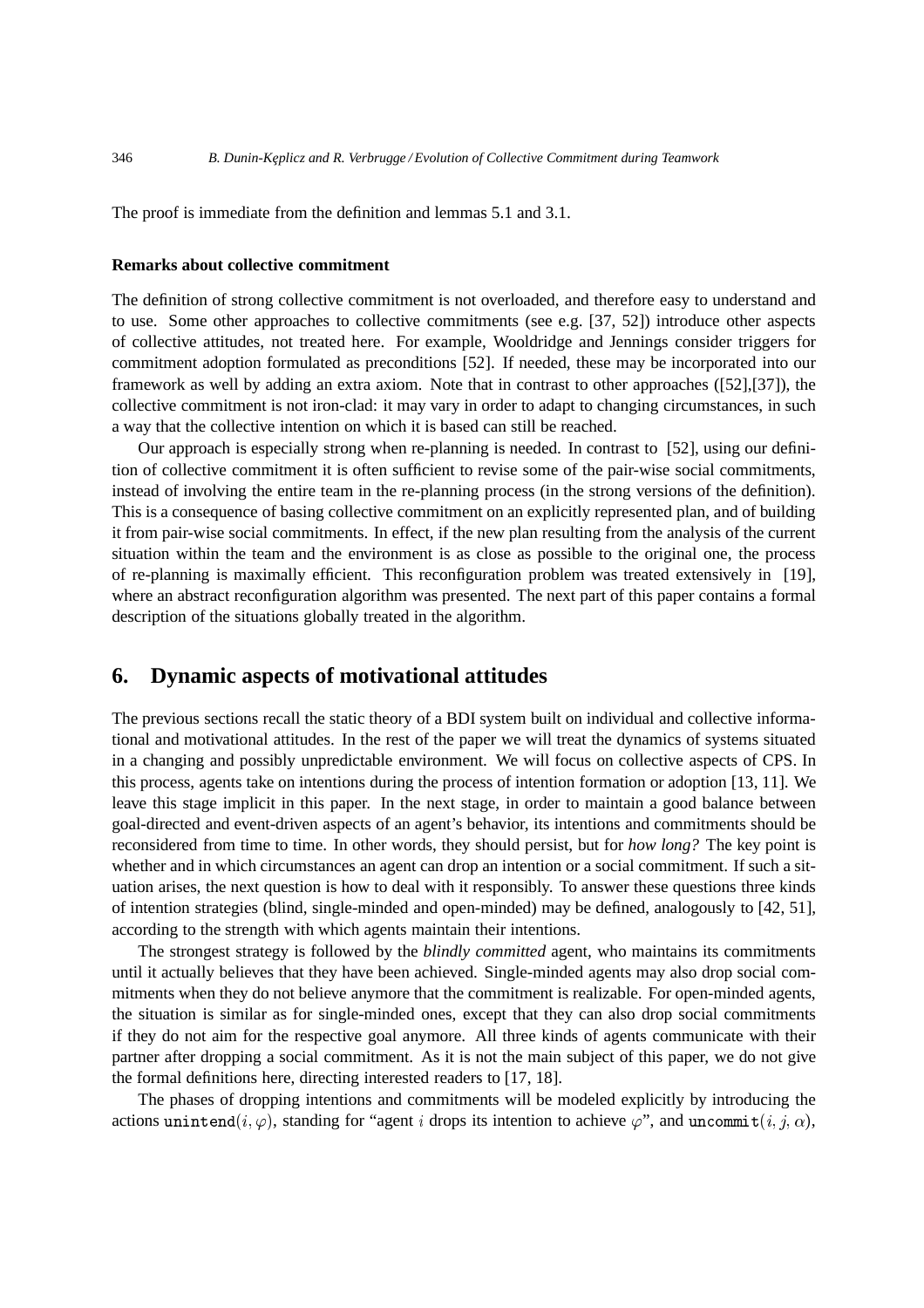The proof is immediate from the definition and lemmas 5.1 and 3.1.

**Remarks about collective commitment**

The definition of strong collective commitment is not overloaded, and therefore easy to understand and to use. Some other approaches to collective commitments (see e.g. [37, 52]) introduce other aspects of collective attitudes, not treated here. For example, Wooldridge and Jennings consider triggers for commitment adoption formulated as preconditions [52]. If needed, these may be incorporated into our framework as well by adding an extra axiom. Note that in contrast to other approaches ([52],[37]), the collective commitment is not iron-clad: it may vary in order to adapt to changing circumstances, in such a way that the collective intention on which it is based can still be reached.

Our approach is especially strong when re-planning is needed. In contrast to [52], using our definition of collective commitment it is often sufficient to revise some of the pair-wise social commitments, instead of involving the entire team in the re-planning process (in the strong versions of the definition). This is a consequence of basing collective commitment on an explicitly represented plan, and of building it from pair-wise social commitments. In effect, if the new plan resulting from the analysis of the current situation within the team and the environment is as close as possible to the original one, the process of re-planning is maximally efficient. This reconfiguration problem was treated extensively in [19], where an abstract reconfiguration algorithm was presented. The next part of this paper contains a formal description of the situations globally treated in the algorithm.

## 6. Dynamic aspects of motivational attitudes

The previous sections recall the static theory of a BDI system built on individual and collective informational and motivational attitudes. In the rest of the paper we will treat the dynamics of systems situated in a changing and possibly unpredictable environment. We will focus on collective aspects of CPS. In this process, agents take on intentions during the process of intention formation or adoption [13, 11]. We leave this stage implicit in this paper. In the next stage, in order to maintain a good balance between goal-directed and event-driven aspects of an agent's behavior, its intentions and commitments should be reconsidered from time to time. In other words, they should persist, but for *how long?* The key point is whether and in which circumstances an agent can drop an intention or a social commitment. If such a situation arises, the next question is how to deal with it responsibly. To answer these questions three kinds of intention strategies (blind, single-minded and open-minded) may be defined, analogously to [42, 51], according to the strength with which agents maintain their intentions.

The strongest strategy is followed by the *blindly committed* agent, who maintains its commitments until it actually believes that they have been achieved. Single-minded agents may also drop social commitments when they do not believe anymore that the commitment is realizable. For open-minded agents, the situation is similar as for single-minded ones, except that they can also drop social commitments if they do not aim for the respective goal anymore. All three kinds of agents communicate with their partner after dropping a social commitment. As it is not the main subject of this paper, we do not give the formal definitions here, directing interested readers to [17, 18].

The phases of dropping intentions and commitments will be modeled explicitly by introducing the actions $\mathtt{unintend}(i, \varphi)$, standing for "agent $i$ drops its intention to achieve $\varphi$", and $\mathtt{uncommit}(i, j, \alpha)$,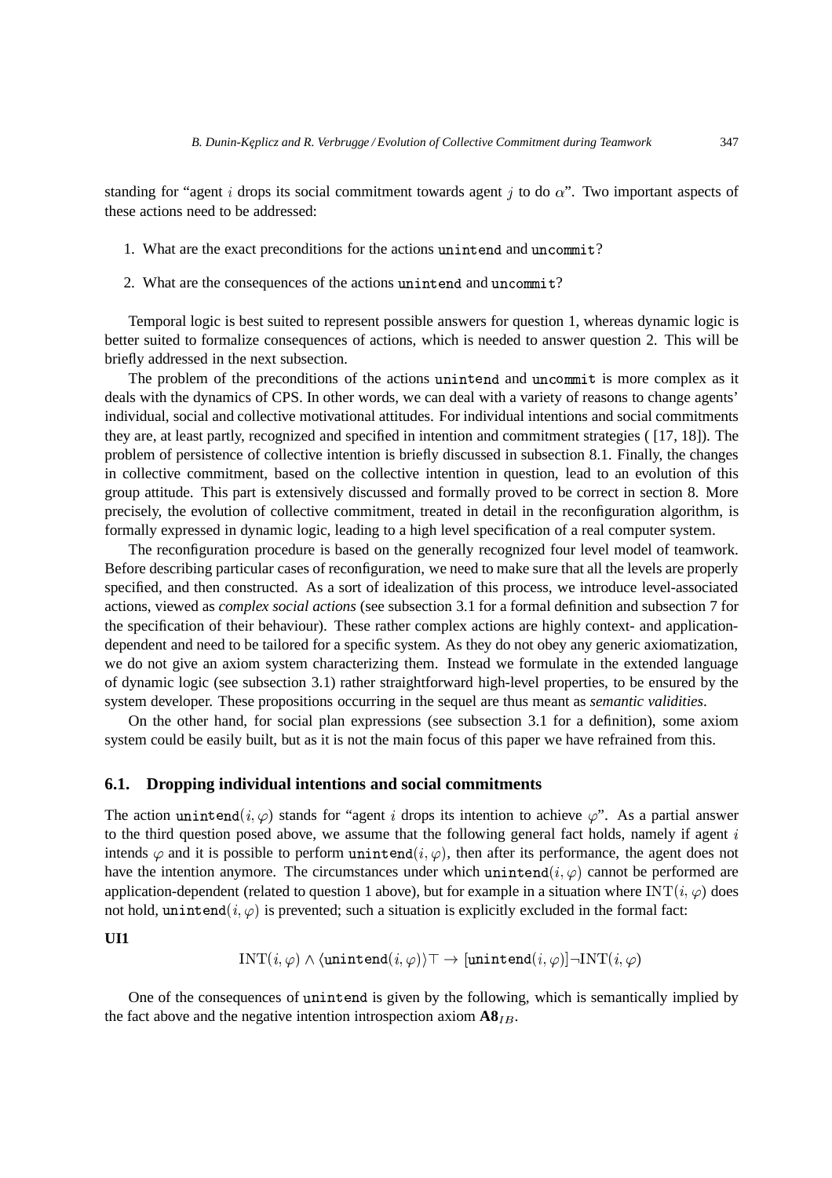standing for "agent $i$ drops its social commitment towards agent $j$ to do $\alpha$". Two important aspects of these actions need to be addressed:

1. What are the exact preconditions for the actions unintend and uncommit?
2. What are the consequences of the actions unintend and uncommit?

Temporal logic is best suited to represent possible answers for question 1, whereas dynamic logic is better suited to formalize consequences of actions, which is needed to answer question 2. This will be briefly addressed in the next subsection.

The problem of the preconditions of the actions unintend and uncommit is more complex as it deals with the dynamics of CPS. In other words, we can deal with a variety of reasons to change agents' individual, social and collective motivational attitudes. For individual intentions and social commitments they are, at least partly, recognized and specified in intention and commitment strategies ( [17, 18]). The problem of persistence of collective intention is briefly discussed in subsection 8.1. Finally, the changes in collective commitment, based on the collective intention in question, lead to an evolution of this group attitude. This part is extensively discussed and formally proved to be correct in section 8. More precisely, the evolution of collective commitment, treated in detail in the reconfiguration algorithm, is formally expressed in dynamic logic, leading to a high level specification of a real computer system.

The reconfiguration procedure is based on the generally recognized four level model of teamwork. Before describing particular cases of reconfiguration, we need to make sure that all the levels are properly specified, and then constructed. As a sort of idealization of this process, we introduce level-associated actions, viewed as *complex social actions* (see subsection 3.1 for a formal definition and subsection 7 for the specification of their behaviour). These rather complex actions are highly context- and application-dependent and need to be tailored for a specific system. As they do not obey any generic axiomatization, we do not give an axiom system characterizing them. Instead we formulate in the extended language of dynamic logic (see subsection 3.1) rather straightforward high-level properties, to be ensured by the system developer. These propositions occurring in the sequel are thus meant as *semantic validities*.

On the other hand, for social plan expressions (see subsection 3.1 for a definition), some axiom system could be easily built, but as it is not the main focus of this paper we have refrained from this.

### 6.1. Dropping individual intentions and social commitments

The action $\texttt{unintend}(i, \varphi)$ stands for "agent $i$ drops its intention to achieve $\varphi$". As a partial answer to the third question posed above, we assume that the following general fact holds, namely if agent $i$ intends $\varphi$ and it is possible to perform $\texttt{unintend}(i, \varphi)$, then after its performance, the agent does not have the intention anymore. The circumstances under which $\texttt{unintend}(i, \varphi)$ cannot be performed are application-dependent (related to question 1 above), but for example in a situation where $\mathrm{INT}(i, \varphi)$ does not hold, $\texttt{unintend}(i, \varphi)$ is prevented; such a situation is explicitly excluded in the formal fact:

**UI1**

$$\mathrm{INT}(i, \varphi) \wedge \langle \texttt{unintend}(i, \varphi) \rangle \top \rightarrow [\texttt{unintend}(i, \varphi)] \neg \mathrm{INT}(i, \varphi)$$

One of the consequences of unintend is given by the following, which is semantically implied by the fact above and the negative intention introspection axiom $\mathbf{A8}_{IB}$.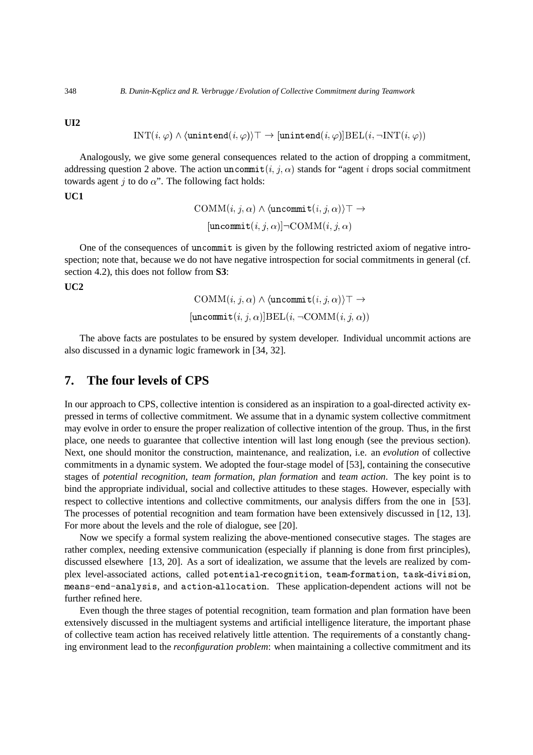**UI2**

$$\mathrm{INT}(i,\varphi) \wedge \langle \mathtt{unintend}(i,\varphi)\rangle \top \rightarrow [\mathtt{unintend}(i,\varphi)]\mathrm{BEL}(i,\neg\mathrm{INT}(i,\varphi))$$

Analogously, we give some general consequences related to the action of dropping a commitment, addressing question 2 above. The action $\mathtt{uncommit}(i,j,\alpha)$ stands for "agent $i$ drops social commitment towards agent $j$ to do $\alpha$". The following fact holds:

**UC1**

$$\mathrm{COMM}(i,j,\alpha) \wedge \langle \mathtt{uncommit}(i,j,\alpha)\rangle \top \rightarrow$$
$$[\mathtt{uncommit}(i,j,\alpha)]\neg\mathrm{COMM}(i,j,\alpha)$$

One of the consequences of `uncommit` is given by the following restricted axiom of negative introspection; note that, because we do not have negative introspection for social commitments in general (cf. section 4.2), this does not follow from **S3**:

**UC2**

$$\mathrm{COMM}(i,j,\alpha) \wedge \langle \mathtt{uncommit}(i,j,\alpha)\rangle \top \rightarrow$$
$$[\mathtt{uncommit}(i,j,\alpha)]\mathrm{BEL}(i,\neg\mathrm{COMM}(i,j,\alpha))$$

The above facts are postulates to be ensured by system developer. Individual uncommit actions are also discussed in a dynamic logic framework in [34, 32].

## 7. The four levels of CPS

In our approach to CPS, collective intention is considered as an inspiration to a goal-directed activity expressed in terms of collective commitment. We assume that in a dynamic system collective commitment may evolve in order to ensure the proper realization of collective intention of the group. Thus, in the first place, one needs to guarantee that collective intention will last long enough (see the previous section). Next, one should monitor the construction, maintenance, and realization, i.e. an *evolution* of collective commitments in a dynamic system. We adopted the four-stage model of [53], containing the consecutive stages of *potential recognition*, *team formation*, *plan formation* and *team action*. The key point is to bind the appropriate individual, social and collective attitudes to these stages. However, especially with respect to collective intentions and collective commitments, our analysis differs from the one in [53]. The processes of potential recognition and team formation have been extensively discussed in [12, 13]. For more about the levels and the role of dialogue, see [20].

Now we specify a formal system realizing the above-mentioned consecutive stages. The stages are rather complex, needing extensive communication (especially if planning is done from first principles), discussed elsewhere [13, 20]. As a sort of idealization, we assume that the levels are realized by complex level-associated actions, called `potential-recognition`, `team-formation`, `task-division`, `means-end-analysis`, and `action-allocation`. These application-dependent actions will not be further refined here.

Even though the three stages of potential recognition, team formation and plan formation have been extensively discussed in the multiagent systems and artificial intelligence literature, the important phase of collective team action has received relatively little attention. The requirements of a constantly changing environment lead to the *reconfiguration problem*: when maintaining a collective commitment and its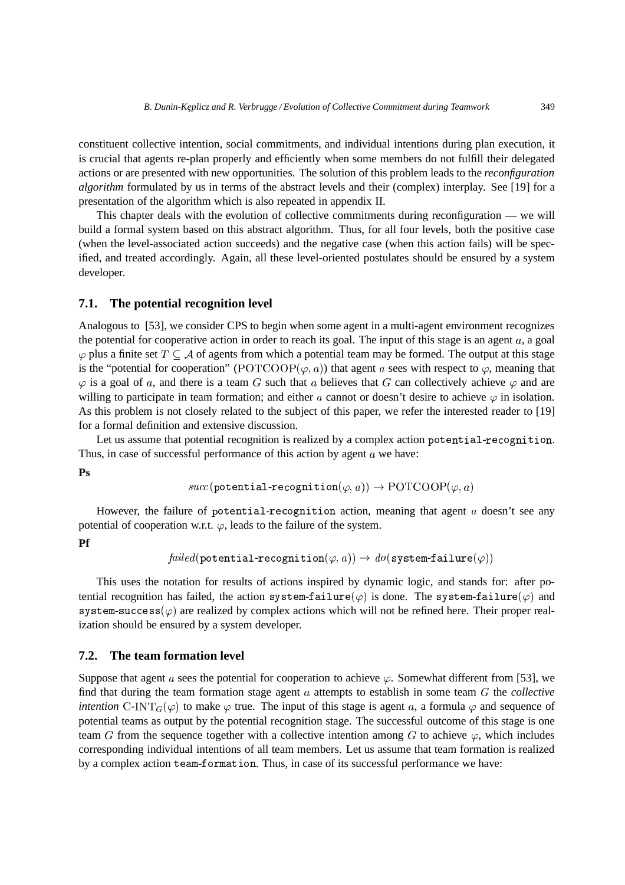constituent collective intention, social commitments, and individual intentions during plan execution, it is crucial that agents re-plan properly and efficiently when some members do not fulfill their delegated actions or are presented with new opportunities. The solution of this problem leads to the *reconfiguration algorithm* formulated by us in terms of the abstract levels and their (complex) interplay. See [19] for a presentation of the algorithm which is also repeated in appendix II.

This chapter deals with the evolution of collective commitments during reconfiguration — we will build a formal system based on this abstract algorithm. Thus, for all four levels, both the positive case (when the level-associated action succeeds) and the negative case (when this action fails) will be specified, and treated accordingly. Again, all these level-oriented postulates should be ensured by a system developer.

### 7.1. The potential recognition level

Analogous to [53], we consider CPS to begin when some agent in a multi-agent environment recognizes the potential for cooperative action in order to reach its goal. The input of this stage is an agent $a$, a goal $\varphi$ plus a finite set $T \subseteq \mathcal{A}$ of agents from which a potential team may be formed. The output at this stage is the "potential for cooperation" ($\mathrm{POTCOOP}(\varphi, a)$) that agent $a$ sees with respect to $\varphi$, meaning that $\varphi$ is a goal of $a$, and there is a team $G$ such that $a$ believes that $G$ can collectively achieve $\varphi$ and are willing to participate in team formation; and either $a$ cannot or doesn't desire to achieve $\varphi$ in isolation. As this problem is not closely related to the subject of this paper, we refer the interested reader to [19] for a formal definition and extensive discussion.

Let us assume that potential recognition is realized by a complex action `potential-recognition`. Thus, in case of successful performance of this action by agent $a$ we have:

**Ps**

$$succ(\texttt{potential-recognition}(\varphi, a)) \rightarrow \mathrm{POTCOOP}(\varphi, a)$$

However, the failure of `potential-recognition` action, meaning that agent $a$ doesn't see any potential of cooperation w.r.t. $\varphi$, leads to the failure of the system.

**Pf**

$$failed(\texttt{potential-recognition}(\varphi, a)) \rightarrow do(\texttt{system-failure}(\varphi))$$

This uses the notation for results of actions inspired by dynamic logic, and stands for: after potential recognition has failed, the action `system-failure`$(\varphi)$ is done. The `system-failure`$(\varphi)$ and `system-success`$(\varphi)$ are realized by complex actions which will not be refined here. Their proper realization should be ensured by a system developer.

### 7.2. The team formation level

Suppose that agent $a$ sees the potential for cooperation to achieve $\varphi$. Somewhat different from [53], we find that during the team formation stage agent $a$ attempts to establish in some team $G$ the *collective intention* $\text{C-INT}_G(\varphi)$ to make $\varphi$ true. The input of this stage is agent $a$, a formula $\varphi$ and sequence of potential teams as output by the potential recognition stage. The successful outcome of this stage is one team $G$ from the sequence together with a collective intention among $G$ to achieve $\varphi$, which includes corresponding individual intentions of all team members. Let us assume that team formation is realized by a complex action `team-formation`. Thus, in case of its successful performance we have: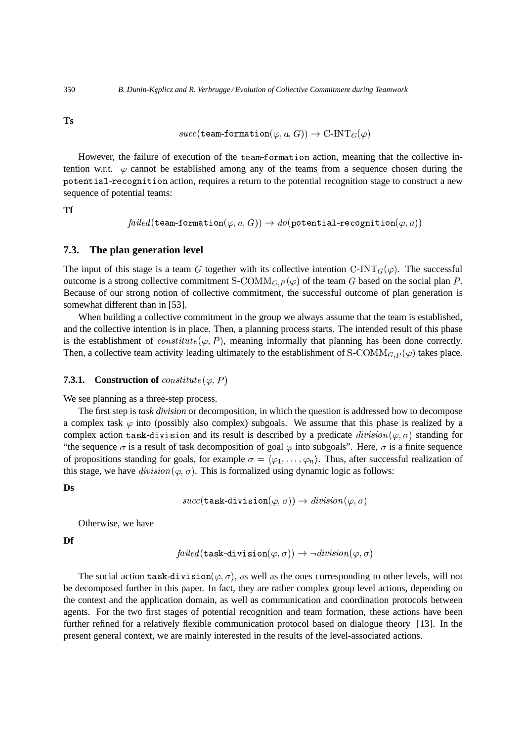**Ts**

$$succ(\texttt{team-formation}(\varphi, a, G)) \rightarrow \text{C-INT}_G(\varphi)$$

However, the failure of execution of the team-formation action, meaning that the collective intention w.r.t. $\varphi$ cannot be established among any of the teams from a sequence chosen during the potential-recognition action, requires a return to the potential recognition stage to construct a new sequence of potential teams:

**Tf**

$$failed(\texttt{team-formation}(\varphi, a, G)) \rightarrow do(\texttt{potential-recognition}(\varphi, a))$$

### 7.3. The plan generation level

The input of this stage is a team $G$ together with its collective intention $\text{C-INT}_G(\varphi)$. The successful outcome is a strong collective commitment $\text{S-COMM}_{G,P}(\varphi)$ of the team $G$ based on the social plan $P$. Because of our strong notion of collective commitment, the successful outcome of plan generation is somewhat different than in [53].

When building a collective commitment in the group we always assume that the team is established, and the collective intention is in place. Then, a planning process starts. The intended result of this phase is the establishment of $constitute(\varphi, P)$, meaning informally that planning has been done correctly. Then, a collective team activity leading ultimately to the establishment of $\text{S-COMM}_{G,P}(\varphi)$ takes place.

#### 7.3.1. Construction of $constitute(\varphi, P)$

We see planning as a three-step process.

The first step is *task division* or decomposition, in which the question is addressed how to decompose a complex task $\varphi$ into (possibly also complex) subgoals. We assume that this phase is realized by a complex action task-division and its result is described by a predicate $division(\varphi, \sigma)$ standing for "the sequence $\sigma$ is a result of task decomposition of goal $\varphi$ into subgoals". Here, $\sigma$ is a finite sequence of propositions standing for goals, for example $\sigma = \langle \varphi_1, \ldots, \varphi_n \rangle$. Thus, after successful realization of this stage, we have $division(\varphi, \sigma)$. This is formalized using dynamic logic as follows:

**Ds**

$$succ(\texttt{task-division}(\varphi, \sigma)) \rightarrow division(\varphi, \sigma)$$

Otherwise, we have

**Df**

$$failed(\texttt{task-division}(\varphi, \sigma)) \rightarrow \neg division(\varphi, \sigma)$$

The social action $\texttt{task-division}(\varphi, \sigma)$, as well as the ones corresponding to other levels, will not be decomposed further in this paper. In fact, they are rather complex group level actions, depending on the context and the application domain, as well as communication and coordination protocols between agents. For the two first stages of potential recognition and team formation, these actions have been further refined for a relatively flexible communication protocol based on dialogue theory [13]. In the present general context, we are mainly interested in the results of the level-associated actions.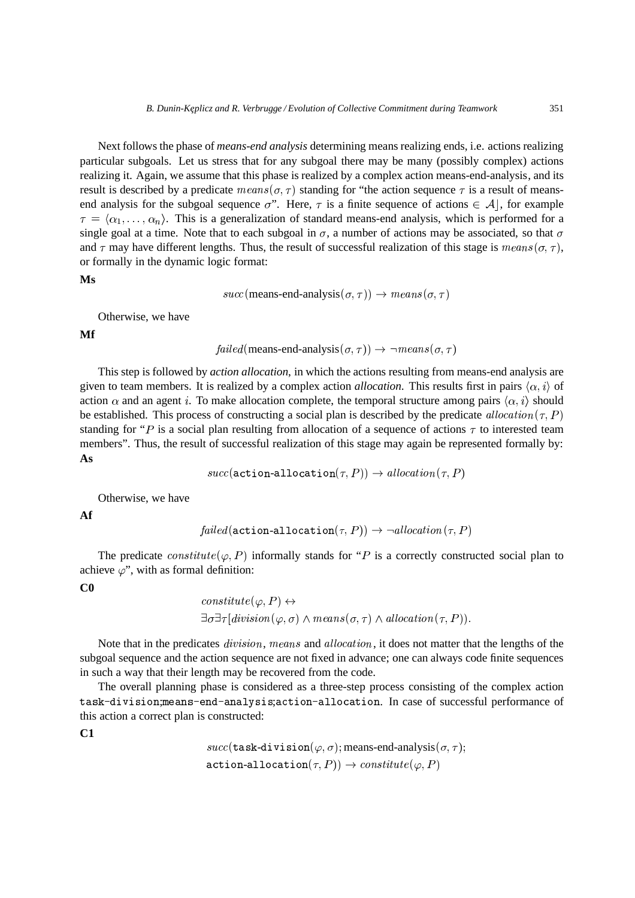Next follows the phase of *means-end analysis* determining means realizing ends, i.e. actions realizing particular subgoals. Let us stress that for any subgoal there may be many (possibly complex) actions realizing it. Again, we assume that this phase is realized by a complex action means-end-analysis, and its result is described by a predicate $means(\sigma, \tau)$ standing for "the action sequence $\tau$ is a result of means-end analysis for the subgoal sequence $\sigma$". Here, $\tau$ is a finite sequence of actions $\in \mathcal{A}\rfloor$, for example $\tau = \langle \alpha_1, \ldots, \alpha_n \rangle$. This is a generalization of standard means-end analysis, which is performed for a single goal at a time. Note that to each subgoal in $\sigma$, a number of actions may be associated, so that $\sigma$ and $\tau$ may have different lengths. Thus, the result of successful realization of this stage is $means(\sigma, \tau)$, or formally in the dynamic logic format:

**Ms**

$$succ(\text{means-end-analysis}(\sigma, \tau)) \rightarrow means(\sigma, \tau)$$

Otherwise, we have

**Mf**

$$failed(\text{means-end-analysis}(\sigma, \tau)) \rightarrow \neg means(\sigma, \tau)$$

This step is followed by *action allocation*, in which the actions resulting from means-end analysis are given to team members. It is realized by a complex action *allocation*. This results first in pairs $\langle \alpha, i \rangle$ of action $\alpha$ and an agent $i$. To make allocation complete, the temporal structure among pairs $\langle \alpha, i \rangle$ should be established. This process of constructing a social plan is described by the predicate $allocation(\tau, P)$ standing for "$P$ is a social plan resulting from allocation of a sequence of actions $\tau$ to interested team members". Thus, the result of successful realization of this stage may again be represented formally by:

**As**

$$succ(\texttt{action-allocation}(\tau, P)) \rightarrow allocation(\tau, P)$$

Otherwise, we have

**Af**

$$failed(\texttt{action-allocation}(\tau, P)) \rightarrow \neg allocation(\tau, P)$$

The predicate $constitute(\varphi, P)$ informally stands for "$P$ is a correctly constructed social plan to achieve $\varphi$", with as formal definition:

**C0**

$$\begin{aligned} & constitute(\varphi, P) \leftrightarrow \\ & \exists \sigma \exists \tau [division(\varphi, \sigma) \wedge means(\sigma, \tau) \wedge allocation(\tau, P)). \end{aligned}$$

Note that in the predicates $division$, $means$ and $allocation$, it does not matter that the lengths of the subgoal sequence and the action sequence are not fixed in advance; one can always code finite sequences in such a way that their length may be recovered from the code.

The overall planning phase is considered as a three-step process consisting of the complex action `task-division;means-end-analysis;action-allocation`. In case of successful performance of this action a correct plan is constructed:

**C1**

$$\begin{aligned} & succ(\texttt{task-division}(\varphi, \sigma); \text{means-end-analysis}(\sigma, \tau); \\ & \texttt{action-allocation}(\tau, P)) \rightarrow constitute(\varphi, P) \end{aligned}$$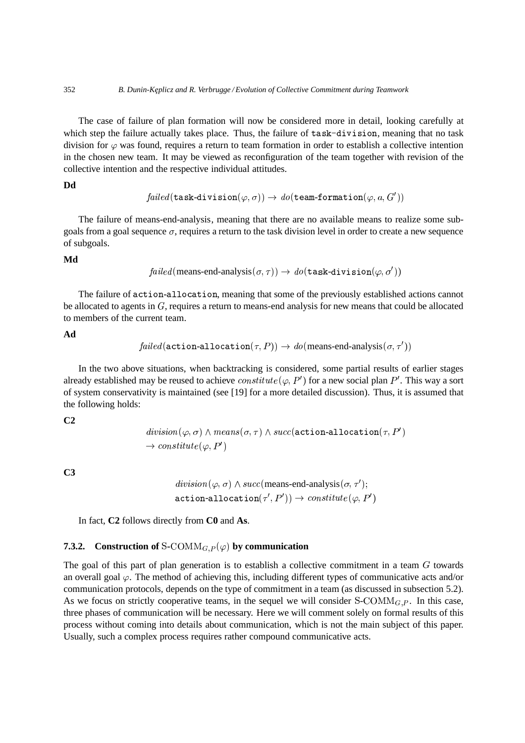The case of failure of plan formation will now be considered more in detail, looking carefully at which step the failure actually takes place. Thus, the failure of task-division, meaning that no task division for $\varphi$ was found, requires a return to team formation in order to establish a collective intention in the chosen new team. It may be viewed as reconfiguration of the team together with revision of the collective intention and the respective individual attitudes.

**Dd**

$$failed(\texttt{task-division}(\varphi, \sigma)) \rightarrow do(\texttt{team-formation}(\varphi, a, G'))$$

The failure of means-end-analysis, meaning that there are no available means to realize some subgoals from a goal sequence $\sigma$, requires a return to the task division level in order to create a new sequence of subgoals.

**Md**

$$failed(\text{means-end-analysis}(\sigma, \tau)) \rightarrow do(\texttt{task-division}(\varphi, \sigma'))$$

The failure of action-allocation, meaning that some of the previously established actions cannot be allocated to agents in $G$, requires a return to means-end analysis for new means that could be allocated to members of the current team.

**Ad**

$$failed(\texttt{action-allocation}(\tau, P)) \rightarrow do(\text{means-end-analysis}(\sigma, \tau'))$$

In the two above situations, when backtracking is considered, some partial results of earlier stages already established may be reused to achieve $constitute(\varphi, P')$ for a new social plan $P'$. This way a sort of system conservativity is maintained (see [19] for a more detailed discussion). Thus, it is assumed that the following holds:

**C2**

$$division(\varphi, \sigma) \wedge means(\sigma, \tau) \wedge succ(\texttt{action-allocation}(\tau, P')$$
$$\rightarrow constitute(\varphi, P')$$

**C3**

$$division(\varphi, \sigma) \wedge succ(\text{means-end-analysis}(\sigma, \tau');$$
$$\texttt{action-allocation}(\tau', P')) \rightarrow constitute(\varphi, P')$$

In fact, **C2** follows directly from **C0** and **As**.

### 7.3.2. Construction of $\text{S-COMM}_{G,P}(\varphi)$ by communication

The goal of this part of plan generation is to establish a collective commitment in a team $G$ towards an overall goal $\varphi$. The method of achieving this, including different types of communicative acts and/or communication protocols, depends on the type of commitment in a team (as discussed in subsection 5.2). As we focus on strictly cooperative teams, in the sequel we will consider $\text{S-COMM}_{G,P}$. In this case, three phases of communication will be necessary. Here we will comment solely on formal results of this process without coming into details about communication, which is not the main subject of this paper. Usually, such a complex process requires rather compound communicative acts.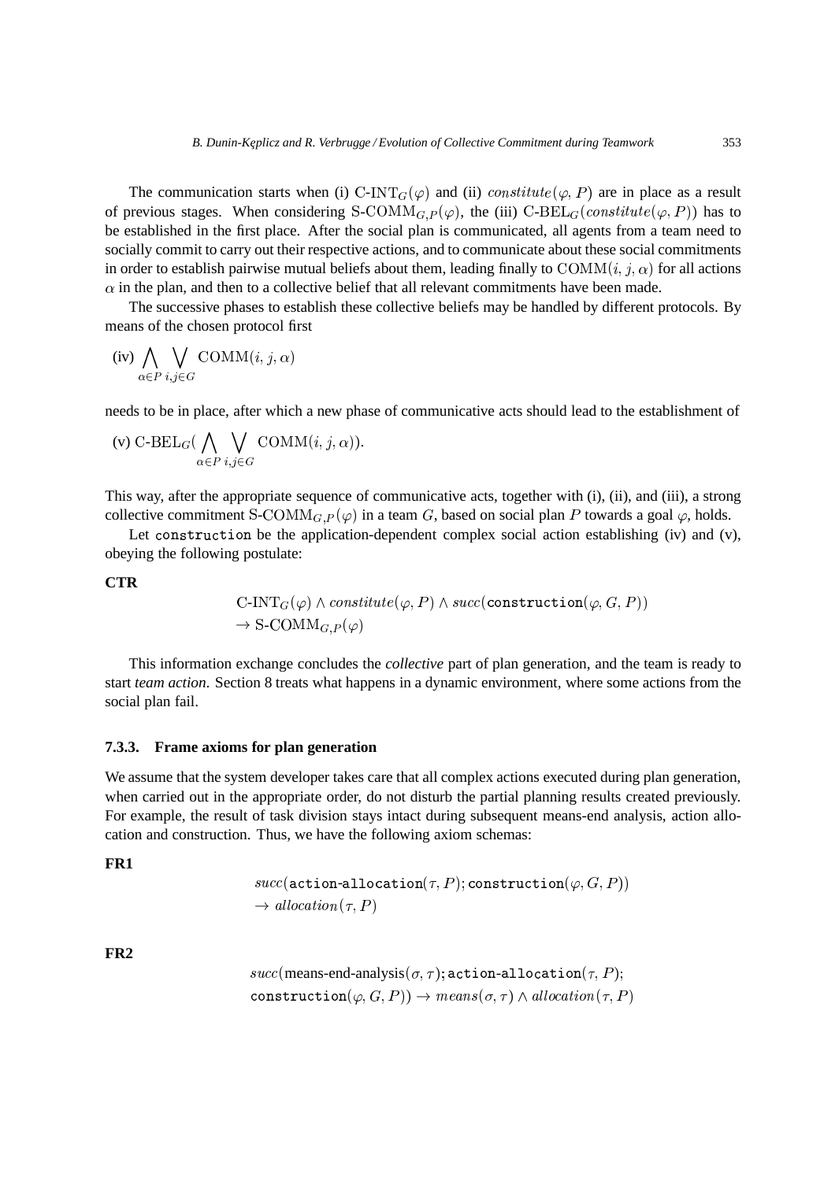The communication starts when (i) $\text{C-INT}_G(\varphi)$ and (ii) $constitute(\varphi, P)$ are in place as a result of previous stages. When considering $\text{S-COMM}_{G,P}(\varphi)$, the (iii) $\text{C-BEL}_G(constitute(\varphi, P))$ has to be established in the first place. After the social plan is communicated, all agents from a team need to socially commit to carry out their respective actions, and to communicate about these social commitments in order to establish pairwise mutual beliefs about them, leading finally to $\text{COMM}(i, j, \alpha)$ for all actions $\alpha$ in the plan, and then to a collective belief that all relevant commitments have been made.

The successive phases to establish these collective beliefs may be handled by different protocols. By means of the chosen protocol first

$$\text{(iv)} \bigwedge_{\alpha \in P} \bigvee_{i,j \in G} \text{COMM}(i, j, \alpha)$$

needs to be in place, after which a new phase of communicative acts should lead to the establishment of

$$\text{(v) C-BEL}_G\Big(\bigwedge_{\alpha \in P} \bigvee_{i,j \in G} \text{COMM}(i, j, \alpha)\Big).$$

This way, after the appropriate sequence of communicative acts, together with (i), (ii), and (iii), a strong collective commitment $\text{S-COMM}_{G,P}(\varphi)$ in a team $G$, based on social plan $P$ towards a goal $\varphi$, holds.

Let `construction` be the application-dependent complex social action establishing (iv) and (v), obeying the following postulate:

**CTR**

$$\text{C-INT}_G(\varphi) \wedge constitute(\varphi, P) \wedge succ(\texttt{construction}(\varphi, G, P)) \\ \rightarrow \text{S-COMM}_{G,P}(\varphi)$$

This information exchange concludes the *collective* part of plan generation, and the team is ready to start *team action*. Section 8 treats what happens in a dynamic environment, where some actions from the social plan fail.

#### 7.3.3. Frame axioms for plan generation

We assume that the system developer takes care that all complex actions executed during plan generation, when carried out in the appropriate order, do not disturb the partial planning results created previously. For example, the result of task division stays intact during subsequent means-end analysis, action allocation and construction. Thus, we have the following axiom schemas:

**FR1**

$$succ(\texttt{action-allocation}(\tau, P); \texttt{construction}(\varphi, G, P)) \\ \rightarrow allocation(\tau, P)$$

**FR2**

$$succ(\text{means-end-analysis}(\sigma, \tau); \texttt{action-allocation}(\tau, P); \\ \texttt{construction}(\varphi, G, P)) \rightarrow means(\sigma, \tau) \wedge allocation(\tau, P)$$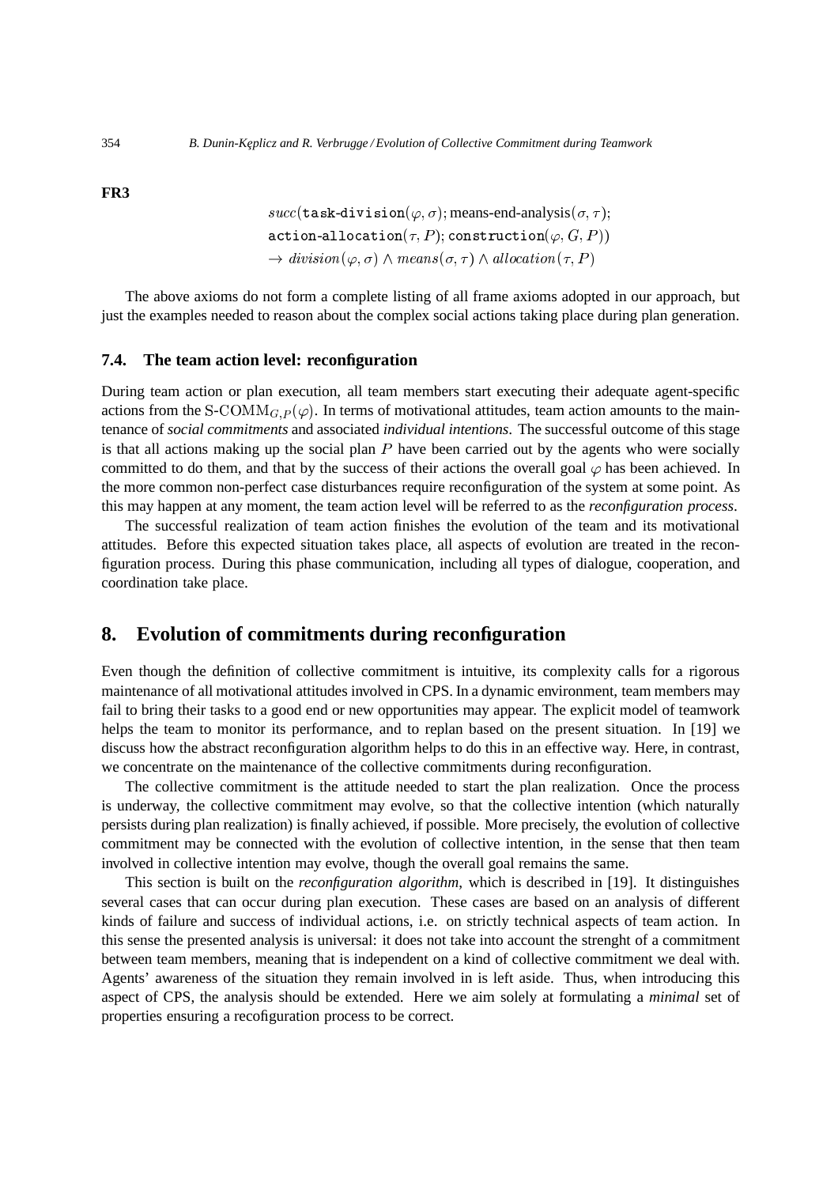**FR3**

$$
\begin{aligned}
& succ(\texttt{task-division}(\varphi, \sigma); \text{means-end-analysis}(\sigma, \tau); \\
& \texttt{action-allocation}(\tau, P); \texttt{construction}(\varphi, G, P)) \\
& \rightarrow division(\varphi, \sigma) \wedge means(\sigma, \tau) \wedge allocation(\tau, P)
\end{aligned}
$$

The above axioms do not form a complete listing of all frame axioms adopted in our approach, but just the examples needed to reason about the complex social actions taking place during plan generation.

### 7.4. The team action level: reconfiguration

During team action or plan execution, all team members start executing their adequate agent-specific actions from the $\text{S-COMM}_{G,P}(\varphi)$. In terms of motivational attitudes, team action amounts to the maintenance of *social commitments* and associated *individual intentions*. The successful outcome of this stage is that all actions making up the social plan $P$ have been carried out by the agents who were socially committed to do them, and that by the success of their actions the overall goal $\varphi$ has been achieved. In the more common non-perfect case disturbances require reconfiguration of the system at some point. As this may happen at any moment, the team action level will be referred to as the *reconfiguration process*.

The successful realization of team action finishes the evolution of the team and its motivational attitudes. Before this expected situation takes place, all aspects of evolution are treated in the reconfiguration process. During this phase communication, including all types of dialogue, cooperation, and coordination take place.

## 8. Evolution of commitments during reconfiguration

Even though the definition of collective commitment is intuitive, its complexity calls for a rigorous maintenance of all motivational attitudes involved in CPS. In a dynamic environment, team members may fail to bring their tasks to a good end or new opportunities may appear. The explicit model of teamwork helps the team to monitor its performance, and to replan based on the present situation. In [19] we discuss how the abstract reconfiguration algorithm helps to do this in an effective way. Here, in contrast, we concentrate on the maintenance of the collective commitments during reconfiguration.

The collective commitment is the attitude needed to start the plan realization. Once the process is underway, the collective commitment may evolve, so that the collective intention (which naturally persists during plan realization) is finally achieved, if possible. More precisely, the evolution of collective commitment may be connected with the evolution of collective intention, in the sense that then team involved in collective intention may evolve, though the overall goal remains the same.

This section is built on the *reconfiguration algorithm*, which is described in [19]. It distinguishes several cases that can occur during plan execution. These cases are based on an analysis of different kinds of failure and success of individual actions, i.e. on strictly technical aspects of team action. In this sense the presented analysis is universal: it does not take into account the strenght of a commitment between team members, meaning that is independent on a kind of collective commitment we deal with. Agents' awareness of the situation they remain involved in is left aside. Thus, when introducing this aspect of CPS, the analysis should be extended. Here we aim solely at formulating a *minimal* set of properties ensuring a recofiguration process to be correct.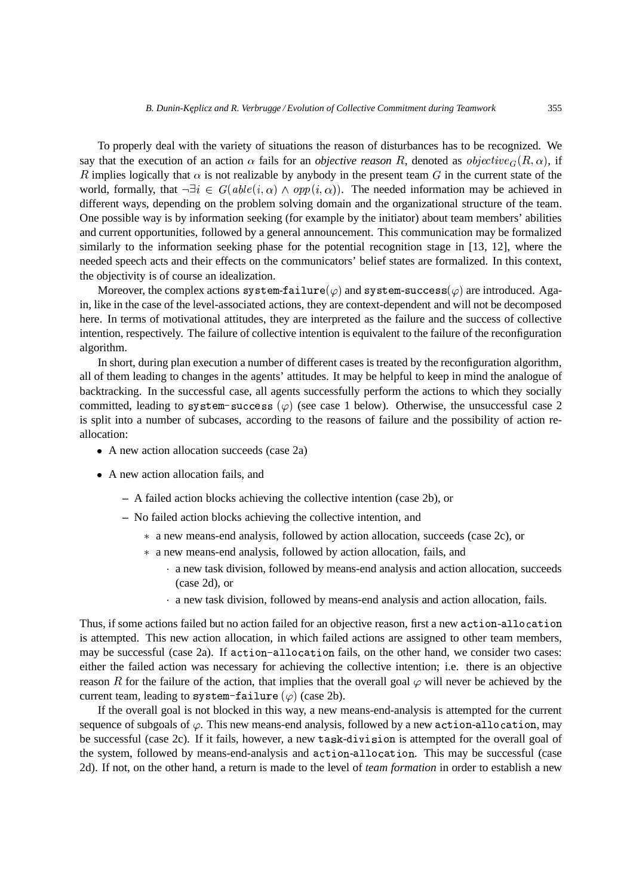To properly deal with the variety of situations the reason of disturbances has to be recognized. We say that the execution of an action $\alpha$ fails for an *objective reason* $R$, denoted as $objective_G(R, \alpha)$, if $R$ implies logically that $\alpha$ is not realizable by anybody in the present team $G$ in the current state of the world, formally, that $\neg\exists i \in G(able(i, \alpha) \wedge opp(i, \alpha))$. The needed information may be achieved in different ways, depending on the problem solving domain and the organizational structure of the team. One possible way is by information seeking (for example by the initiator) about team members' abilities and current opportunities, followed by a general announcement. This communication may be formalized similarly to the information seeking phase for the potential recognition stage in [13, 12], where the needed speech acts and their effects on the communicators' belief states are formalized. In this context, the objectivity is of course an idealization.

Moreover, the complex actions `system-failure`$(\varphi)$ and `system-success`$(\varphi)$ are introduced. Again, like in the case of the level-associated actions, they are context-dependent and will not be decomposed here. In terms of motivational attitudes, they are interpreted as the failure and the success of collective intention, respectively. The failure of collective intention is equivalent to the failure of the reconfiguration algorithm.

In short, during plan execution a number of different cases is treated by the reconfiguration algorithm, all of them leading to changes in the agents' attitudes. It may be helpful to keep in mind the analogue of backtracking. In the successful case, all agents successfully perform the actions to which they socially committed, leading to `system-success` $(\varphi)$ (see case 1 below). Otherwise, the unsuccessful case 2 is split into a number of subcases, according to the reasons of failure and the possibility of action re-allocation:

- A new action allocation succeeds (case 2a)
- A new action allocation fails, and
  - A failed action blocks achieving the collective intention (case 2b), or
  - No failed action blocks achieving the collective intention, and
    - a new means-end analysis, followed by action allocation, succeeds (case 2c), or
    - a new means-end analysis, followed by action allocation, fails, and
      - a new task division, followed by means-end analysis and action allocation, succeeds (case 2d), or
      - a new task division, followed by means-end analysis and action allocation, fails.

Thus, if some actions failed but no action failed for an objective reason, first a new `action-allocation` is attempted. This new action allocation, in which failed actions are assigned to other team members, may be successful (case 2a). If `action-allocation` fails, on the other hand, we consider two cases: either the failed action was necessary for achieving the collective intention; i.e. there is an objective reason $R$ for the failure of the action, that implies that the overall goal $\varphi$ will never be achieved by the current team, leading to `system-failure` $(\varphi)$ (case 2b).

If the overall goal is not blocked in this way, a new means-end-analysis is attempted for the current sequence of subgoals of $\varphi$. This new means-end analysis, followed by a new `action-allocation`, may be successful (case 2c). If it fails, however, a new `task-division` is attempted for the overall goal of the system, followed by means-end-analysis and `action-allocation`. This may be successful (case 2d). If not, on the other hand, a return is made to the level of *team formation* in order to establish a new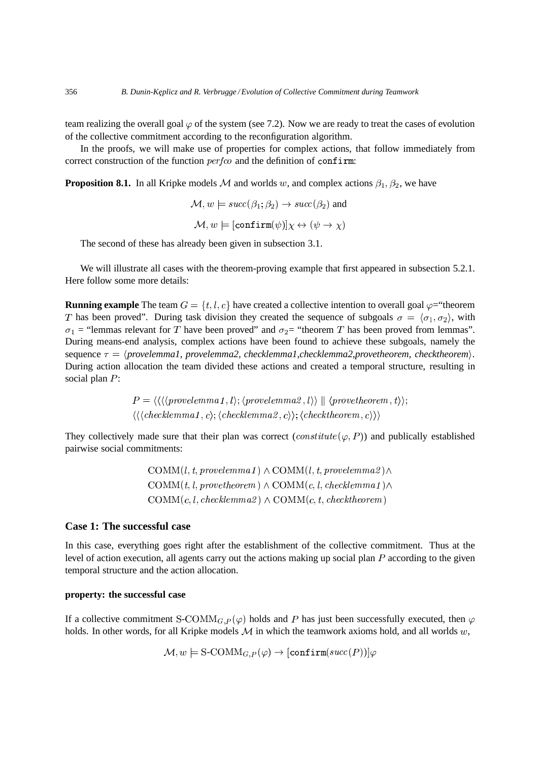team realizing the overall goal $\varphi$ of the system (see 7.2). Now we are ready to treat the cases of evolution of the collective commitment according to the reconfiguration algorithm.

In the proofs, we will make use of properties for complex actions, that follow immediately from correct construction of the function $perfco$ and the definition of $\texttt{confirm}$:

**Proposition 8.1.** In all Kripke models $\mathcal{M}$ and worlds $w$, and complex actions $\beta_1, \beta_2$, we have

$$\mathcal{M}, w \models succ(\beta_1; \beta_2) \rightarrow succ(\beta_2) \text{ and}$$

$$\mathcal{M}, w \models [\texttt{confirm}(\psi)]\chi \leftrightarrow (\psi \rightarrow \chi)$$

The second of these has already been given in subsection 3.1.

We will illustrate all cases with the theorem-proving example that first appeared in subsection 5.2.1. Here follow some more details:

**Running example** The team $G = \{t, l, c\}$ have created a collective intention to overall goal $\varphi$="theorem $T$ has been proved". During task division they created the sequence of subgoals $\sigma = \langle \sigma_1, \sigma_2 \rangle$, with $\sigma_1$ = "lemmas relevant for $T$ have been proved" and $\sigma_2$= "theorem $T$ has been proved from lemmas". During means-end analysis, complex actions have been found to achieve these subgoals, namely the sequence $\tau = \langle$*provelemma1*, *provelemma2*, *checklemma1*,*checklemma2*,*provetheorem*, *checktheorem*$\rangle$. During action allocation the team divided these actions and created a temporal structure, resulting in social plan $P$:

$$P = \langle\langle\langle\langle provelemma1, l\rangle; \langle provelemma2, l\rangle\rangle \parallel \langle provetheorem, t\rangle\rangle;$$
$$\langle\langle\langle checklemma1, c\rangle; \langle checklemma2, c\rangle\rangle; \langle checktheorem, c\rangle\rangle\rangle$$

They collectively made sure that their plan was correct ($constitute(\varphi, P)$) and publically established pairwise social commitments:

$$\begin{aligned}
&\text{COMM}(l, t, provelemma1) \wedge \text{COMM}(l, t, provelemma2) \wedge \\
&\text{COMM}(t, l, provetheorem) \wedge \text{COMM}(c, l, checklemma1) \wedge \\
&\text{COMM}(c, l, checklemma2) \wedge \text{COMM}(c, t, checktheorem)
\end{aligned}$$

## Case 1: The successful case

In this case, everything goes right after the establishment of the collective commitment. Thus at the level of action execution, all agents carry out the actions making up social plan $P$ according to the given temporal structure and the action allocation.

#### property: the successful case

If a collective commitment $\text{S-COMM}_{G,P}(\varphi)$ holds and $P$ has just been successfully executed, then $\varphi$ holds. In other words, for all Kripke models $\mathcal{M}$ in which the teamwork axioms hold, and all worlds $w$,

$$\mathcal{M}, w \models \text{S-COMM}_{G,P}(\varphi) \rightarrow [\texttt{confirm}(succ(P))]\varphi$$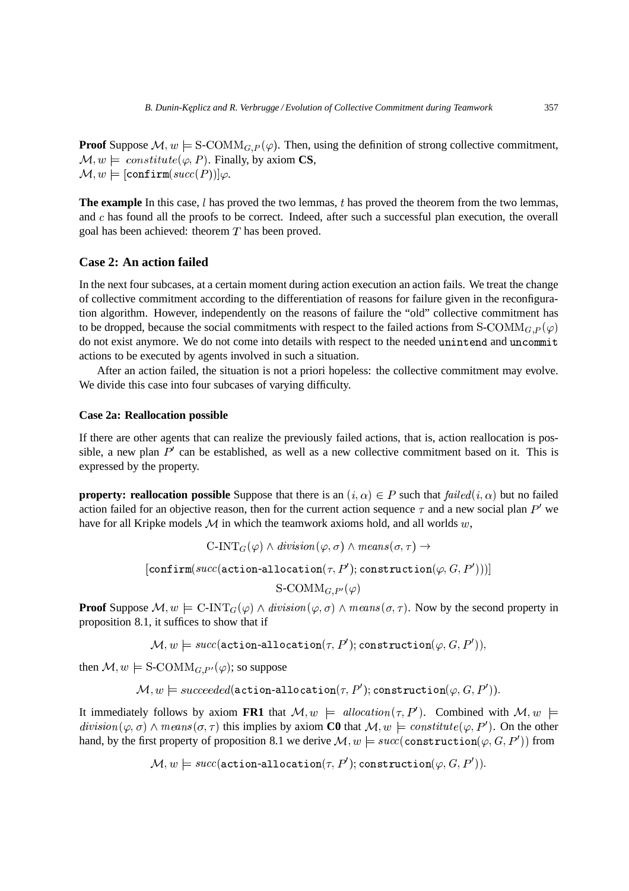**Proof** Suppose $\mathcal{M}, w \models \text{S-COMM}_{G,P}(\varphi)$. Then, using the definition of strong collective commitment, $\mathcal{M}, w \models \ constitute(\varphi, P)$. Finally, by axiom **CS**, $\mathcal{M}, w \models [\mathtt{confirm}(succ(P))]\varphi$.

**The example** In this case, $l$ has proved the two lemmas, $t$ has proved the theorem from the two lemmas, and $c$ has found all the proofs to be correct. Indeed, after such a successful plan execution, the overall goal has been achieved: theorem $T$ has been proved.

### Case 2: An action failed

In the next four subcases, at a certain moment during action execution an action fails. We treat the change of collective commitment according to the differentiation of reasons for failure given in the reconfiguration algorithm. However, independently on the reasons of failure the "old" collective commitment has to be dropped, because the social commitments with respect to the failed actions from $\text{S-COMM}_{G,P}(\varphi)$ do not exist anymore. We do not come into details with respect to the needed unintend and uncommit actions to be executed by agents involved in such a situation.

After an action failed, the situation is not a priori hopeless: the collective commitment may evolve. We divide this case into four subcases of varying difficulty.

#### Case 2a: Reallocation possible

If there are other agents that can realize the previously failed actions, that is, action reallocation is possible, a new plan $P'$ can be established, as well as a new collective commitment based on it. This is expressed by the property.

**property: reallocation possible** Suppose that there is an $(i, \alpha) \in P$ such that $failed(i, \alpha)$ but no failed action failed for an objective reason, then for the current action sequence $\tau$ and a new social plan $P'$ we have for all Kripke models $\mathcal{M}$ in which the teamwork axioms hold, and all worlds $w$,

$$\text{C-INT}_G(\varphi) \wedge division(\varphi, \sigma) \wedge means(\sigma, \tau) \rightarrow$$

$$[\mathtt{confirm}(succ(\mathtt{action\text{-}allocation}(\tau, P'); \mathtt{construction}(\varphi, G, P')))]$$

$$\text{S-COMM}_{G,P'}(\varphi)$$

**Proof** Suppose $\mathcal{M}, w \models \text{C-INT}_G(\varphi) \wedge division(\varphi, \sigma) \wedge means(\sigma, \tau)$. Now by the second property in proposition 8.1, it suffices to show that if

$$\mathcal{M}, w \models succ(\mathtt{action\text{-}allocation}(\tau, P'); \mathtt{construction}(\varphi, G, P')),$$

then $\mathcal{M}, w \models \text{S-COMM}_{G,P'}(\varphi)$; so suppose

$$\mathcal{M}, w \models succeeded(\mathtt{action\text{-}allocation}(\tau, P'); \mathtt{construction}(\varphi, G, P')).$$

It immediately follows by axiom **FR1** that $\mathcal{M}, w \models allocation(\tau, P')$. Combined with $\mathcal{M}, w \models division(\varphi, \sigma) \wedge means(\sigma, \tau)$ this implies by axiom **C0** that $\mathcal{M}, w \models constitute(\varphi, P')$. On the other hand, by the first property of proposition 8.1 we derive $\mathcal{M}, w \models succ(\mathtt{construction}(\varphi, G, P'))$ from

$$\mathcal{M}, w \models succ(\mathtt{action\text{-}allocation}(\tau, P'); \mathtt{construction}(\varphi, G, P')).$$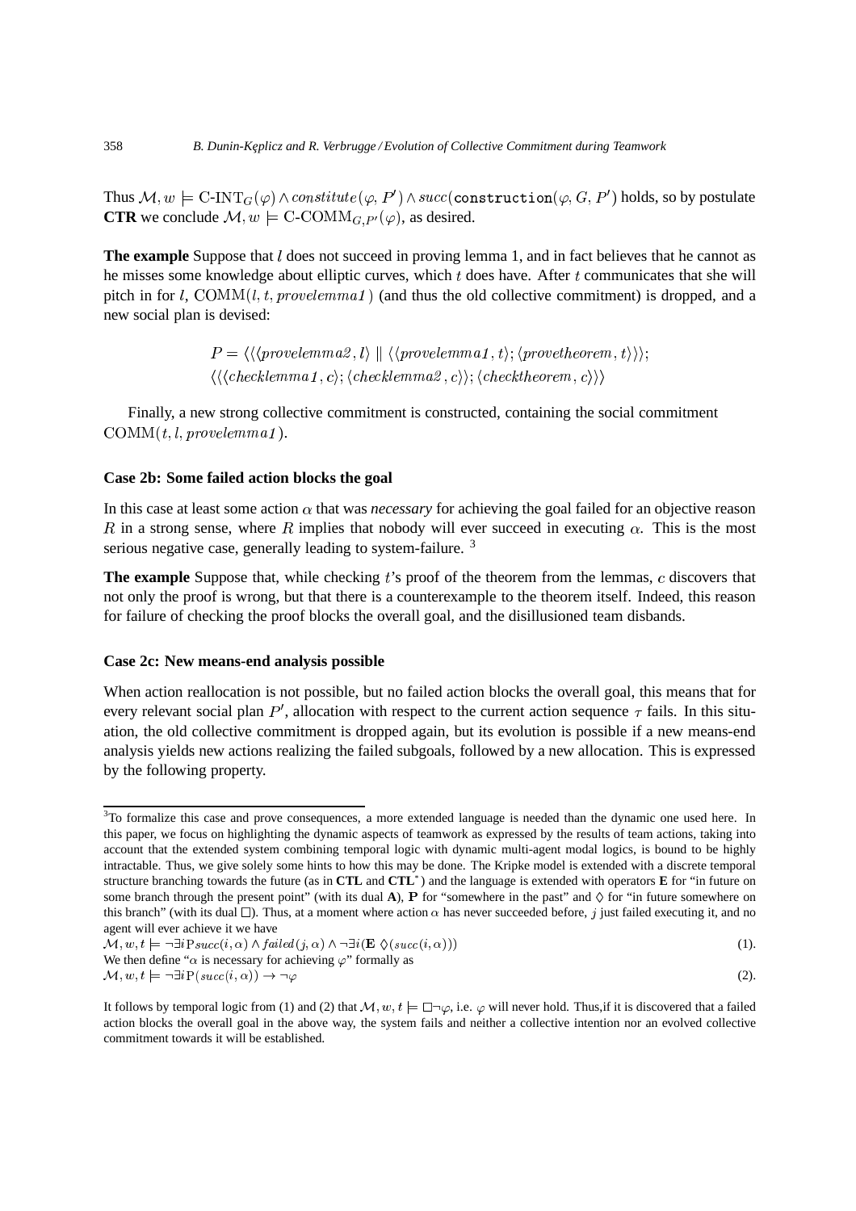Thus $\mathcal{M}, w \models \text{C-INT}_G(\varphi) \wedge constitute(\varphi, P') \wedge succ(\texttt{construction}(\varphi, G, P')$ holds, so by postulate **CTR** we conclude $\mathcal{M}, w \models \text{C-COMM}_{G,P'}(\varphi)$, as desired.

**The example** Suppose that $l$ does not succeed in proving lemma 1, and in fact believes that he cannot as he misses some knowledge about elliptic curves, which $t$ does have. After $t$ communicates that she will pitch in for $l$, $\text{COMM}(l, t, provelemma1)$ (and thus the old collective commitment) is dropped, and a new social plan is devised:

$$P = \langle\langle\langle provelemma2, l\rangle \parallel \langle\langle provelemma1, t\rangle; \langle provetheorem, t\rangle\rangle\rangle;$$
$$\langle\langle\langle checklemma1, c\rangle; \langle checklemma2, c\rangle; \langle checktheorem, c\rangle\rangle$$

Finally, a new strong collective commitment is constructed, containing the social commitment $\text{COMM}(t, l, provelemma1)$.

### Case 2b: Some failed action blocks the goal

In this case at least some action $\alpha$ that was *necessary* for achieving the goal failed for an objective reason $R$ in a strong sense, where $R$ implies that nobody will ever succeed in executing $\alpha$. This is the most serious negative case, generally leading to system-failure. [3]

**The example** Suppose that, while checking $t$'s proof of the theorem from the lemmas, $c$ discovers that not only the proof is wrong, but that there is a counterexample to the theorem itself. Indeed, this reason for failure of checking the proof blocks the overall goal, and the disillusioned team disbands.

### Case 2c: New means-end analysis possible

When action reallocation is not possible, but no failed action blocks the overall goal, this means that for every relevant social plan $P'$, allocation with respect to the current action sequence $\tau$ fails. In this situation, the old collective commitment is dropped again, but its evolution is possible if a new means-end analysis yields new actions realizing the failed subgoals, followed by a new allocation. This is expressed by the following property.

---

[3] To formalize this case and prove consequences, a more extended language is needed than the dynamic one used here. In this paper, we focus on highlighting the dynamic aspects of teamwork as expressed by the results of team actions, taking into account that the extended system combining temporal logic with dynamic multi-agent modal logics, is bound to be highly intractable. Thus, we give solely some hints to how this may be done. The Kripke model is extended with a discrete temporal structure branching towards the future (as in **CTL** and **CTL***) and the language is extended with operators **E** for "in future on some branch through the present point" (with its dual **A**), **P** for "somewhere in the past" and $\Diamond$ for "in future somewhere on this branch" (with its dual $\Box$). Thus, at a moment where action $\alpha$ has never succeeded before, $j$ just failed executing it, and no agent will ever achieve it we have

$$\mathcal{M}, w, t \models \neg\exists i \text{P} succ(i, \alpha) \wedge failed(j, \alpha) \wedge \neg\exists i(\mathbf{E}\ \Diamond(succ(i, \alpha))) \quad (1).$$

We then define "$\alpha$ is necessary for achieving $\varphi$" formally as

$$\mathcal{M}, w, t \models \neg\exists i \text{P}(succ(i, \alpha)) \rightarrow \neg\varphi \quad (2).$$

It follows by temporal logic from (1) and (2) that $\mathcal{M}, w, t \models \Box\neg\varphi$, i.e. $\varphi$ will never hold. Thus,if it is discovered that a failed action blocks the overall goal in the above way, the system fails and neither a collective intention nor an evolved collective commitment towards it will be established.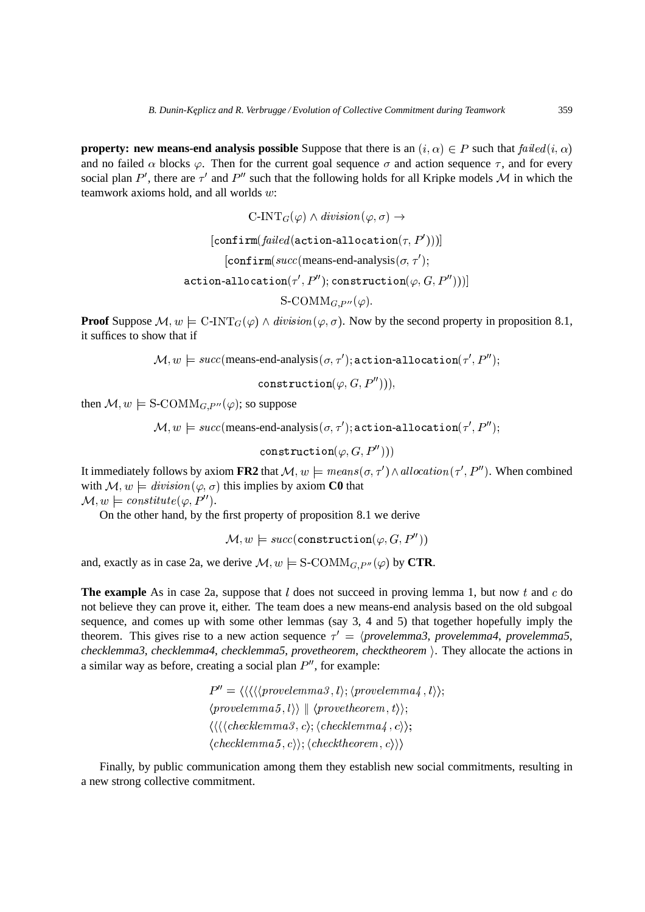**property: new means-end analysis possible** Suppose that there is an $(i, \alpha) \in P$ such that $failed(i, \alpha)$ and no failed $\alpha$ blocks $\varphi$. Then for the current goal sequence $\sigma$ and action sequence $\tau$, and for every social plan $P'$, there are $\tau'$ and $P''$ such that the following holds for all Kripke models $\mathcal{M}$ in which the teamwork axioms hold, and all worlds $w$:

$$\text{C-INT}_G(\varphi) \wedge division(\varphi, \sigma) \rightarrow$$

$$[\texttt{confirm}(failed(\texttt{action-allocation}(\tau, P')))]$$

$$[\texttt{confirm}(succ(\text{means-end-analysis}(\sigma, \tau');$$

$$\texttt{action-allocation}(\tau', P''); \texttt{construction}(\varphi, G, P'')))]$$

$$\text{S-COMM}_{G,P''}(\varphi).$$

**Proof** Suppose $\mathcal{M}, w \models \text{C-INT}_G(\varphi) \wedge division(\varphi, \sigma)$. Now by the second property in proposition 8.1, it suffices to show that if

$$\mathcal{M}, w \models succ(\text{means-end-analysis}(\sigma, \tau'); \texttt{action-allocation}(\tau', P'');$$

$$\texttt{construction}(\varphi, G, P''))),$$

then $\mathcal{M}, w \models \text{S-COMM}_{G,P''}(\varphi)$; so suppose

$$\mathcal{M}, w \models succ(\text{means-end-analysis}(\sigma, \tau'); \texttt{action-allocation}(\tau', P'');$$

$$\texttt{construction}(\varphi, G, P'')))$$

It immediately follows by axiom **FR2** that $\mathcal{M}, w \models means(\sigma, \tau') \wedge allocation(\tau', P'')$. When combined with $\mathcal{M}, w \models division(\varphi, \sigma)$ this implies by axiom **C0** that
$\mathcal{M}, w \models constitute(\varphi, P'')$.

On the other hand, by the first property of proposition 8.1 we derive

$$\mathcal{M}, w \models succ(\texttt{construction}(\varphi, G, P''))$$

and, exactly as in case 2a, we derive $\mathcal{M}, w \models \text{S-COMM}_{G,P''}(\varphi)$ by **CTR**.

**The example** As in case 2a, suppose that $l$ does not succeed in proving lemma 1, but now $t$ and $c$ do not believe they can prove it, either. The team does a new means-end analysis based on the old subgoal sequence, and comes up with some other lemmas (say 3, 4 and 5) that together hopefully imply the theorem. This gives rise to a new action sequence $\tau' = \langle$*provelemma3*, *provelemma4*, *provelemma5*, *checklemma3*, *checklemma4*, *checklemma5*, *provetheorem*, *checktheorem* $\rangle$. They allocate the actions in a similar way as before, creating a social plan $P''$, for example:

$$P'' = \langle\langle\langle\langle\langle provelemma3, l\rangle; \langle provelemma4, l\rangle\rangle;$$
$$\langle provelemma5, l\rangle\rangle \parallel \langle provetheorem, t\rangle\rangle;$$
$$\langle\langle\langle checklemma3, c\rangle; \langle checklemma4, c\rangle\rangle;$$
$$\langle checklemma5, c\rangle\rangle; \langle checktheorem, c\rangle\rangle\rangle$$

Finally, by public communication among them they establish new social commitments, resulting in a new strong collective commitment.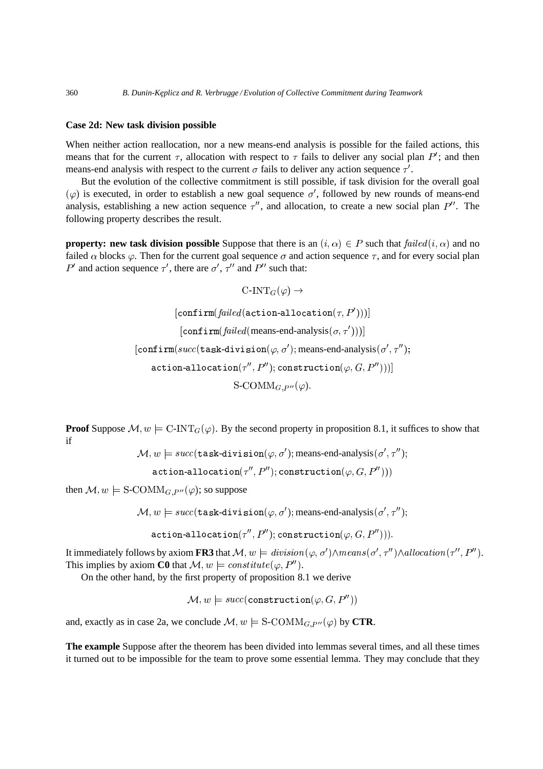**Case 2d: New task division possible**

When neither action reallocation, nor a new means-end analysis is possible for the failed actions, this means that for the current $\tau$, allocation with respect to $\tau$ fails to deliver any social plan $P'$; and then means-end analysis with respect to the current $\sigma$ fails to deliver any action sequence $\tau'$.

But the evolution of the collective commitment is still possible, if task division for the overall goal $(\varphi)$ is executed, in order to establish a new goal sequence $\sigma'$, followed by new rounds of means-end analysis, establishing a new action sequence $\tau''$, and allocation, to create a new social plan $P''$. The following property describes the result.

**property: new task division possible** Suppose that there is an $(i, \alpha) \in P$ such that $failed(i, \alpha)$ and no failed $\alpha$ blocks $\varphi$. Then for the current goal sequence $\sigma$ and action sequence $\tau$, and for every social plan $P'$ and action sequence $\tau'$, there are $\sigma'$, $\tau''$ and $P''$ such that:

$$\text{C-INT}_G(\varphi) \rightarrow$$

$$[\texttt{confirm}(\mathit{failed}(\texttt{action-allocation}(\tau, P')))]$$

$$[\texttt{confirm}(\mathit{failed}(\text{means-end-analysis}(\sigma, \tau')))]$$

$$[\texttt{confirm}(\mathit{succ}(\texttt{task-division}(\varphi, \sigma'); \text{means-end-analysis}(\sigma', \tau'');$$

$$\texttt{action-allocation}(\tau'', P''); \texttt{construction}(\varphi, G, P'')))]$$

$$\text{S-COMM}_{G,P''}(\varphi).$$

**Proof** Suppose $\mathcal{M}, w \models \text{C-INT}_G(\varphi)$. By the second property in proposition 8.1, it suffices to show that if

$$\mathcal{M}, w \models \mathit{succ}(\texttt{task-division}(\varphi, \sigma'); \text{means-end-analysis}(\sigma', \tau'');$$

$$\texttt{action-allocation}(\tau'', P''); \texttt{construction}(\varphi, G, P'')))$$

then $\mathcal{M}, w \models \text{S-COMM}_{G,P''}(\varphi)$; so suppose

$$\mathcal{M}, w \models \mathit{succ}(\texttt{task-division}(\varphi, \sigma'); \text{means-end-analysis}(\sigma', \tau'');$$

$$\texttt{action-allocation}(\tau'', P''); \texttt{construction}(\varphi, G, P''))).$$

It immediately follows by axiom **FR3** that $\mathcal{M}, w \models \mathit{division}(\varphi, \sigma') \wedge \mathit{means}(\sigma', \tau'') \wedge \mathit{allocation}(\tau'', P'')$. This implies by axiom **C0** that $\mathcal{M}, w \models \mathit{constitute}(\varphi, P'')$.

On the other hand, by the first property of proposition 8.1 we derive

$$\mathcal{M}, w \models \mathit{succ}(\texttt{construction}(\varphi, G, P''))$$

and, exactly as in case 2a, we conclude $\mathcal{M}, w \models \text{S-COMM}_{G,P''}(\varphi)$ by **CTR**.

**The example** Suppose after the theorem has been divided into lemmas several times, and all these times it turned out to be impossible for the team to prove some essential lemma. They may conclude that they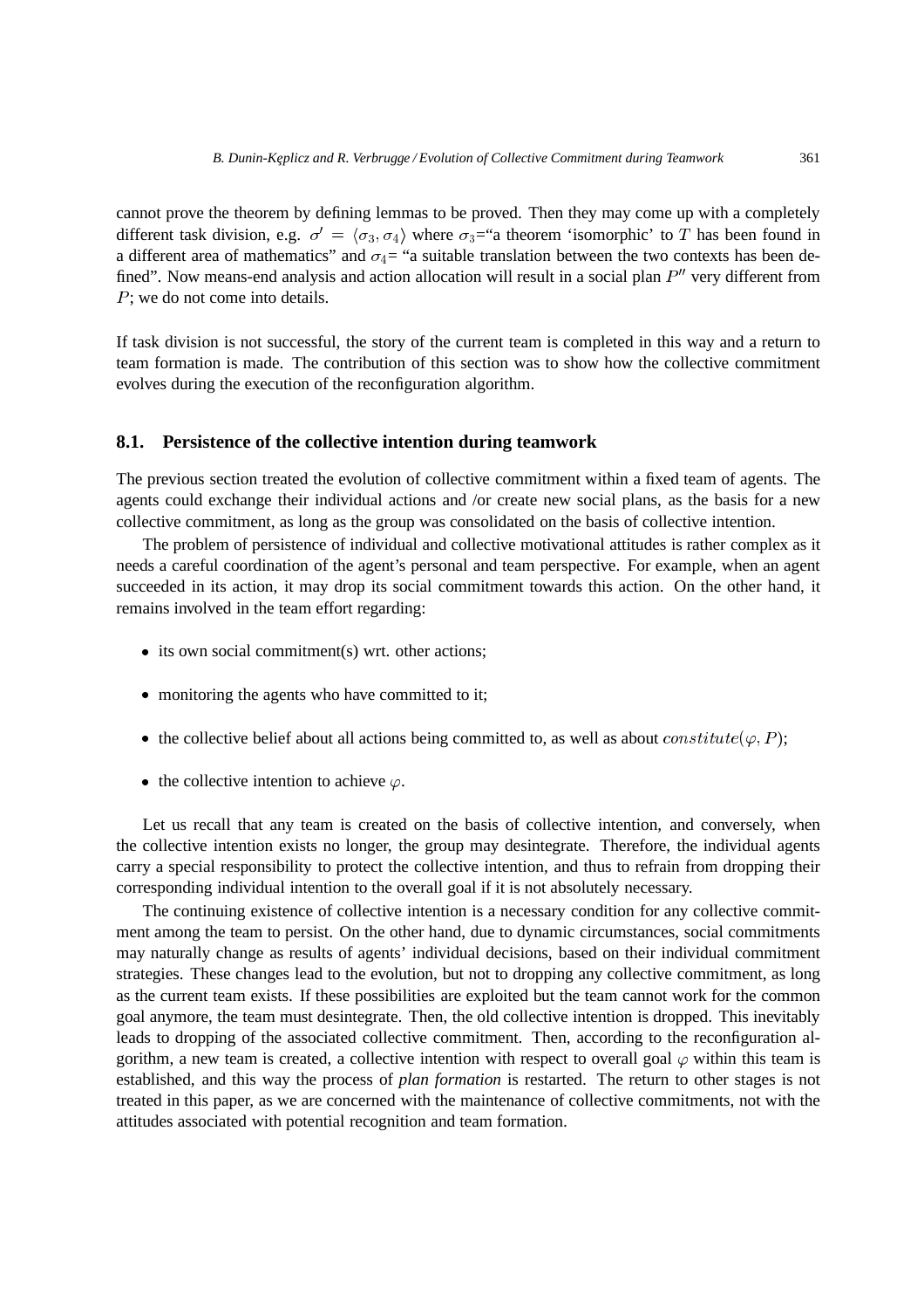cannot prove the theorem by defining lemmas to be proved. Then they may come up with a completely different task division, e.g. $\sigma' = \langle \sigma_3, \sigma_4 \rangle$ where $\sigma_3$="a theorem 'isomorphic' to $T$ has been found in a different area of mathematics" and $\sigma_4$= "a suitable translation between the two contexts has been defined". Now means-end analysis and action allocation will result in a social plan $P''$ very different from $P$; we do not come into details.

If task division is not successful, the story of the current team is completed in this way and a return to team formation is made. The contribution of this section was to show how the collective commitment evolves during the execution of the reconfiguration algorithm.

### 8.1. Persistence of the collective intention during teamwork

The previous section treated the evolution of collective commitment within a fixed team of agents. The agents could exchange their individual actions and /or create new social plans, as the basis for a new collective commitment, as long as the group was consolidated on the basis of collective intention.

The problem of persistence of individual and collective motivational attitudes is rather complex as it needs a careful coordination of the agent's personal and team perspective. For example, when an agent succeeded in its action, it may drop its social commitment towards this action. On the other hand, it remains involved in the team effort regarding:

- its own social commitment(s) wrt. other actions;
- monitoring the agents who have committed to it;
- the collective belief about all actions being committed to, as well as about $constitute(\varphi, P)$;
- the collective intention to achieve $\varphi$.

Let us recall that any team is created on the basis of collective intention, and conversely, when the collective intention exists no longer, the group may desintegrate. Therefore, the individual agents carry a special responsibility to protect the collective intention, and thus to refrain from dropping their corresponding individual intention to the overall goal if it is not absolutely necessary.

The continuing existence of collective intention is a necessary condition for any collective commitment among the team to persist. On the other hand, due to dynamic circumstances, social commitments may naturally change as results of agents' individual decisions, based on their individual commitment strategies. These changes lead to the evolution, but not to dropping any collective commitment, as long as the current team exists. If these possibilities are exploited but the team cannot work for the common goal anymore, the team must desintegrate. Then, the old collective intention is dropped. This inevitably leads to dropping of the associated collective commitment. Then, according to the reconfiguration algorithm, a new team is created, a collective intention with respect to overall goal $\varphi$ within this team is established, and this way the process of *plan formation* is restarted. The return to other stages is not treated in this paper, as we are concerned with the maintenance of collective commitments, not with the attitudes associated with potential recognition and team formation.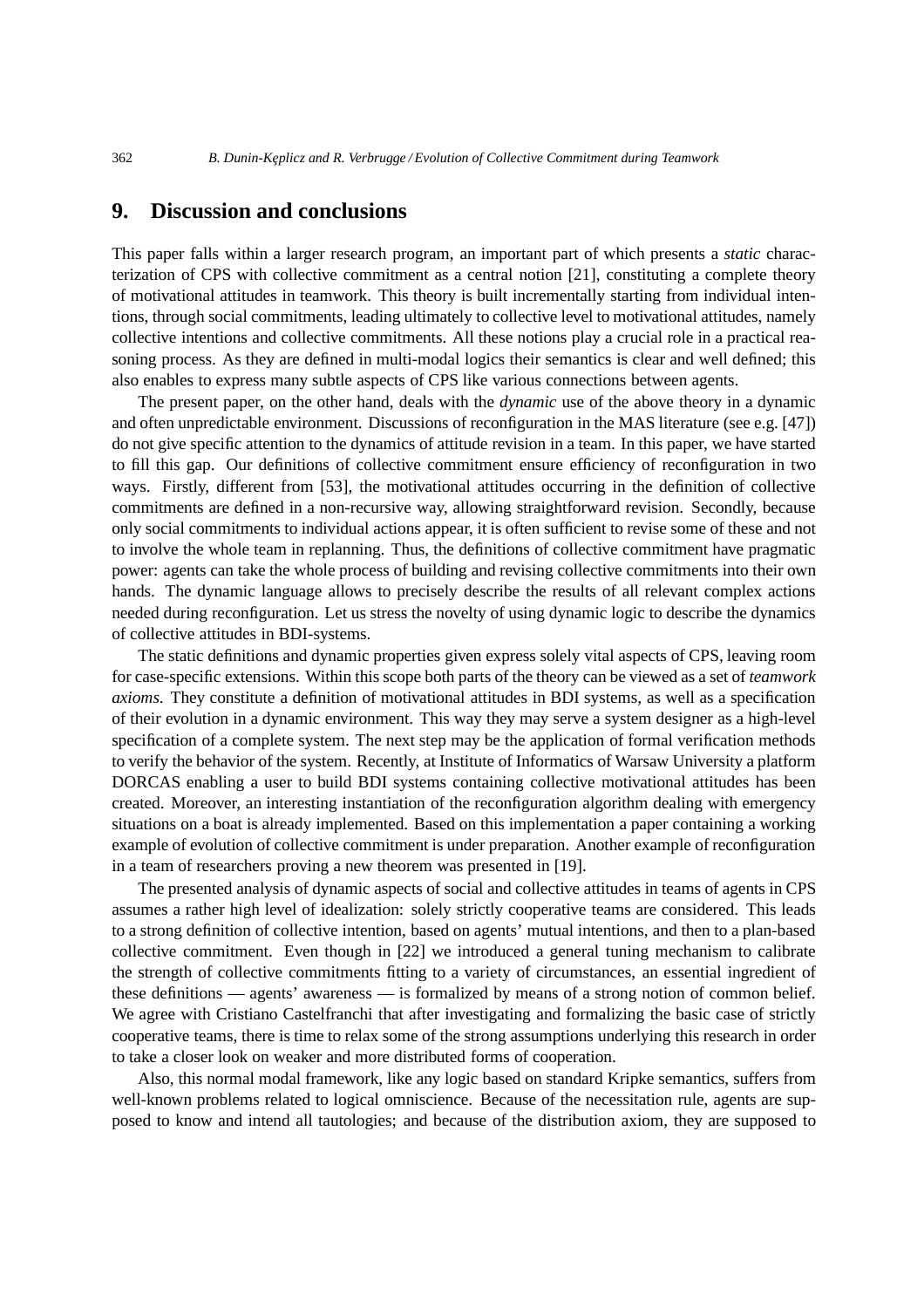## 9. Discussion and conclusions

This paper falls within a larger research program, an important part of which presents a *static* characterization of CPS with collective commitment as a central notion [21], constituting a complete theory of motivational attitudes in teamwork. This theory is built incrementally starting from individual intentions, through social commitments, leading ultimately to collective level to motivational attitudes, namely collective intentions and collective commitments. All these notions play a crucial role in a practical reasoning process. As they are defined in multi-modal logics their semantics is clear and well defined; this also enables to express many subtle aspects of CPS like various connections between agents.

The present paper, on the other hand, deals with the *dynamic* use of the above theory in a dynamic and often unpredictable environment. Discussions of reconfiguration in the MAS literature (see e.g. [47]) do not give specific attention to the dynamics of attitude revision in a team. In this paper, we have started to fill this gap. Our definitions of collective commitment ensure efficiency of reconfiguration in two ways. Firstly, different from [53], the motivational attitudes occurring in the definition of collective commitments are defined in a non-recursive way, allowing straightforward revision. Secondly, because only social commitments to individual actions appear, it is often sufficient to revise some of these and not to involve the whole team in replanning. Thus, the definitions of collective commitment have pragmatic power: agents can take the whole process of building and revising collective commitments into their own hands. The dynamic language allows to precisely describe the results of all relevant complex actions needed during reconfiguration. Let us stress the novelty of using dynamic logic to describe the dynamics of collective attitudes in BDI-systems.

The static definitions and dynamic properties given express solely vital aspects of CPS, leaving room for case-specific extensions. Within this scope both parts of the theory can be viewed as a set of *teamwork axioms*. They constitute a definition of motivational attitudes in BDI systems, as well as a specification of their evolution in a dynamic environment. This way they may serve a system designer as a high-level specification of a complete system. The next step may be the application of formal verification methods to verify the behavior of the system. Recently, at Institute of Informatics of Warsaw University a platform DORCAS enabling a user to build BDI systems containing collective motivational attitudes has been created. Moreover, an interesting instantiation of the reconfiguration algorithm dealing with emergency situations on a boat is already implemented. Based on this implementation a paper containing a working example of evolution of collective commitment is under preparation. Another example of reconfiguration in a team of researchers proving a new theorem was presented in [19].

The presented analysis of dynamic aspects of social and collective attitudes in teams of agents in CPS assumes a rather high level of idealization: solely strictly cooperative teams are considered. This leads to a strong definition of collective intention, based on agents' mutual intentions, and then to a plan-based collective commitment. Even though in [22] we introduced a general tuning mechanism to calibrate the strength of collective commitments fitting to a variety of circumstances, an essential ingredient of these definitions — agents' awareness — is formalized by means of a strong notion of common belief. We agree with Cristiano Castelfranchi that after investigating and formalizing the basic case of strictly cooperative teams, there is time to relax some of the strong assumptions underlying this research in order to take a closer look on weaker and more distributed forms of cooperation.

Also, this normal modal framework, like any logic based on standard Kripke semantics, suffers from well-known problems related to logical omniscience. Because of the necessitation rule, agents are supposed to know and intend all tautologies; and because of the distribution axiom, they are supposed to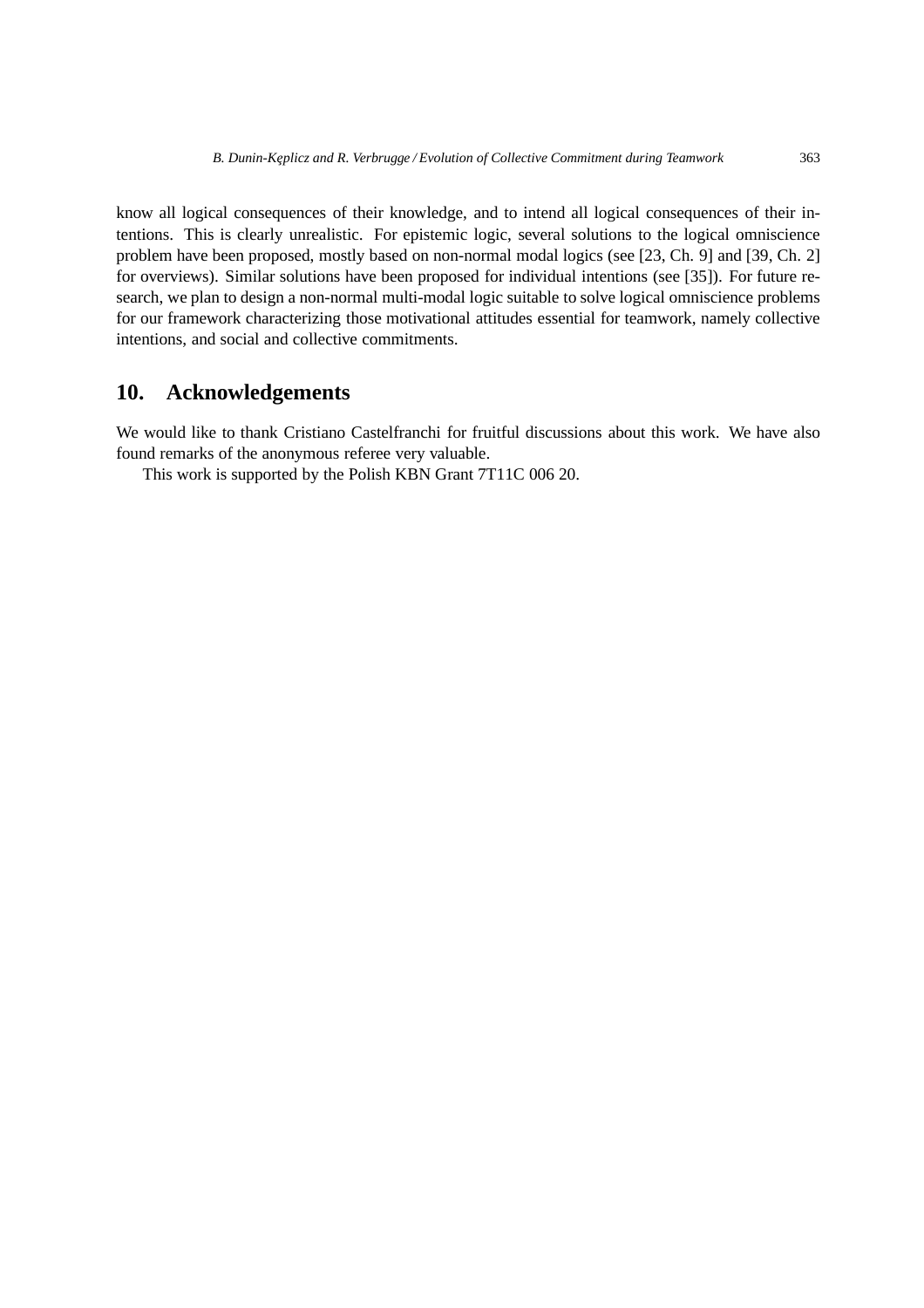know all logical consequences of their knowledge, and to intend all logical consequences of their intentions. This is clearly unrealistic. For epistemic logic, several solutions to the logical omniscience problem have been proposed, mostly based on non-normal modal logics (see [23, Ch. 9] and [39, Ch. 2] for overviews). Similar solutions have been proposed for individual intentions (see [35]). For future research, we plan to design a non-normal multi-modal logic suitable to solve logical omniscience problems for our framework characterizing those motivational attitudes essential for teamwork, namely collective intentions, and social and collective commitments.

## 10. Acknowledgements

We would like to thank Cristiano Castelfranchi for fruitful discussions about this work. We have also found remarks of the anonymous referee very valuable.

This work is supported by the Polish KBN Grant 7T11C 006 20.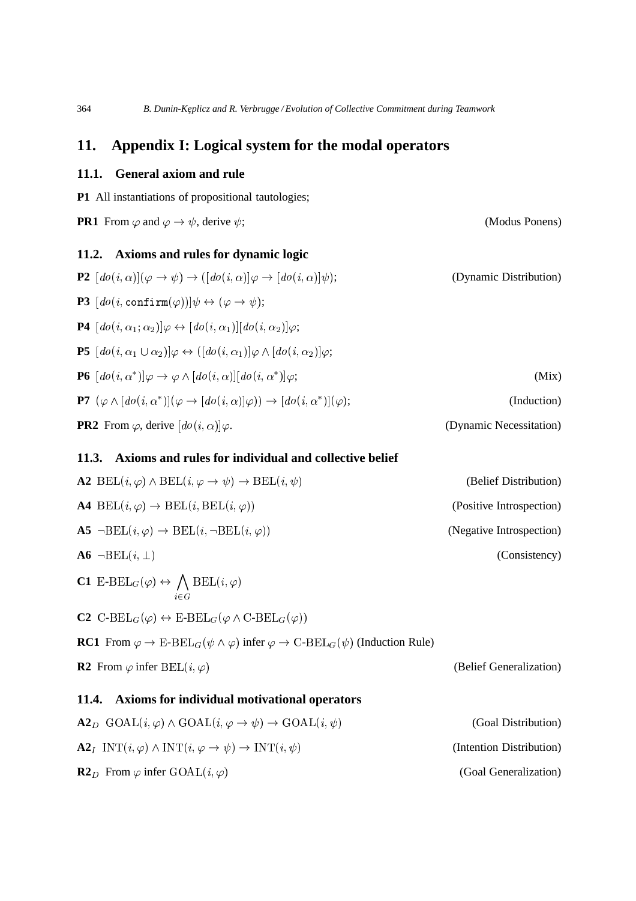## 11. Appendix I: Logical system for the modal operators

### 11.1. General axiom and rule

**P1** All instantiations of propositional tautologies;

**PR1** From $\varphi$ and $\varphi \to \psi$, derive $\psi$; (Modus Ponens)

### 11.2. Axioms and rules for dynamic logic

**P2** $[do(i,\alpha)](\varphi \to \psi) \to ([do(i,\alpha)]\varphi \to [do(i,\alpha)]\psi)$; (Dynamic Distribution)

**P3** $[do(i, \mathtt{confirm}(\varphi))]\psi \leftrightarrow (\varphi \to \psi)$;

**P4** $[do(i, \alpha_1; \alpha_2)]\varphi \leftrightarrow [do(i,\alpha_1)][do(i,\alpha_2)]\varphi$;

**P5** $[do(i, \alpha_1 \cup \alpha_2)]\varphi \leftrightarrow ([do(i,\alpha_1)]\varphi \wedge [do(i,\alpha_2)]\varphi$;

**P6** $[do(i,\alpha^*)]\varphi \to \varphi \wedge [do(i,\alpha)][do(i,\alpha^*)]\varphi$; (Mix)

**P7** $(\varphi \wedge [do(i,\alpha^*)](\varphi \to [do(i,\alpha)]\varphi)) \to [do(i,\alpha^*)](\varphi)$; (Induction)

**PR2** From $\varphi$, derive $[do(i,\alpha)]\varphi$. (Dynamic Necessitation)

### 11.3. Axioms and rules for individual and collective belief

**A2** $\mathrm{BEL}(i,\varphi) \wedge \mathrm{BEL}(i, \varphi \to \psi) \to \mathrm{BEL}(i,\psi)$ (Belief Distribution)

**A4** $\mathrm{BEL}(i,\varphi) \to \mathrm{BEL}(i, \mathrm{BEL}(i,\varphi))$ (Positive Introspection)

**A5** $\neg\mathrm{BEL}(i,\varphi) \to \mathrm{BEL}(i, \neg\mathrm{BEL}(i,\varphi))$ (Negative Introspection)

**A6** $\neg\mathrm{BEL}(i,\bot)$ (Consistency)

**C1** $\text{E-BEL}_G(\varphi) \leftrightarrow \bigwedge_{i \in G} \mathrm{BEL}(i,\varphi)$

**C2** $\text{C-BEL}_G(\varphi) \leftrightarrow \text{E-BEL}_G(\varphi \wedge \text{C-BEL}_G(\varphi))$

**RC1** From $\varphi \to \text{E-BEL}_G(\psi \wedge \varphi)$ infer $\varphi \to \text{C-BEL}_G(\psi)$ (Induction Rule)

**R2** From $\varphi$ infer $\mathrm{BEL}(i,\varphi)$ (Belief Generalization)

### 11.4. Axioms for individual motivational operators

**A2$_D$** $\mathrm{GOAL}(i,\varphi) \wedge \mathrm{GOAL}(i, \varphi \to \psi) \to \mathrm{GOAL}(i,\psi)$ (Goal Distribution)

**A2$_I$** $\mathrm{INT}(i,\varphi) \wedge \mathrm{INT}(i, \varphi \to \psi) \to \mathrm{INT}(i,\psi)$ (Intention Distribution)

**R2$_D$** From $\varphi$ infer $\mathrm{GOAL}(i,\varphi)$ (Goal Generalization)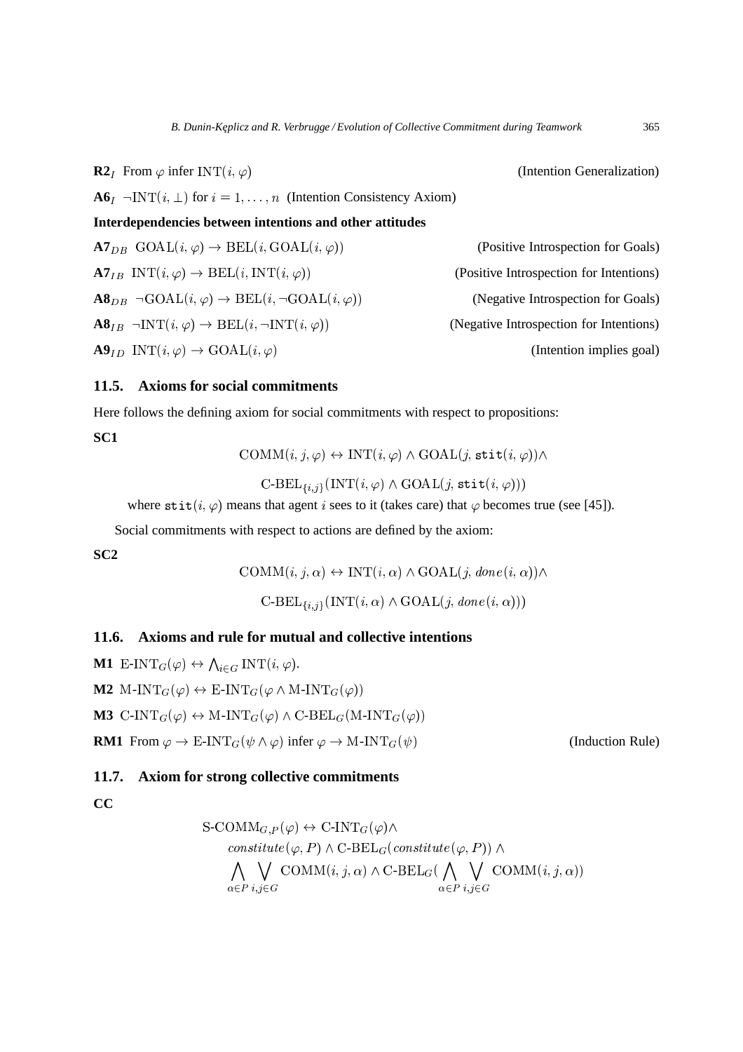**R2**$_I$ From $\varphi$ infer $\mathrm{INT}(i, \varphi)$ (Intention Generalization)

**A6**$_I$ $\neg\mathrm{INT}(i, \bot)$ for $i = 1, \ldots, n$ (Intention Consistency Axiom)

**Interdependencies between intentions and other attitudes**

**A7**$_{DB}$ $\mathrm{GOAL}(i, \varphi) \to \mathrm{BEL}(i, \mathrm{GOAL}(i, \varphi))$ (Positive Introspection for Goals)

**A7**$_{IB}$ $\mathrm{INT}(i, \varphi) \to \mathrm{BEL}(i, \mathrm{INT}(i, \varphi))$ (Positive Introspection for Intentions)

**A8**$_{DB}$ $\neg\mathrm{GOAL}(i, \varphi) \to \mathrm{BEL}(i, \neg\mathrm{GOAL}(i, \varphi))$ (Negative Introspection for Goals)

**A8**$_{IB}$ $\neg\mathrm{INT}(i, \varphi) \to \mathrm{BEL}(i, \neg\mathrm{INT}(i, \varphi))$ (Negative Introspection for Intentions)

**A9**$_{ID}$ $\mathrm{INT}(i, \varphi) \to \mathrm{GOAL}(i, \varphi)$ (Intention implies goal)

## 11.5. Axioms for social commitments

Here follows the defining axiom for social commitments with respect to propositions:

**SC1**

$$\mathrm{COMM}(i, j, \varphi) \leftrightarrow \mathrm{INT}(i, \varphi) \land \mathrm{GOAL}(j, \mathtt{stit}(i, \varphi)) \land$$
$$\text{C-BEL}_{\{i,j\}}(\mathrm{INT}(i, \varphi) \land \mathrm{GOAL}(j, \mathtt{stit}(i, \varphi)))$$

where $\mathtt{stit}(i, \varphi)$ means that agent $i$ sees to it (takes care) that $\varphi$ becomes true (see [45]).

Social commitments with respect to actions are defined by the axiom:

**SC2**

$$\mathrm{COMM}(i, j, \alpha) \leftrightarrow \mathrm{INT}(i, \alpha) \land \mathrm{GOAL}(j, \mathit{done}(i, \alpha)) \land$$
$$\text{C-BEL}_{\{i,j\}}(\mathrm{INT}(i, \alpha) \land \mathrm{GOAL}(j, \mathit{done}(i, \alpha)))$$

## 11.6. Axioms and rule for mutual and collective intentions

**M1** $\text{E-INT}_G(\varphi) \leftrightarrow \bigwedge_{i \in G} \mathrm{INT}(i, \varphi)$.

**M2** $\text{M-INT}_G(\varphi) \leftrightarrow \text{E-INT}_G(\varphi \land \text{M-INT}_G(\varphi))$

**M3** $\text{C-INT}_G(\varphi) \leftrightarrow \text{M-INT}_G(\varphi) \land \text{C-BEL}_G(\text{M-INT}_G(\varphi))$

**RM1** From $\varphi \to \text{E-INT}_G(\psi \land \varphi)$ infer $\varphi \to \text{M-INT}_G(\psi)$ (Induction Rule)

## 11.7. Axiom for strong collective commitments

**CC**

$$\text{S-COMM}_{G,P}(\varphi) \leftrightarrow \text{C-INT}_G(\varphi) \land$$
$$\mathit{constitute}(\varphi, P) \land \text{C-BEL}_G(\mathit{constitute}(\varphi, P)) \land$$
$$\bigwedge_{\alpha \in P} \bigvee_{i,j \in G} \mathrm{COMM}(i, j, \alpha) \land \text{C-BEL}_G(\bigwedge_{\alpha \in P} \bigvee_{i,j \in G} \mathrm{COMM}(i, j, \alpha))$$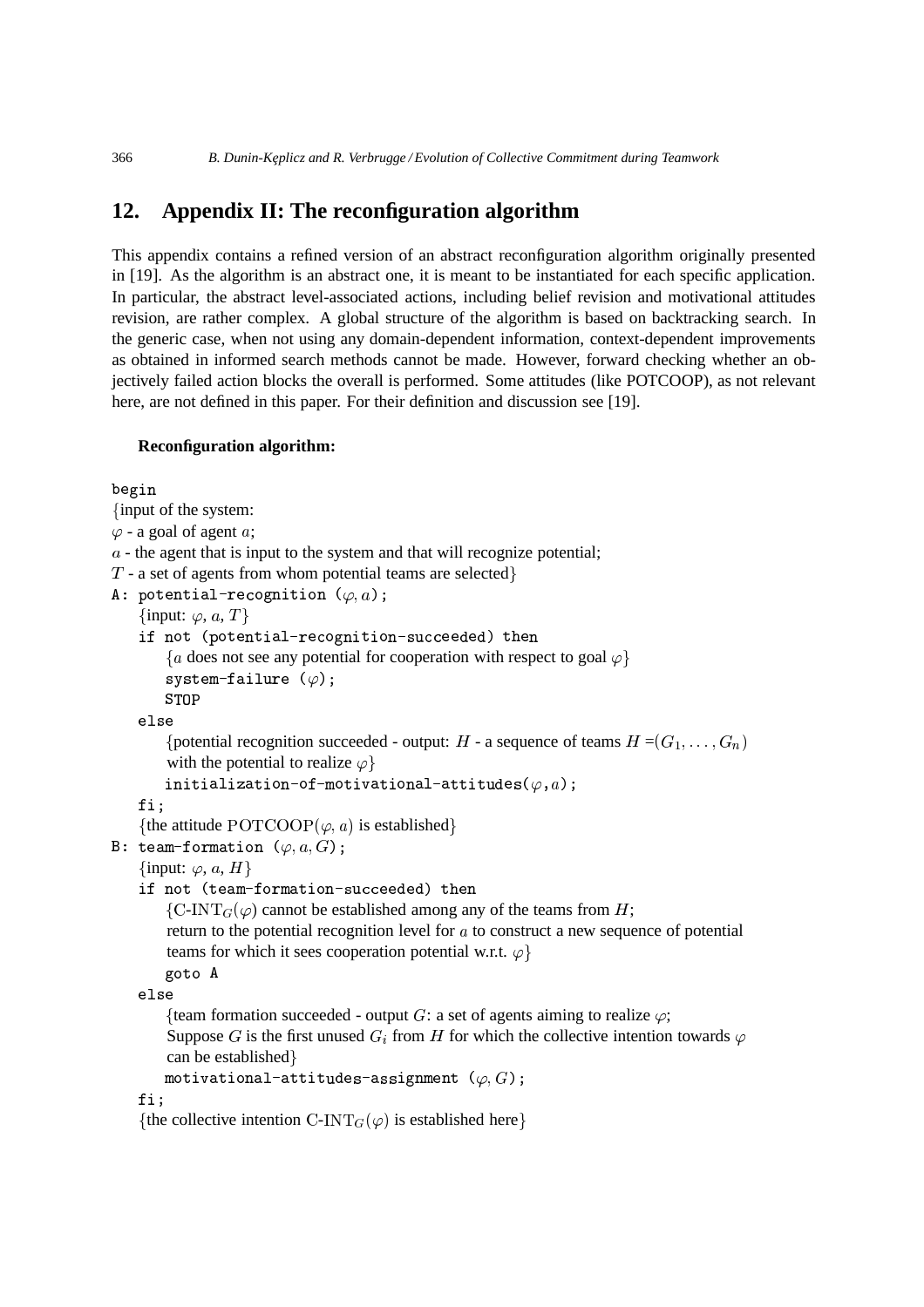## 12. Appendix II: The reconfiguration algorithm

This appendix contains a refined version of an abstract reconfiguration algorithm originally presented in [19]. As the algorithm is an abstract one, it is meant to be instantiated for each specific application. In particular, the abstract level-associated actions, including belief revision and motivational attitudes revision, are rather complex. A global structure of the algorithm is based on backtracking search. In the generic case, when not using any domain-dependent information, context-dependent improvements as obtained in informed search methods cannot be made. However, forward checking whether an objectively failed action blocks the overall is performed. Some attitudes (like POTCOOP), as not relevant here, are not defined in this paper. For their definition and discussion see [19].

**Reconfiguration algorithm:**

begin
{input of the system:
$\varphi$ - a goal of agent $a$;
$a$ - the agent that is input to the system and that will recognize potential;
$T$ - a set of agents from whom potential teams are selected}
A: potential-recognition ($\varphi, a$);
  {input: $\varphi$, $a$, $T$}
  if not (potential-recognition-succeeded) then
    {$a$ does not see any potential for cooperation with respect to goal $\varphi$}
    system-failure ($\varphi$);
    STOP
  else
    {potential recognition succeeded - output: $H$ - a sequence of teams $H$ =$(G_1, \ldots, G_n)$ with the potential to realize $\varphi$}
    initialization-of-motivational-attitudes($\varphi, a$);
  fi;
  {the attitude $\mathrm{POTCOOP}(\varphi, a)$ is established}
B: team-formation ($\varphi, a, G$);
  {input: $\varphi$, $a$, $H$}
  if not (team-formation-succeeded) then
    {C-INT$_G(\varphi)$ cannot be established among any of the teams from $H$;
    return to the potential recognition level for $a$ to construct a new sequence of potential teams for which it sees cooperation potential w.r.t. $\varphi$}
    goto A
  else
    {team formation succeeded - output $G$: a set of agents aiming to realize $\varphi$;
    Suppose $G$ is the first unused $G_i$ from $H$ for which the collective intention towards $\varphi$ can be established}
    motivational-attitudes-assignment ($\varphi, G$);
  fi;
  {the collective intention C-INT$_G(\varphi)$ is established here}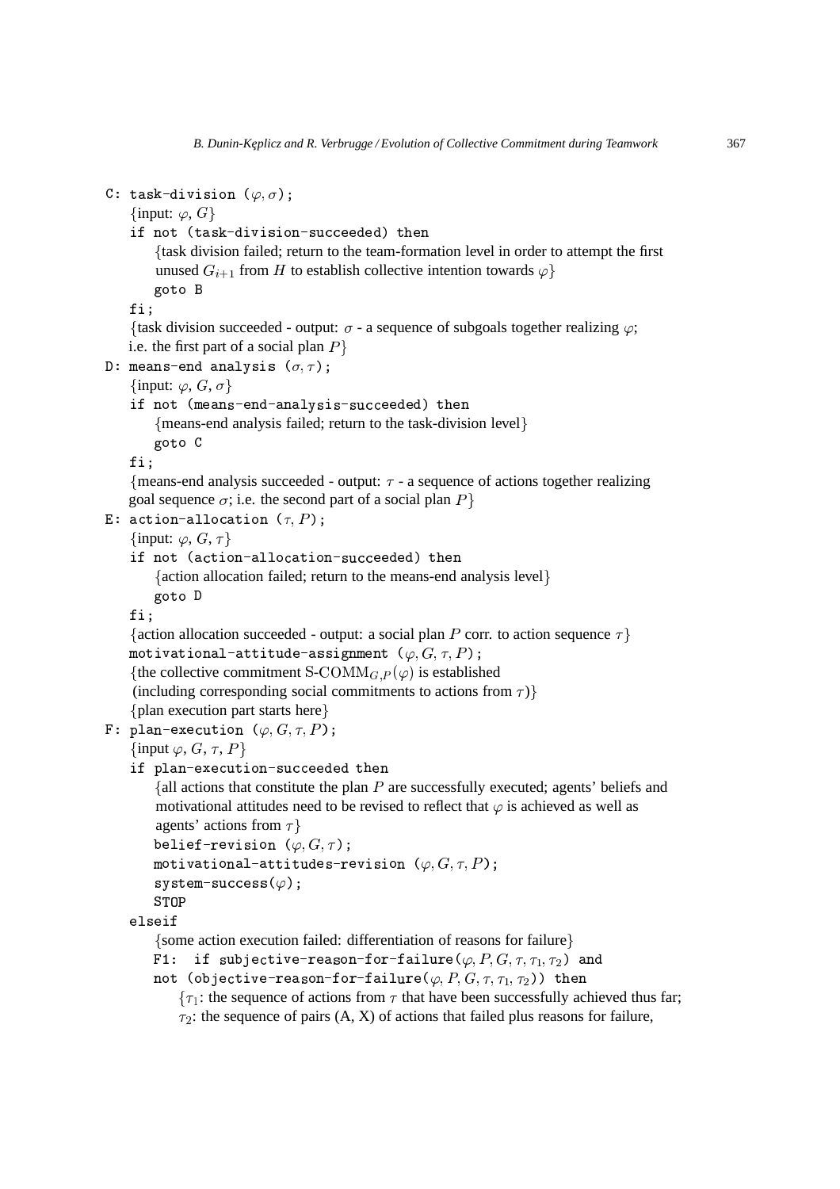```
C: task-division (φ, σ);
    {input: φ, G}
    if not (task-division-succeeded) then
        {task division failed; return to the team-formation level in order to attempt the first
        unused G_{i+1} from H to establish collective intention towards φ}
        goto B
    fi;
    {task division succeeded - output: σ - a sequence of subgoals together realizing φ;
    i.e. the first part of a social plan P}
D: means-end analysis (σ, τ);
    {input: φ, G, σ}
    if not (means-end-analysis-succeeded) then
        {means-end analysis failed; return to the task-division level}
        goto C
    fi;
    {means-end analysis succeeded - output: τ - a sequence of actions together realizing
    goal sequence σ; i.e. the second part of a social plan P}
E: action-allocation (τ, P);
    {input: φ, G, τ}
    if not (action-allocation-succeeded) then
        {action allocation failed; return to the means-end analysis level}
        goto D
    fi;
    {action allocation succeeded - output: a social plan P corr. to action sequence τ}
    motivational-attitude-assignment (φ, G, τ, P);
    {the collective commitment S-COMM_{G,P}(φ) is established
    (including corresponding social commitments to actions from τ)}
    {plan execution part starts here}
F: plan-execution (φ, G, τ, P);
    {input φ, G, τ, P}
    if plan-execution-succeeded then
        {all actions that constitute the plan P are successfully executed; agents' beliefs and
        motivational attitudes need to be revised to reflect that φ is achieved as well as
        agents' actions from τ}
        belief-revision (φ, G, τ);
        motivational-attitudes-revision (φ, G, τ, P);
        system-success(φ);
        STOP
    elseif
        {some action execution failed: differentiation of reasons for failure}
        F1:  if subjective-reason-for-failure(φ, P, G, τ, τ_1, τ_2) and
        not (objective-reason-for-failure(φ, P, G, τ, τ_1, τ_2)) then
            {τ_1: the sequence of actions from τ that have been successfully achieved thus far;
            τ_2: the sequence of pairs (A, X) of actions that failed plus reasons for failure,
```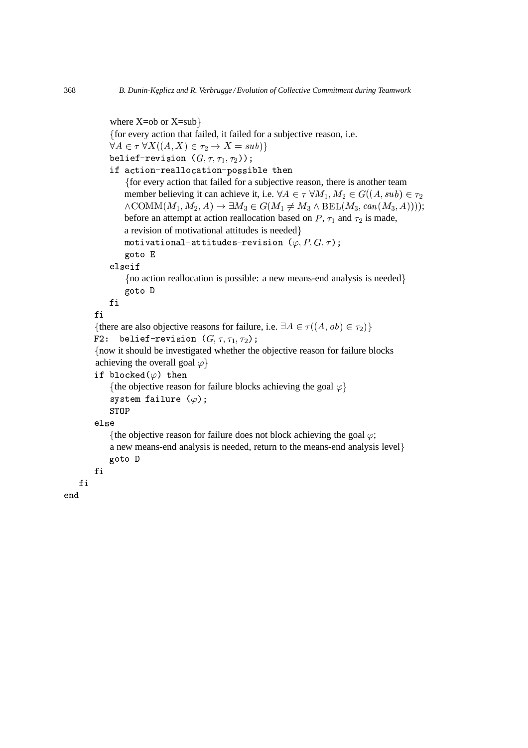```
          where X=ob or X=sub}
          {for every action that failed, it failed for a subjective reason, i.e.
          ∀A ∈ τ ∀X((A, X) ∈ τ2 → X = sub)}
          belief-revision (G, τ, τ1, τ2));
          if action-reallocation-possible then
               {for every action that failed for a subjective reason, there is another team
               member believing it can achieve it, i.e. ∀A ∈ τ ∀M1, M2 ∈ G((A, sub) ∈ τ2
               ∧COMM(M1, M2, A) → ∃M3 ∈ G(M1 ≠ M3 ∧ BEL(M3, can(M3, A))));
               before an attempt at action reallocation based on P, τ1 and τ2 is made,
               a revision of motivational attitudes is needed}
               motivational-attitudes-revision (φ, P, G, τ);
               goto E
          elseif
               {no action reallocation is possible: a new means-end analysis is needed}
               goto D
          fi
     fi
     {there are also objective reasons for failure, i.e. ∃A ∈ τ((A, ob) ∈ τ2)}
     F2:  belief-revision (G, τ, τ1, τ2);
     {now it should be investigated whether the objective reason for failure blocks
     achieving the overall goal φ}
     if blocked(φ) then
          {the objective reason for failure blocks achieving the goal φ}
          system failure (φ);
          STOP
     else
          {the objective reason for failure does not block achieving the goal φ;
          a new means-end analysis is needed, return to the means-end analysis level}
          goto D
     fi
  fi
end
```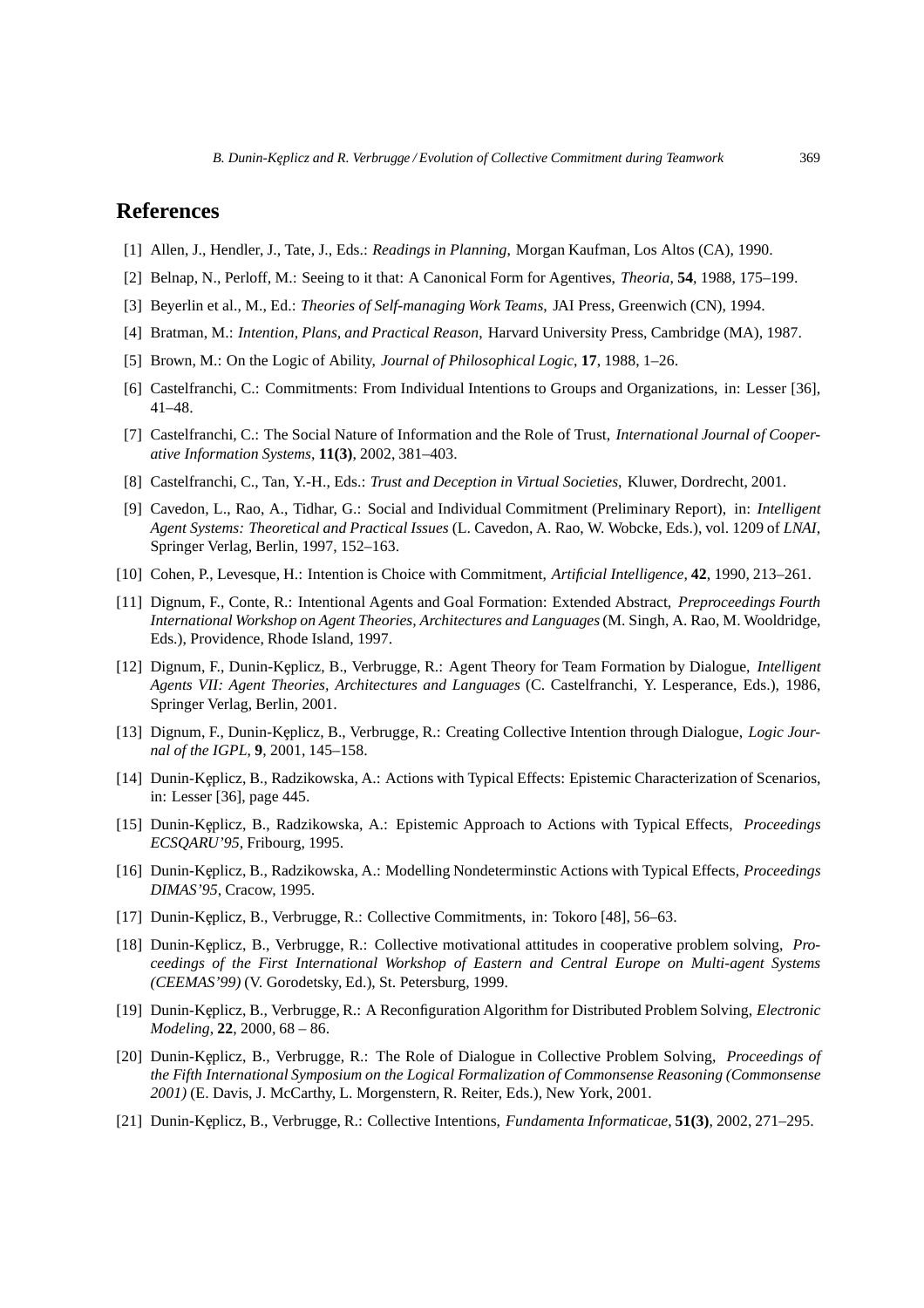## References

[1] Allen, J., Hendler, J., Tate, J., Eds.: *Readings in Planning*, Morgan Kaufman, Los Altos (CA), 1990.

[2] Belnap, N., Perloff, M.: Seeing to it that: A Canonical Form for Agentives, *Theoria*, **54**, 1988, 175–199.

[3] Beyerlin et al., M., Ed.: *Theories of Self-managing Work Teams*, JAI Press, Greenwich (CN), 1994.

[4] Bratman, M.: *Intention, Plans, and Practical Reason*, Harvard University Press, Cambridge (MA), 1987.

[5] Brown, M.: On the Logic of Ability, *Journal of Philosophical Logic*, **17**, 1988, 1–26.

[6] Castelfranchi, C.: Commitments: From Individual Intentions to Groups and Organizations, in: Lesser [36], 41–48.

[7] Castelfranchi, C.: The Social Nature of Information and the Role of Trust, *International Journal of Cooperative Information Systems*, **11(3)**, 2002, 381–403.

[8] Castelfranchi, C., Tan, Y.-H., Eds.: *Trust and Deception in Virtual Societies*, Kluwer, Dordrecht, 2001.

[9] Cavedon, L., Rao, A., Tidhar, G.: Social and Individual Commitment (Preliminary Report), in: *Intelligent Agent Systems: Theoretical and Practical Issues* (L. Cavedon, A. Rao, W. Wobcke, Eds.), vol. 1209 of *LNAI*, Springer Verlag, Berlin, 1997, 152–163.

[10] Cohen, P., Levesque, H.: Intention is Choice with Commitment, *Artificial Intelligence*, **42**, 1990, 213–261.

[11] Dignum, F., Conte, R.: Intentional Agents and Goal Formation: Extended Abstract, *Preproceedings Fourth International Workshop on Agent Theories, Architectures and Languages* (M. Singh, A. Rao, M. Wooldridge, Eds.), Providence, Rhode Island, 1997.

[12] Dignum, F., Dunin-Kęplicz, B., Verbrugge, R.: Agent Theory for Team Formation by Dialogue, *Intelligent Agents VII: Agent Theories, Architectures and Languages* (C. Castelfranchi, Y. Lesperance, Eds.), 1986, Springer Verlag, Berlin, 2001.

[13] Dignum, F., Dunin-Kęplicz, B., Verbrugge, R.: Creating Collective Intention through Dialogue, *Logic Journal of the IGPL*, **9**, 2001, 145–158.

[14] Dunin-Kęplicz, B., Radzikowska, A.: Actions with Typical Effects: Epistemic Characterization of Scenarios, in: Lesser [36], page 445.

[15] Dunin-Kęplicz, B., Radzikowska, A.: Epistemic Approach to Actions with Typical Effects, *Proceedings ECSQARU'95*, Fribourg, 1995.

[16] Dunin-Kęplicz, B., Radzikowska, A.: Modelling Nondeterminstic Actions with Typical Effects, *Proceedings DIMAS'95*, Cracow, 1995.

[17] Dunin-Kęplicz, B., Verbrugge, R.: Collective Commitments, in: Tokoro [48], 56–63.

[18] Dunin-Kęplicz, B., Verbrugge, R.: Collective motivational attitudes in cooperative problem solving, *Proceedings of the First International Workshop of Eastern and Central Europe on Multi-agent Systems (CEEMAS'99)* (V. Gorodetsky, Ed.), St. Petersburg, 1999.

[19] Dunin-Kęplicz, B., Verbrugge, R.: A Reconfiguration Algorithm for Distributed Problem Solving, *Electronic Modeling*, **22**, 2000, 68 – 86.

[20] Dunin-Kęplicz, B., Verbrugge, R.: The Role of Dialogue in Collective Problem Solving, *Proceedings of the Fifth International Symposium on the Logical Formalization of Commonsense Reasoning (Commonsense 2001)* (E. Davis, J. McCarthy, L. Morgenstern, R. Reiter, Eds.), New York, 2001.

[21] Dunin-Kęplicz, B., Verbrugge, R.: Collective Intentions, *Fundamenta Informaticae*, **51(3)**, 2002, 271–295.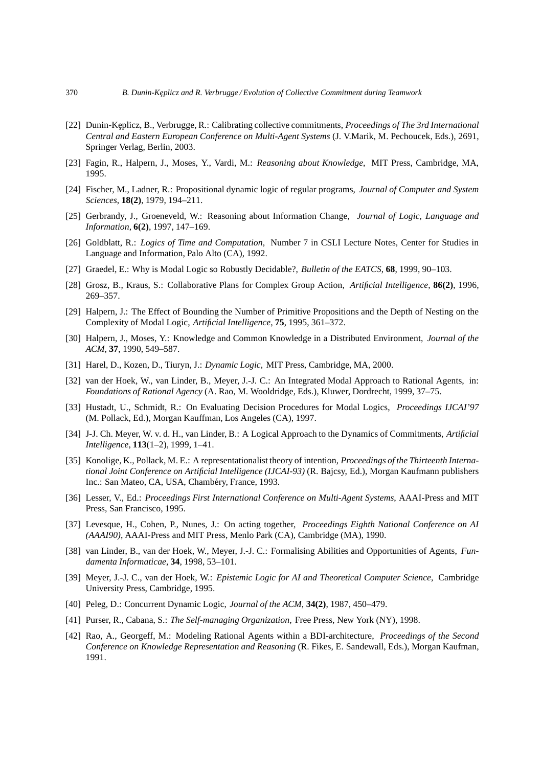[22] Dunin-Kęplicz, B., Verbrugge, R.: Calibrating collective commitments, *Proceedings of The 3rd International Central and Eastern European Conference on Multi-Agent Systems* (J. V.Marik, M. Pechoucek, Eds.), 2691, Springer Verlag, Berlin, 2003.

[23] Fagin, R., Halpern, J., Moses, Y., Vardi, M.: *Reasoning about Knowledge*, MIT Press, Cambridge, MA, 1995.

[24] Fischer, M., Ladner, R.: Propositional dynamic logic of regular programs, *Journal of Computer and System Sciences*, **18(2)**, 1979, 194–211.

[25] Gerbrandy, J., Groeneveld, W.: Reasoning about Information Change, *Journal of Logic, Language and Information*, **6(2)**, 1997, 147–169.

[26] Goldblatt, R.: *Logics of Time and Computation*, Number 7 in CSLI Lecture Notes, Center for Studies in Language and Information, Palo Alto (CA), 1992.

[27] Graedel, E.: Why is Modal Logic so Robustly Decidable?, *Bulletin of the EATCS*, **68**, 1999, 90–103.

[28] Grosz, B., Kraus, S.: Collaborative Plans for Complex Group Action, *Artificial Intelligence*, **86(2)**, 1996, 269–357.

[29] Halpern, J.: The Effect of Bounding the Number of Primitive Propositions and the Depth of Nesting on the Complexity of Modal Logic, *Artificial Intelligence*, **75**, 1995, 361–372.

[30] Halpern, J., Moses, Y.: Knowledge and Common Knowledge in a Distributed Environment, *Journal of the ACM*, **37**, 1990, 549–587.

[31] Harel, D., Kozen, D., Tiuryn, J.: *Dynamic Logic*, MIT Press, Cambridge, MA, 2000.

[32] van der Hoek, W., van Linder, B., Meyer, J.-J. C.: An Integrated Modal Approach to Rational Agents, in: *Foundations of Rational Agency* (A. Rao, M. Wooldridge, Eds.), Kluwer, Dordrecht, 1999, 37–75.

[33] Hustadt, U., Schmidt, R.: On Evaluating Decision Procedures for Modal Logics, *Proceedings IJCAI'97* (M. Pollack, Ed.), Morgan Kauffman, Los Angeles (CA), 1997.

[34] J-J. Ch. Meyer, W. v. d. H., van Linder, B.: A Logical Approach to the Dynamics of Commitments, *Artificial Intelligence*, **113**(1–2), 1999, 1–41.

[35] Konolige, K., Pollack, M. E.: A representationalist theory of intention, *Proceedings of the Thirteenth International Joint Conference on Artificial Intelligence (IJCAI-93)* (R. Bajcsy, Ed.), Morgan Kaufmann publishers Inc.: San Mateo, CA, USA, Chambéry, France, 1993.

[36] Lesser, V., Ed.: *Proceedings First International Conference on Multi-Agent Systems*, AAAI-Press and MIT Press, San Francisco, 1995.

[37] Levesque, H., Cohen, P., Nunes, J.: On acting together, *Proceedings Eighth National Conference on AI (AAAI90)*, AAAI-Press and MIT Press, Menlo Park (CA), Cambridge (MA), 1990.

[38] van Linder, B., van der Hoek, W., Meyer, J.-J. C.: Formalising Abilities and Opportunities of Agents, *Fundamenta Informaticae*, **34**, 1998, 53–101.

[39] Meyer, J.-J. C., van der Hoek, W.: *Epistemic Logic for AI and Theoretical Computer Science*, Cambridge University Press, Cambridge, 1995.

[40] Peleg, D.: Concurrent Dynamic Logic, *Journal of the ACM*, **34(2)**, 1987, 450–479.

[41] Purser, R., Cabana, S.: *The Self-managing Organization*, Free Press, New York (NY), 1998.

[42] Rao, A., Georgeff, M.: Modeling Rational Agents within a BDI-architecture, *Proceedings of the Second Conference on Knowledge Representation and Reasoning* (R. Fikes, E. Sandewall, Eds.), Morgan Kaufman, 1991.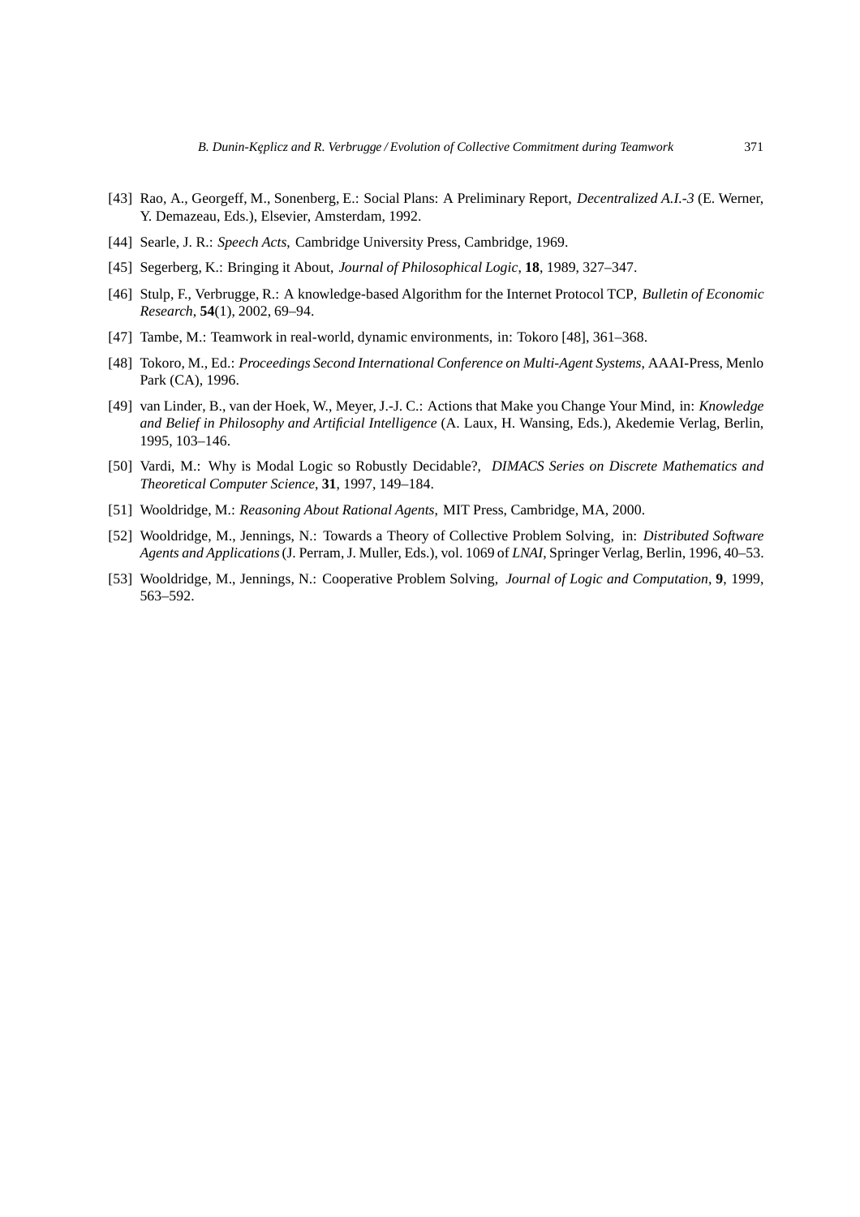[43] Rao, A., Georgeff, M., Sonenberg, E.: Social Plans: A Preliminary Report, *Decentralized A.I.-3* (E. Werner, Y. Demazeau, Eds.), Elsevier, Amsterdam, 1992.

[44] Searle, J. R.: *Speech Acts*, Cambridge University Press, Cambridge, 1969.

[45] Segerberg, K.: Bringing it About, *Journal of Philosophical Logic*, **18**, 1989, 327–347.

[46] Stulp, F., Verbrugge, R.: A knowledge-based Algorithm for the Internet Protocol TCP, *Bulletin of Economic Research*, **54**(1), 2002, 69–94.

[47] Tambe, M.: Teamwork in real-world, dynamic environments, in: Tokoro [48], 361–368.

[48] Tokoro, M., Ed.: *Proceedings Second International Conference on Multi-Agent Systems*, AAAI-Press, Menlo Park (CA), 1996.

[49] van Linder, B., van der Hoek, W., Meyer, J.-J. C.: Actions that Make you Change Your Mind, in: *Knowledge and Belief in Philosophy and Artificial Intelligence* (A. Laux, H. Wansing, Eds.), Akedemie Verlag, Berlin, 1995, 103–146.

[50] Vardi, M.: Why is Modal Logic so Robustly Decidable?, *DIMACS Series on Discrete Mathematics and Theoretical Computer Science*, **31**, 1997, 149–184.

[51] Wooldridge, M.: *Reasoning About Rational Agents*, MIT Press, Cambridge, MA, 2000.

[52] Wooldridge, M., Jennings, N.: Towards a Theory of Collective Problem Solving, in: *Distributed Software Agents and Applications* (J. Perram, J. Muller, Eds.), vol. 1069 of *LNAI*, Springer Verlag, Berlin, 1996, 40–53.

[53] Wooldridge, M., Jennings, N.: Cooperative Problem Solving, *Journal of Logic and Computation*, **9**, 1999, 563–592.